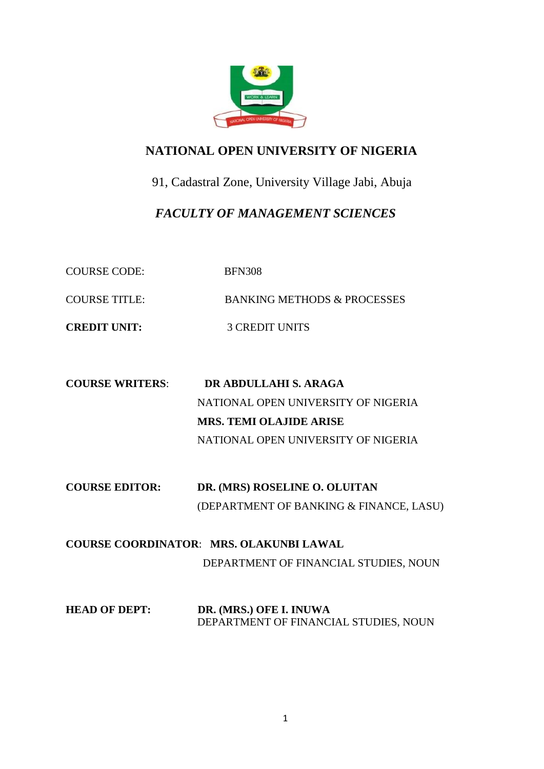# NATIONAL OPEN UNIVERSITY OF NIGERIA

91, Cadastral Zone, University Village Jabi, Abuja

## *FACULTY OF MANAGEMENT SCIENCES*

COURSE CODE: BFN308

COURSE TITLE: BANKING METHODS & PROCESSES

**CREDIT UNIT:** 3 CREDIT UNITS

**COURSE WRITERS**: **DR ABDULLAHI S. ARAGA**
NATIONAL OPEN UNIVERSITY OF NIGERIA
**MRS. TEMI OLAJIDE ARISE**
NATIONAL OPEN UNIVERSITY OF NIGERIA

**COURSE EDITOR:** **DR. (MRS) ROSELINE O. OLUITAN**
(DEPARTMENT OF BANKING & FINANCE, LASU)

**COURSE COORDINATOR**: **MRS. OLAKUNBI LAWAL**
DEPARTMENT OF FINANCIAL STUDIES, NOUN

**HEAD OF DEPT:** **DR. (MRS.) OFE I. INUWA**
DEPARTMENT OF FINANCIAL STUDIES, NOUN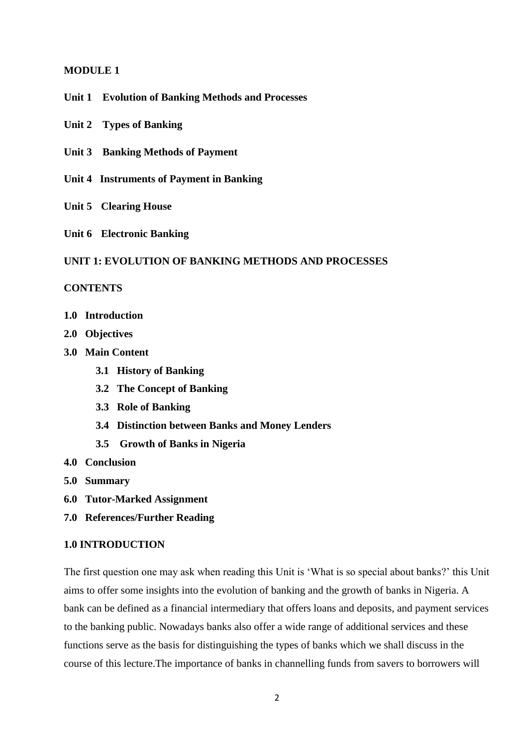**MODULE 1**

**Unit 1 Evolution of Banking Methods and Processes**

**Unit 2 Types of Banking**

**Unit 3 Banking Methods of Payment**

**Unit 4 Instruments of Payment in Banking**

**Unit 5 Clearing House**

**Unit 6 Electronic Banking**

## UNIT 1: EVOLUTION OF BANKING METHODS AND PROCESSES

**CONTENTS**

- **1.0 Introduction**
- **2.0 Objectives**
- **3.0 Main Content**
  - **3.1 History of Banking**
  - **3.2 The Concept of Banking**
  - **3.3 Role of Banking**
  - **3.4 Distinction between Banks and Money Lenders**
  - **3.5 Growth of Banks in Nigeria**
- **4.0 Conclusion**
- **5.0 Summary**
- **6.0 Tutor-Marked Assignment**
- **7.0 References/Further Reading**

### 1.0 INTRODUCTION

The first question one may ask when reading this Unit is 'What is so special about banks?' this Unit aims to offer some insights into the evolution of banking and the growth of banks in Nigeria. A bank can be defined as a financial intermediary that offers loans and deposits, and payment services to the banking public. Nowadays banks also offer a wide range of additional services and these functions serve as the basis for distinguishing the types of banks which we shall discuss in the course of this lecture.The importance of banks in channelling funds from savers to borrowers will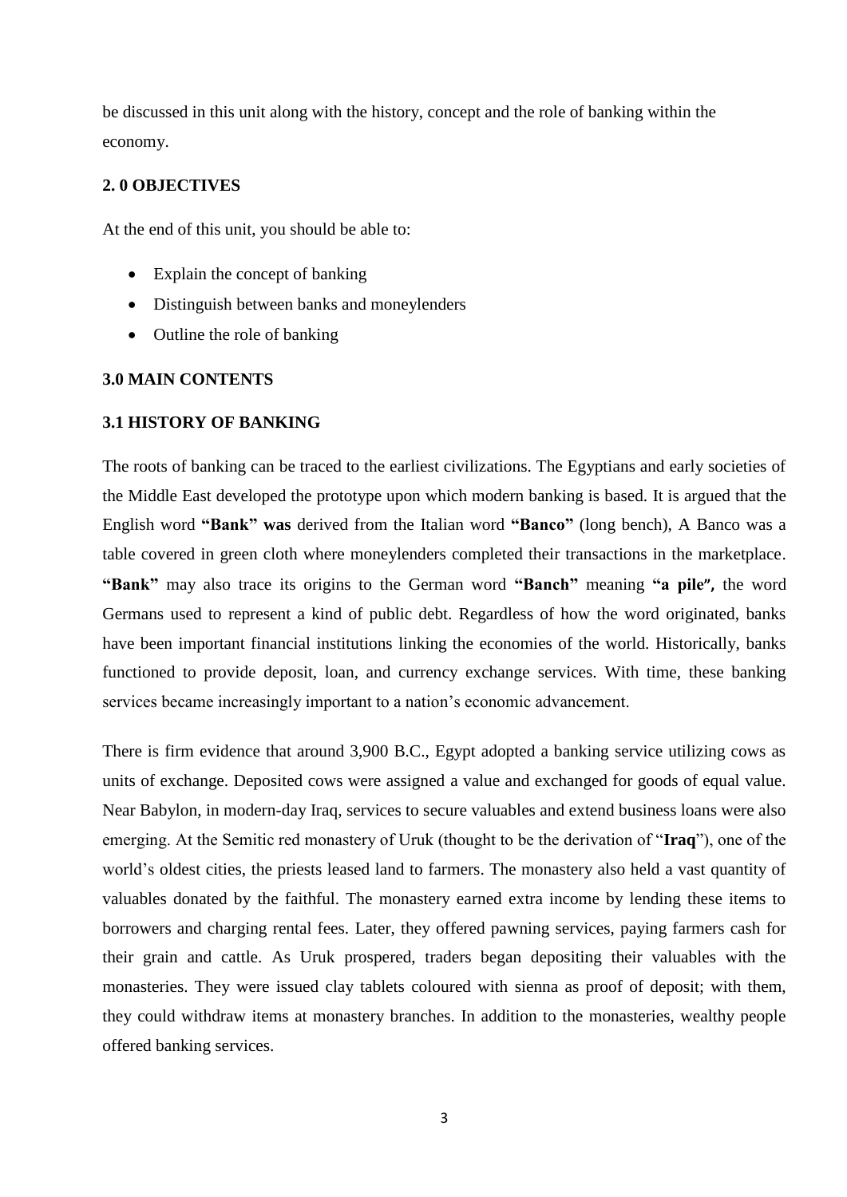be discussed in this unit along with the history, concept and the role of banking within the economy.

## 2. 0 OBJECTIVES

At the end of this unit, you should be able to:

- Explain the concept of banking
- Distinguish between banks and moneylenders
- Outline the role of banking

## 3.0 MAIN CONTENTS

### 3.1 HISTORY OF BANKING

The roots of banking can be traced to the earliest civilizations. The Egyptians and early societies of the Middle East developed the prototype upon which modern banking is based. It is argued that the English word **"Bank" was** derived from the Italian word **"Banco"** (long bench), A Banco was a table covered in green cloth where moneylenders completed their transactions in the marketplace. **"Bank"** may also trace its origins to the German word **"Banch"** meaning **"a pile",** the word Germans used to represent a kind of public debt. Regardless of how the word originated, banks have been important financial institutions linking the economies of the world. Historically, banks functioned to provide deposit, loan, and currency exchange services. With time, these banking services became increasingly important to a nation's economic advancement.

There is firm evidence that around 3,900 B.C., Egypt adopted a banking service utilizing cows as units of exchange. Deposited cows were assigned a value and exchanged for goods of equal value. Near Babylon, in modern-day Iraq, services to secure valuables and extend business loans were also emerging. At the Semitic red monastery of Uruk (thought to be the derivation of "**Iraq**"), one of the world's oldest cities, the priests leased land to farmers. The monastery also held a vast quantity of valuables donated by the faithful. The monastery earned extra income by lending these items to borrowers and charging rental fees. Later, they offered pawning services, paying farmers cash for their grain and cattle. As Uruk prospered, traders began depositing their valuables with the monasteries. They were issued clay tablets coloured with sienna as proof of deposit; with them, they could withdraw items at monastery branches. In addition to the monasteries, wealthy people offered banking services.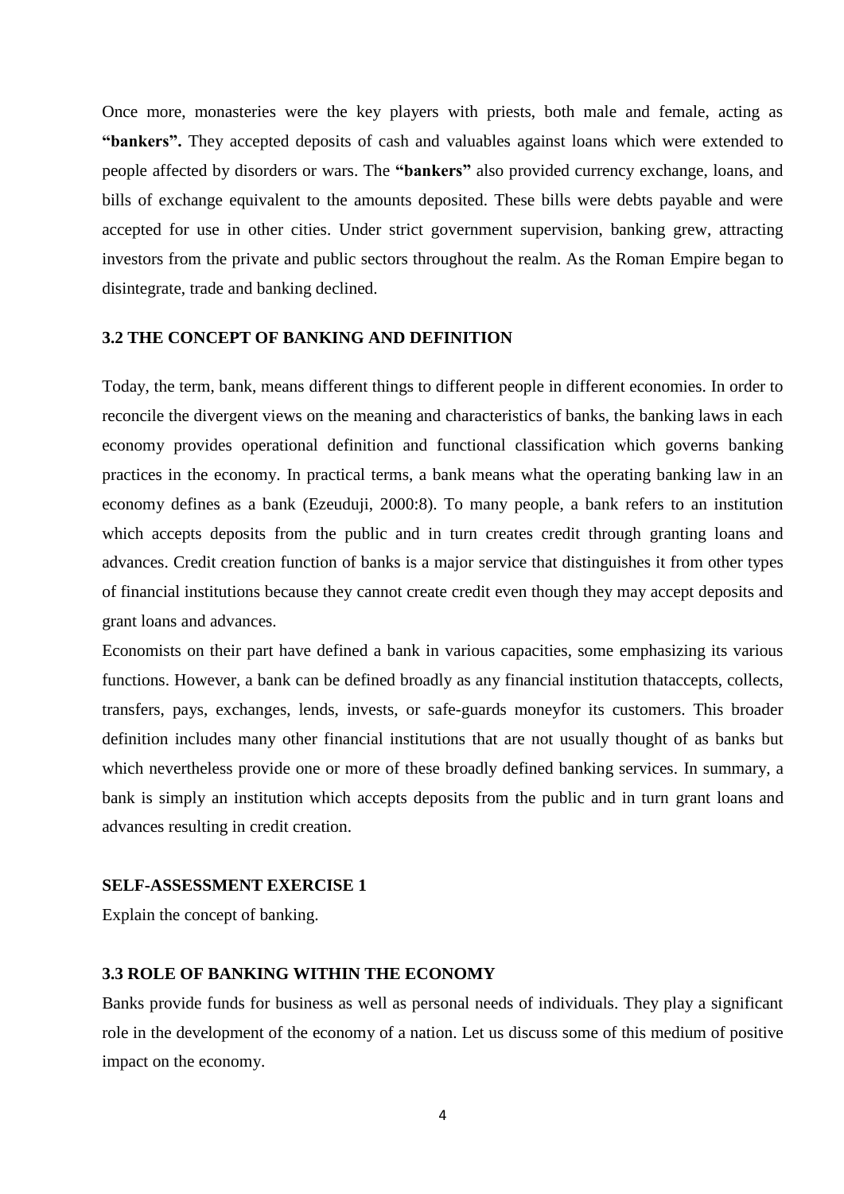Once more, monasteries were the key players with priests, both male and female, acting as **"bankers".** They accepted deposits of cash and valuables against loans which were extended to people affected by disorders or wars. The **"bankers"** also provided currency exchange, loans, and bills of exchange equivalent to the amounts deposited. These bills were debts payable and were accepted for use in other cities. Under strict government supervision, banking grew, attracting investors from the private and public sectors throughout the realm. As the Roman Empire began to disintegrate, trade and banking declined.

### 3.2 THE CONCEPT OF BANKING AND DEFINITION

Today, the term, bank, means different things to different people in different economies. In order to reconcile the divergent views on the meaning and characteristics of banks, the banking laws in each economy provides operational definition and functional classification which governs banking practices in the economy. In practical terms, a bank means what the operating banking law in an economy defines as a bank (Ezeuduji, 2000:8). To many people, a bank refers to an institution which accepts deposits from the public and in turn creates credit through granting loans and advances. Credit creation function of banks is a major service that distinguishes it from other types of financial institutions because they cannot create credit even though they may accept deposits and grant loans and advances.

Economists on their part have defined a bank in various capacities, some emphasizing its various functions. However, a bank can be defined broadly as any financial institution thataccepts, collects, transfers, pays, exchanges, lends, invests, or safe-guards moneyfor its customers. This broader definition includes many other financial institutions that are not usually thought of as banks but which nevertheless provide one or more of these broadly defined banking services. In summary, a bank is simply an institution which accepts deposits from the public and in turn grant loans and advances resulting in credit creation.

**SELF-ASSESSMENT EXERCISE 1**

Explain the concept of banking.

### 3.3 ROLE OF BANKING WITHIN THE ECONOMY

Banks provide funds for business as well as personal needs of individuals. They play a significant role in the development of the economy of a nation. Let us discuss some of this medium of positive impact on the economy.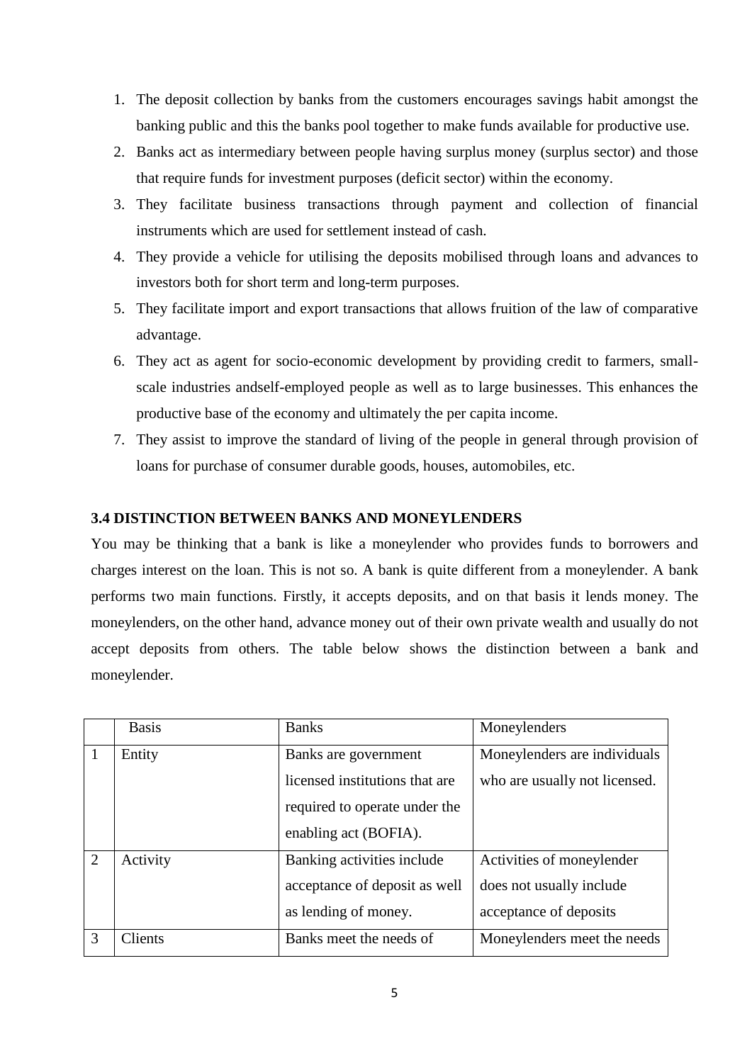1. The deposit collection by banks from the customers encourages savings habit amongst the banking public and this the banks pool together to make funds available for productive use.
2. Banks act as intermediary between people having surplus money (surplus sector) and those that require funds for investment purposes (deficit sector) within the economy.
3. They facilitate business transactions through payment and collection of financial instruments which are used for settlement instead of cash.
4. They provide a vehicle for utilising the deposits mobilised through loans and advances to investors both for short term and long-term purposes.
5. They facilitate import and export transactions that allows fruition of the law of comparative advantage.
6. They act as agent for socio-economic development by providing credit to farmers, small-scale industries andself-employed people as well as to large businesses. This enhances the productive base of the economy and ultimately the per capita income.
7. They assist to improve the standard of living of the people in general through provision of loans for purchase of consumer durable goods, houses, automobiles, etc.

### 3.4 DISTINCTION BETWEEN BANKS AND MONEYLENDERS

You may be thinking that a bank is like a moneylender who provides funds to borrowers and charges interest on the loan. This is not so. A bank is quite different from a moneylender. A bank performs two main functions. Firstly, it accepts deposits, and on that basis it lends money. The moneylenders, on the other hand, advance money out of their own private wealth and usually do not accept deposits from others. The table below shows the distinction between a bank and moneylender.

| | Basis | Banks | Moneylenders |
|---|---|---|---|
| 1 | Entity | Banks are government licensed institutions that are required to operate under the enabling act (BOFIA). | Moneylenders are individuals who are usually not licensed. |
| 2 | Activity | Banking activities include acceptance of deposit as well as lending of money. | Activities of moneylender does not usually include acceptance of deposits |
| 3 | Clients | Banks meet the needs of | Moneylenders meet the needs |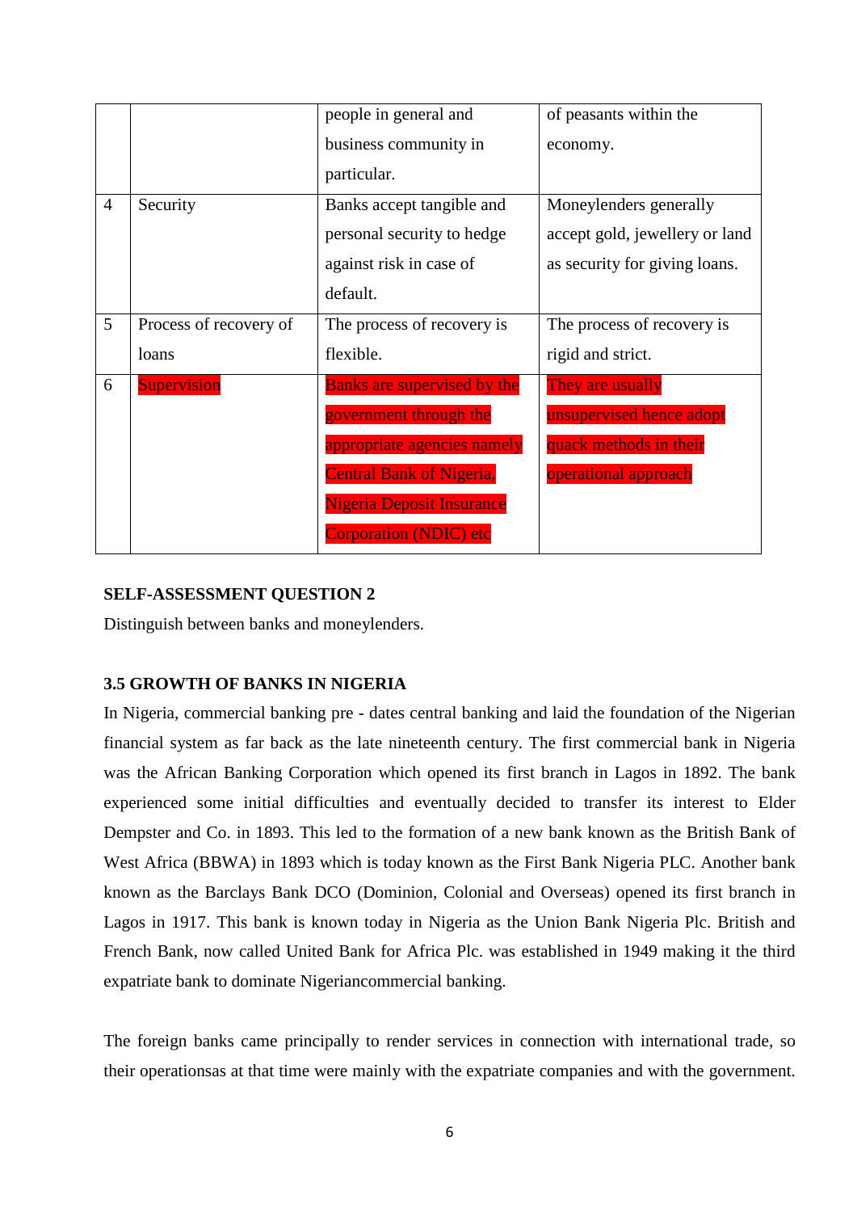| | | people in general and business community in particular. | of peasants within the economy. |
|---|---|---|---|
| 4 | Security | Banks accept tangible and personal security to hedge against risk in case of default. | Moneylenders generally accept gold, jewellery or land as security for giving loans. |
| 5 | Process of recovery of loans | The process of recovery is flexible. | The process of recovery is rigid and strict. |
| 6 | Supervision | Banks are supervised by the government through the appropriate agencies namely Central Bank of Nigeria, Nigeria Deposit Insurance Corporation (NDIC) etc | They are usually unsupervised hence adopt quack methods in their operational approach |

**SELF-ASSESSMENT QUESTION 2**

Distinguish between banks and moneylenders.

### 3.5 GROWTH OF BANKS IN NIGERIA

In Nigeria, commercial banking pre - dates central banking and laid the foundation of the Nigerian financial system as far back as the late nineteenth century. The first commercial bank in Nigeria was the African Banking Corporation which opened its first branch in Lagos in 1892. The bank experienced some initial difficulties and eventually decided to transfer its interest to Elder Dempster and Co. in 1893. This led to the formation of a new bank known as the British Bank of West Africa (BBWA) in 1893 which is today known as the First Bank Nigeria PLC. Another bank known as the Barclays Bank DCO (Dominion, Colonial and Overseas) opened its first branch in Lagos in 1917. This bank is known today in Nigeria as the Union Bank Nigeria Plc. British and French Bank, now called United Bank for Africa Plc. was established in 1949 making it the third expatriate bank to dominate Nigeriancommercial banking.

The foreign banks came principally to render services in connection with international trade, so their operationsas at that time were mainly with the expatriate companies and with the government.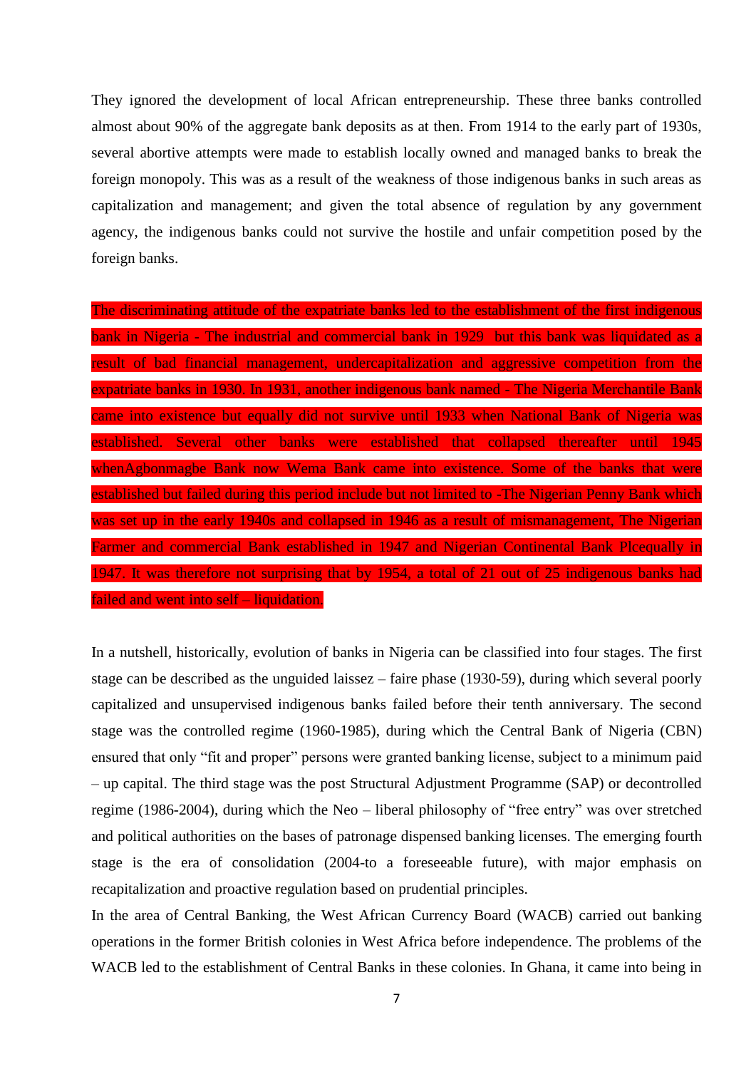They ignored the development of local African entrepreneurship. These three banks controlled almost about 90% of the aggregate bank deposits as at then. From 1914 to the early part of 1930s, several abortive attempts were made to establish locally owned and managed banks to break the foreign monopoly. This was as a result of the weakness of those indigenous banks in such areas as capitalization and management; and given the total absence of regulation by any government agency, the indigenous banks could not survive the hostile and unfair competition posed by the foreign banks.

The discriminating attitude of the expatriate banks led to the establishment of the first indigenous bank in Nigeria - The industrial and commercial bank in 1929 but this bank was liquidated as a result of bad financial management, undercapitalization and aggressive competition from the expatriate banks in 1930. In 1931, another indigenous bank named - The Nigeria Merchantile Bank came into existence but equally did not survive until 1933 when National Bank of Nigeria was established. Several other banks were established that collapsed thereafter until 1945 whenAgbonmagbe Bank now Wema Bank came into existence. Some of the banks that were established but failed during this period include but not limited to -The Nigerian Penny Bank which was set up in the early 1940s and collapsed in 1946 as a result of mismanagement, The Nigerian Farmer and commercial Bank established in 1947 and Nigerian Continental Bank Plcequally in 1947. It was therefore not surprising that by 1954, a total of 21 out of 25 indigenous banks had failed and went into self – liquidation.

In a nutshell, historically, evolution of banks in Nigeria can be classified into four stages. The first stage can be described as the unguided laissez – faire phase (1930-59), during which several poorly capitalized and unsupervised indigenous banks failed before their tenth anniversary. The second stage was the controlled regime (1960-1985), during which the Central Bank of Nigeria (CBN) ensured that only "fit and proper" persons were granted banking license, subject to a minimum paid – up capital. The third stage was the post Structural Adjustment Programme (SAP) or decontrolled regime (1986-2004), during which the Neo – liberal philosophy of "free entry" was over stretched and political authorities on the bases of patronage dispensed banking licenses. The emerging fourth stage is the era of consolidation (2004-to a foreseeable future), with major emphasis on recapitalization and proactive regulation based on prudential principles.

In the area of Central Banking, the West African Currency Board (WACB) carried out banking operations in the former British colonies in West Africa before independence. The problems of the WACB led to the establishment of Central Banks in these colonies. In Ghana, it came into being in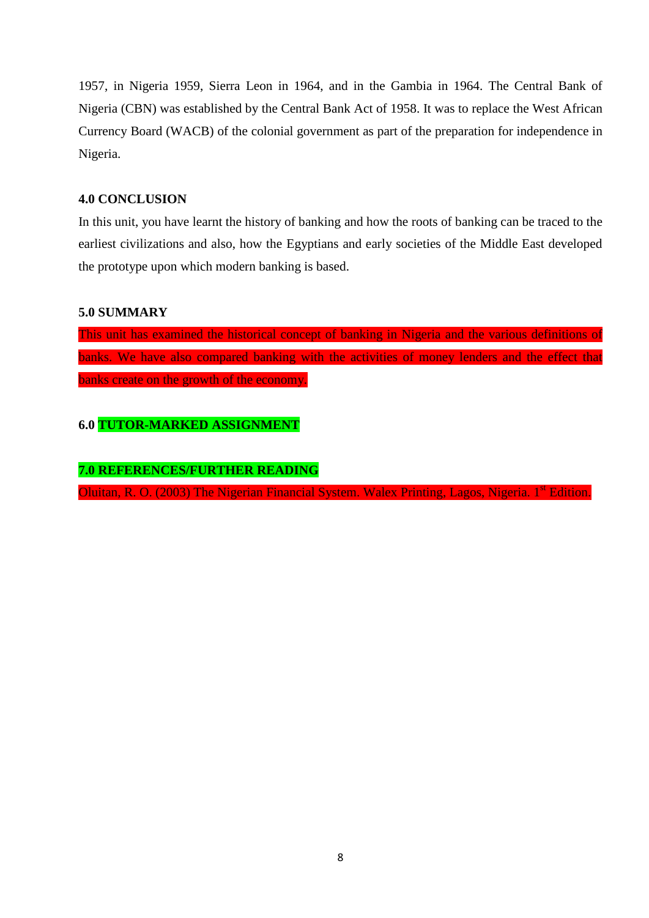1957, in Nigeria 1959, Sierra Leon in 1964, and in the Gambia in 1964. The Central Bank of Nigeria (CBN) was established by the Central Bank Act of 1958. It was to replace the West African Currency Board (WACB) of the colonial government as part of the preparation for independence in Nigeria.

**4.0 CONCLUSION**

In this unit, you have learnt the history of banking and how the roots of banking can be traced to the earliest civilizations and also, how the Egyptians and early societies of the Middle East developed the prototype upon which modern banking is based.

**5.0 SUMMARY**

This unit has examined the historical concept of banking in Nigeria and the various definitions of banks. We have also compared banking with the activities of money lenders and the effect that banks create on the growth of the economy.

**6.0 TUTOR-MARKED ASSIGNMENT**

**7.0 REFERENCES/FURTHER READING**

Oluitan, R. O. (2003) The Nigerian Financial System. Walex Printing, Lagos, Nigeria. 1st Edition.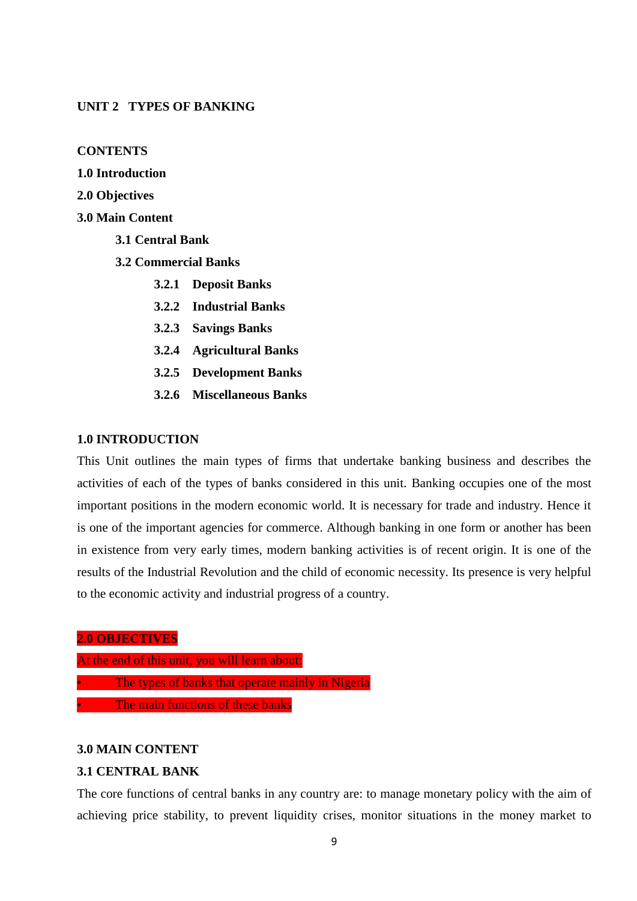## UNIT 2 TYPES OF BANKING

**CONTENTS**

**1.0 Introduction**

**2.0 Objectives**

**3.0 Main Content**

- **3.1 Central Bank**
- **3.2 Commercial Banks**
  - **3.2.1 Deposit Banks**
  - **3.2.2 Industrial Banks**
  - **3.2.3 Savings Banks**
  - **3.2.4 Agricultural Banks**
  - **3.2.5 Development Banks**
  - **3.2.6 Miscellaneous Banks**

### 1.0 INTRODUCTION

This Unit outlines the main types of firms that undertake banking business and describes the activities of each of the types of banks considered in this unit. Banking occupies one of the most important positions in the modern economic world. It is necessary for trade and industry. Hence it is one of the important agencies for commerce. Although banking in one form or another has been in existence from very early times, modern banking activities is of recent origin. It is one of the results of the Industrial Revolution and the child of economic necessity. Its presence is very helpful to the economic activity and industrial progress of a country.

### 2.0 OBJECTIVES

At the end of this unit, you will learn about:

- The types of banks that operate mainly in Nigeria
- The main functions of these banks

### 3.0 MAIN CONTENT

### 3.1 CENTRAL BANK

The core functions of central banks in any country are: to manage monetary policy with the aim of achieving price stability, to prevent liquidity crises, monitor situations in the money market to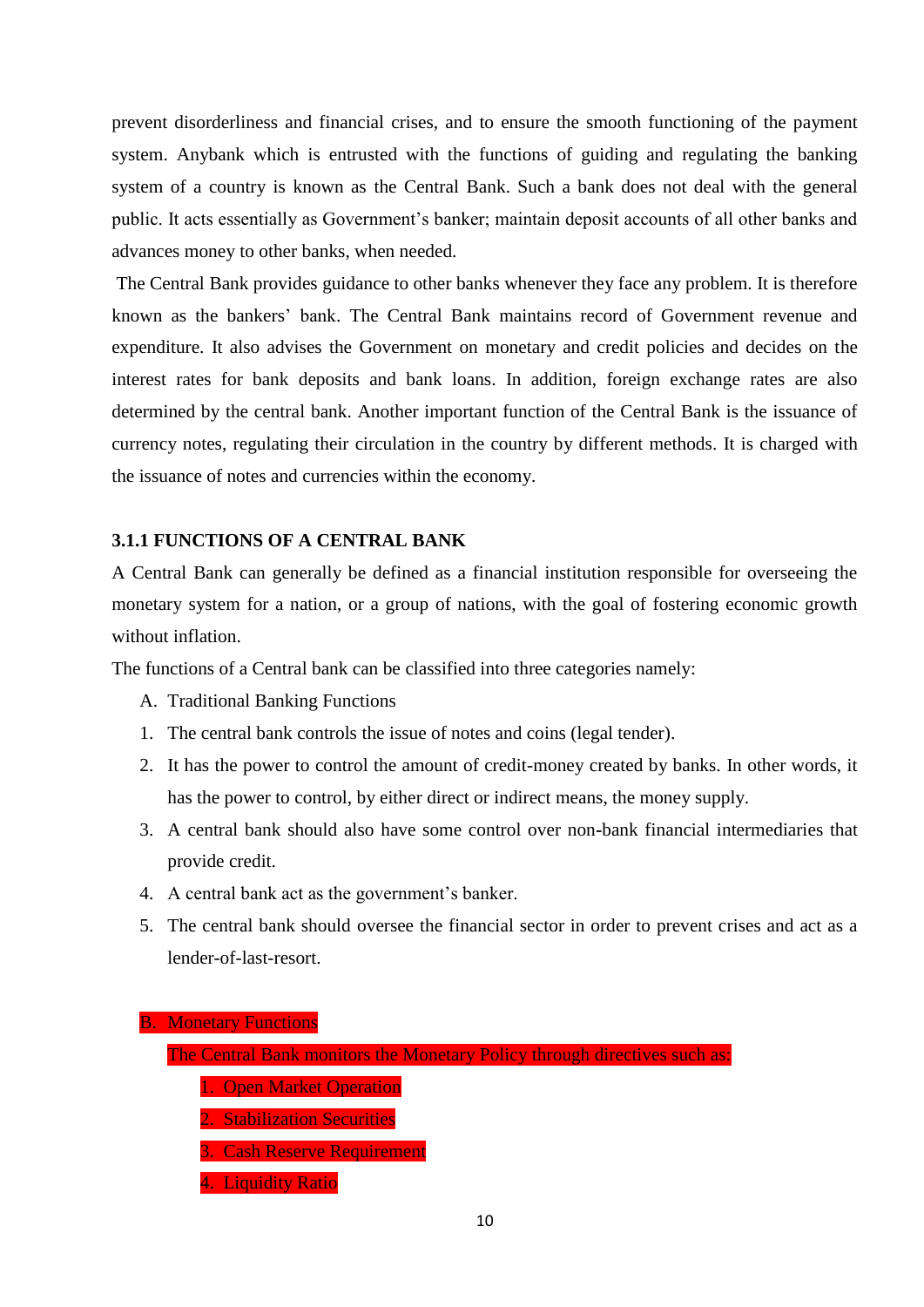prevent disorderliness and financial crises, and to ensure the smooth functioning of the payment system. Anybank which is entrusted with the functions of guiding and regulating the banking system of a country is known as the Central Bank. Such a bank does not deal with the general public. It acts essentially as Government's banker; maintain deposit accounts of all other banks and advances money to other banks, when needed.

The Central Bank provides guidance to other banks whenever they face any problem. It is therefore known as the bankers' bank. The Central Bank maintains record of Government revenue and expenditure. It also advises the Government on monetary and credit policies and decides on the interest rates for bank deposits and bank loans. In addition, foreign exchange rates are also determined by the central bank. Another important function of the Central Bank is the issuance of currency notes, regulating their circulation in the country by different methods. It is charged with the issuance of notes and currencies within the economy.

### 3.1.1 FUNCTIONS OF A CENTRAL BANK

A Central Bank can generally be defined as a financial institution responsible for overseeing the monetary system for a nation, or a group of nations, with the goal of fostering economic growth without inflation.

The functions of a Central bank can be classified into three categories namely:

A. Traditional Banking Functions

1. The central bank controls the issue of notes and coins (legal tender).
2. It has the power to control the amount of credit-money created by banks. In other words, it has the power to control, by either direct or indirect means, the money supply.
3. A central bank should also have some control over non-bank financial intermediaries that provide credit.
4. A central bank act as the government's banker.
5. The central bank should oversee the financial sector in order to prevent crises and act as a lender-of-last-resort.

B. Monetary Functions

The Central Bank monitors the Monetary Policy through directives such as:

1. Open Market Operation
2. Stabilization Securities
3. Cash Reserve Requirement
4. Liquidity Ratio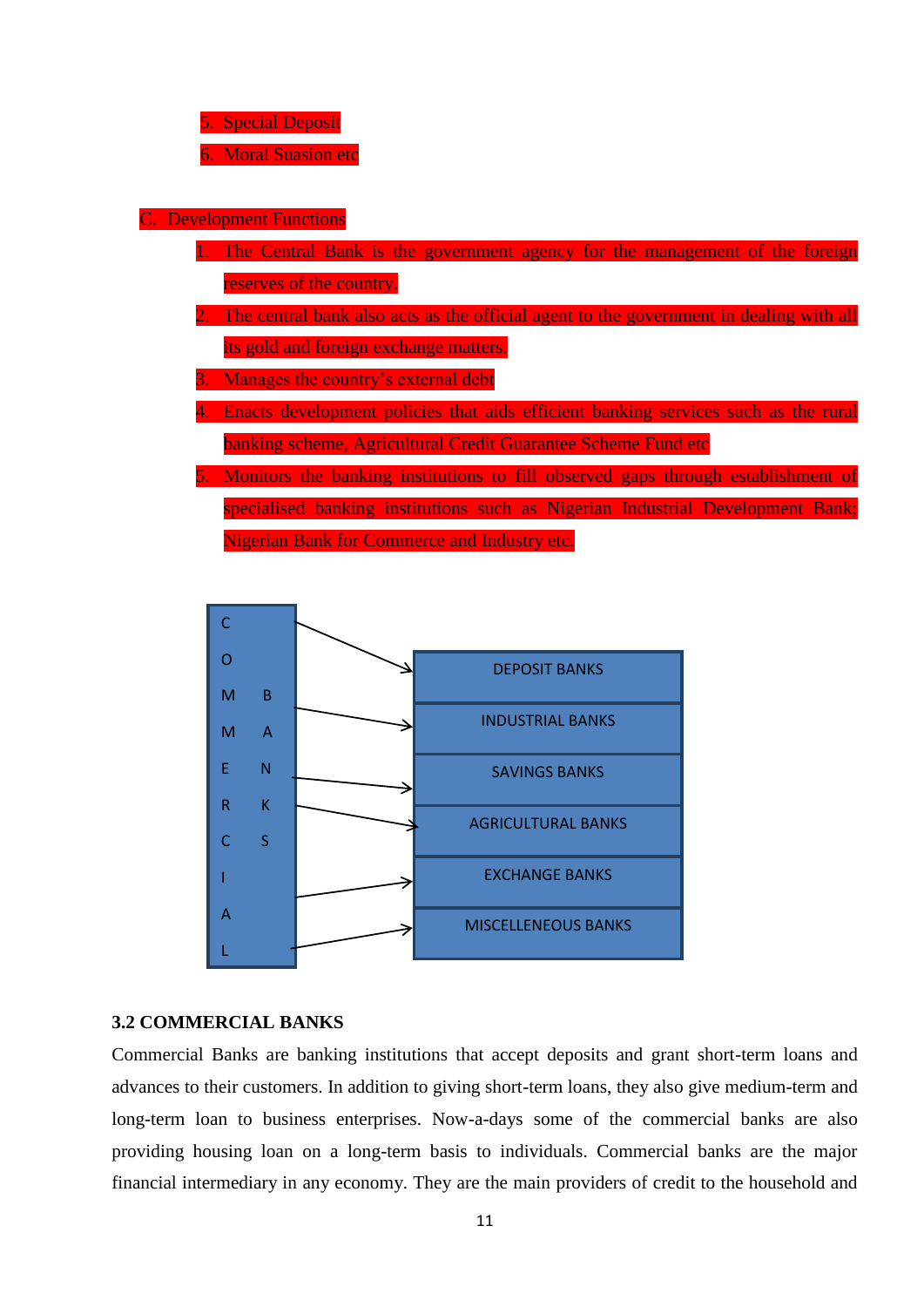5. Special Deposit
6. Moral Suasion etc

C. Development Functions

1. The Central Bank is the government agency for the management of the foreign reserves of the country.
2. The central bank also acts as the official agent to the government in dealing with all its gold and foreign exchange matters.
3. Manages the country's external debt
4. Enacts development policies that aids efficient banking services such as the rural banking scheme, Agricultural Credit Guarantee Scheme Fund etc
5. Monitors the banking institutions to fill observed gaps through establishment of specialised banking institutions such as Nigerian Industrial Development Bank; Nigerian Bank for Commerce and Industry etc.

COMMERCIAL BANKS

- DEPOSIT BANKS
- INDUSTRIAL BANKS
- SAVINGS BANKS
- AGRICULTURAL BANKS
- EXCHANGE BANKS
- MISCELLENEOUS BANKS

### 3.2 COMMERCIAL BANKS

Commercial Banks are banking institutions that accept deposits and grant short-term loans and advances to their customers. In addition to giving short-term loans, they also give medium-term and long-term loan to business enterprises. Now-a-days some of the commercial banks are also providing housing loan on a long-term basis to individuals. Commercial banks are the major financial intermediary in any economy. They are the main providers of credit to the household and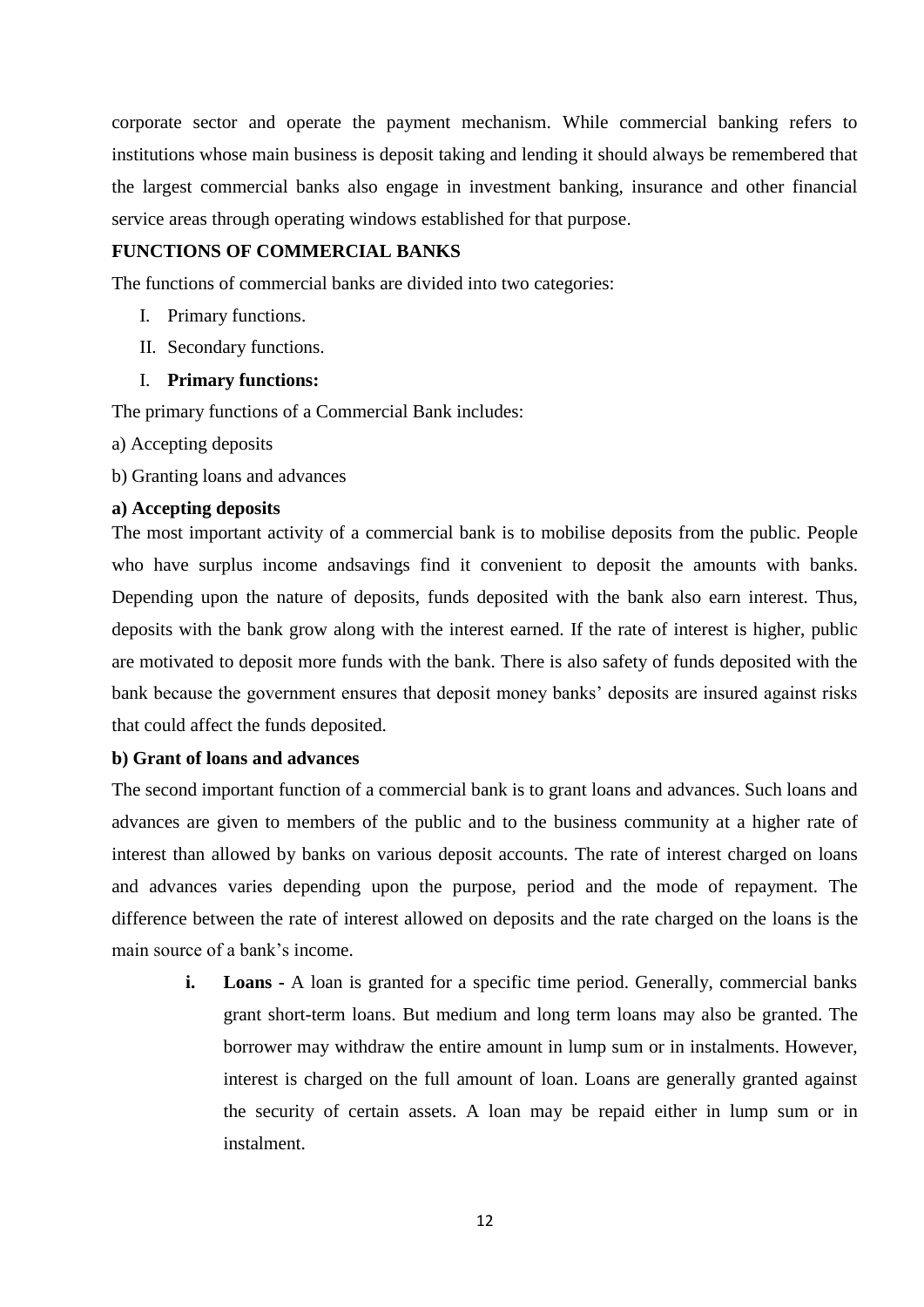corporate sector and operate the payment mechanism. While commercial banking refers to institutions whose main business is deposit taking and lending it should always be remembered that the largest commercial banks also engage in investment banking, insurance and other financial service areas through operating windows established for that purpose.

## FUNCTIONS OF COMMERCIAL BANKS

The functions of commercial banks are divided into two categories:

I. Primary functions.

II. Secondary functions.

### I. Primary functions:

The primary functions of a Commercial Bank includes:

a) Accepting deposits

b) Granting loans and advances

#### a) Accepting deposits

The most important activity of a commercial bank is to mobilise deposits from the public. People who have surplus income andsavings find it convenient to deposit the amounts with banks. Depending upon the nature of deposits, funds deposited with the bank also earn interest. Thus, deposits with the bank grow along with the interest earned. If the rate of interest is higher, public are motivated to deposit more funds with the bank. There is also safety of funds deposited with the bank because the government ensures that deposit money banks' deposits are insured against risks that could affect the funds deposited.

#### b) Grant of loans and advances

The second important function of a commercial bank is to grant loans and advances. Such loans and advances are given to members of the public and to the business community at a higher rate of interest than allowed by banks on various deposit accounts. The rate of interest charged on loans and advances varies depending upon the purpose, period and the mode of repayment. The difference between the rate of interest allowed on deposits and the rate charged on the loans is the main source of a bank's income.

i. **Loans -** A loan is granted for a specific time period. Generally, commercial banks grant short-term loans. But medium and long term loans may also be granted. The borrower may withdraw the entire amount in lump sum or in instalments. However, interest is charged on the full amount of loan. Loans are generally granted against the security of certain assets. A loan may be repaid either in lump sum or in instalment.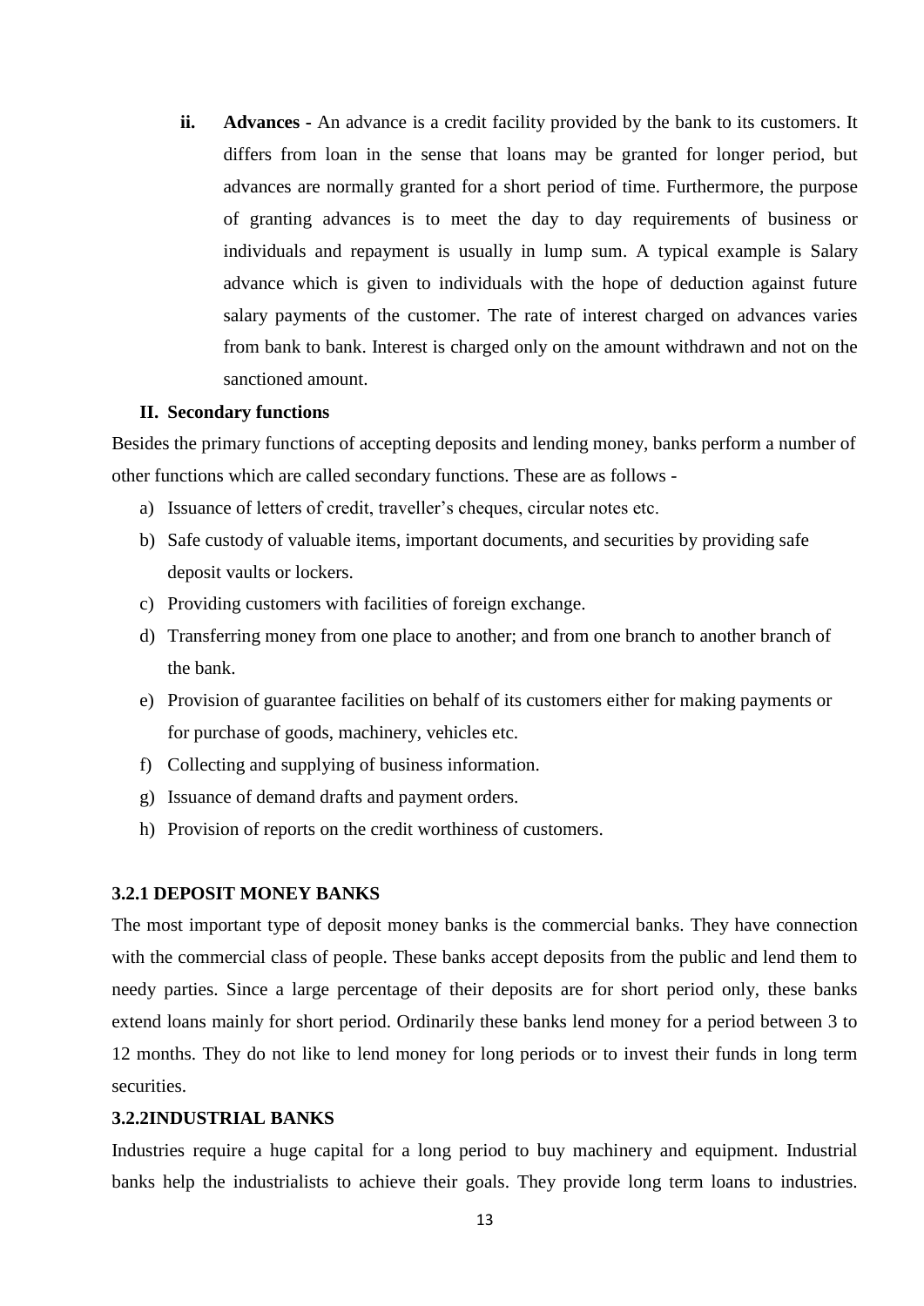ii. **Advances -** An advance is a credit facility provided by the bank to its customers. It differs from loan in the sense that loans may be granted for longer period, but advances are normally granted for a short period of time. Furthermore, the purpose of granting advances is to meet the day to day requirements of business or individuals and repayment is usually in lump sum. A typical example is Salary advance which is given to individuals with the hope of deduction against future salary payments of the customer. The rate of interest charged on advances varies from bank to bank. Interest is charged only on the amount withdrawn and not on the sanctioned amount.

**II. Secondary functions**

Besides the primary functions of accepting deposits and lending money, banks perform a number of other functions which are called secondary functions. These are as follows -

a) Issuance of letters of credit, traveller's cheques, circular notes etc.
b) Safe custody of valuable items, important documents, and securities by providing safe deposit vaults or lockers.
c) Providing customers with facilities of foreign exchange.
d) Transferring money from one place to another; and from one branch to another branch of the bank.
e) Provision of guarantee facilities on behalf of its customers either for making payments or for purchase of goods, machinery, vehicles etc.
f) Collecting and supplying of business information.
g) Issuance of demand drafts and payment orders.
h) Provision of reports on the credit worthiness of customers.

### 3.2.1 DEPOSIT MONEY BANKS

The most important type of deposit money banks is the commercial banks. They have connection with the commercial class of people. These banks accept deposits from the public and lend them to needy parties. Since a large percentage of their deposits are for short period only, these banks extend loans mainly for short period. Ordinarily these banks lend money for a period between 3 to 12 months. They do not like to lend money for long periods or to invest their funds in long term securities.

### 3.2.2INDUSTRIAL BANKS

Industries require a huge capital for a long period to buy machinery and equipment. Industrial banks help the industrialists to achieve their goals. They provide long term loans to industries.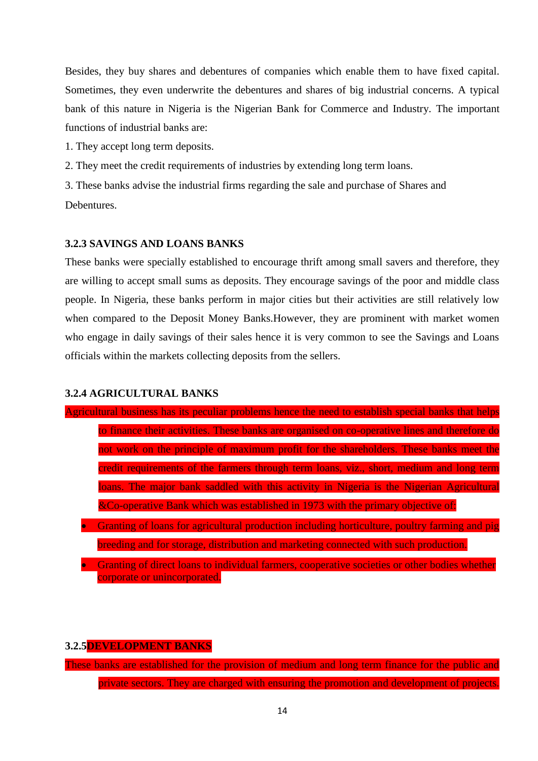Besides, they buy shares and debentures of companies which enable them to have fixed capital. Sometimes, they even underwrite the debentures and shares of big industrial concerns. A typical bank of this nature in Nigeria is the Nigerian Bank for Commerce and Industry. The important functions of industrial banks are:

1. They accept long term deposits.
2. They meet the credit requirements of industries by extending long term loans.
3. These banks advise the industrial firms regarding the sale and purchase of Shares and Debentures.

### 3.2.3 SAVINGS AND LOANS BANKS

These banks were specially established to encourage thrift among small savers and therefore, they are willing to accept small sums as deposits. They encourage savings of the poor and middle class people. In Nigeria, these banks perform in major cities but their activities are still relatively low when compared to the Deposit Money Banks.However, they are prominent with market women who engage in daily savings of their sales hence it is very common to see the Savings and Loans officials within the markets collecting deposits from the sellers.

### 3.2.4 AGRICULTURAL BANKS

Agricultural business has its peculiar problems hence the need to establish special banks that helps to finance their activities. These banks are organised on co-operative lines and therefore do not work on the principle of maximum profit for the shareholders. These banks meet the credit requirements of the farmers through term loans, viz., short, medium and long term loans. The major bank saddled with this activity in Nigeria is the Nigerian Agricultural &Co-operative Bank which was established in 1973 with the primary objective of:

- Granting of loans for agricultural production including horticulture, poultry farming and pig breeding and for storage, distribution and marketing connected with such production.
- Granting of direct loans to individual farmers, cooperative societies or other bodies whether corporate or unincorporated.

### 3.2.5DEVELOPMENT BANKS

These banks are established for the provision of medium and long term finance for the public and private sectors. They are charged with ensuring the promotion and development of projects.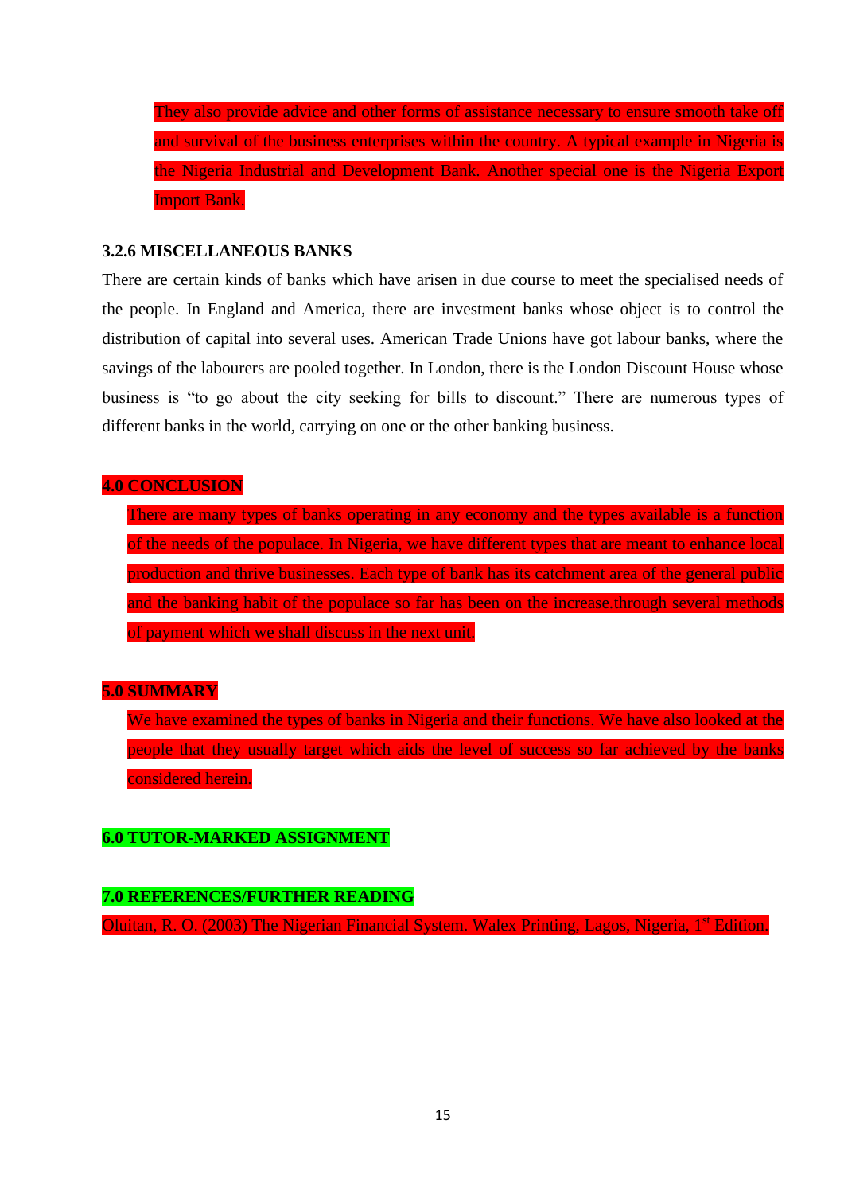They also provide advice and other forms of assistance necessary to ensure smooth take off and survival of the business enterprises within the country. A typical example in Nigeria is the Nigeria Industrial and Development Bank. Another special one is the Nigeria Export Import Bank.

### 3.2.6 MISCELLANEOUS BANKS

There are certain kinds of banks which have arisen in due course to meet the specialised needs of the people. In England and America, there are investment banks whose object is to control the distribution of capital into several uses. American Trade Unions have got labour banks, where the savings of the labourers are pooled together. In London, there is the London Discount House whose business is "to go about the city seeking for bills to discount." There are numerous types of different banks in the world, carrying on one or the other banking business.

## 4.0 CONCLUSION

There are many types of banks operating in any economy and the types available is a function of the needs of the populace. In Nigeria, we have different types that are meant to enhance local production and thrive businesses. Each type of bank has its catchment area of the general public and the banking habit of the populace so far has been on the increase.through several methods of payment which we shall discuss in the next unit.

## 5.0 SUMMARY

We have examined the types of banks in Nigeria and their functions. We have also looked at the people that they usually target which aids the level of success so far achieved by the banks considered herein.

## 6.0 TUTOR-MARKED ASSIGNMENT

## 7.0 REFERENCES/FURTHER READING

Oluitan, R. O. (2003) The Nigerian Financial System. Walex Printing, Lagos, Nigeria, 1st Edition.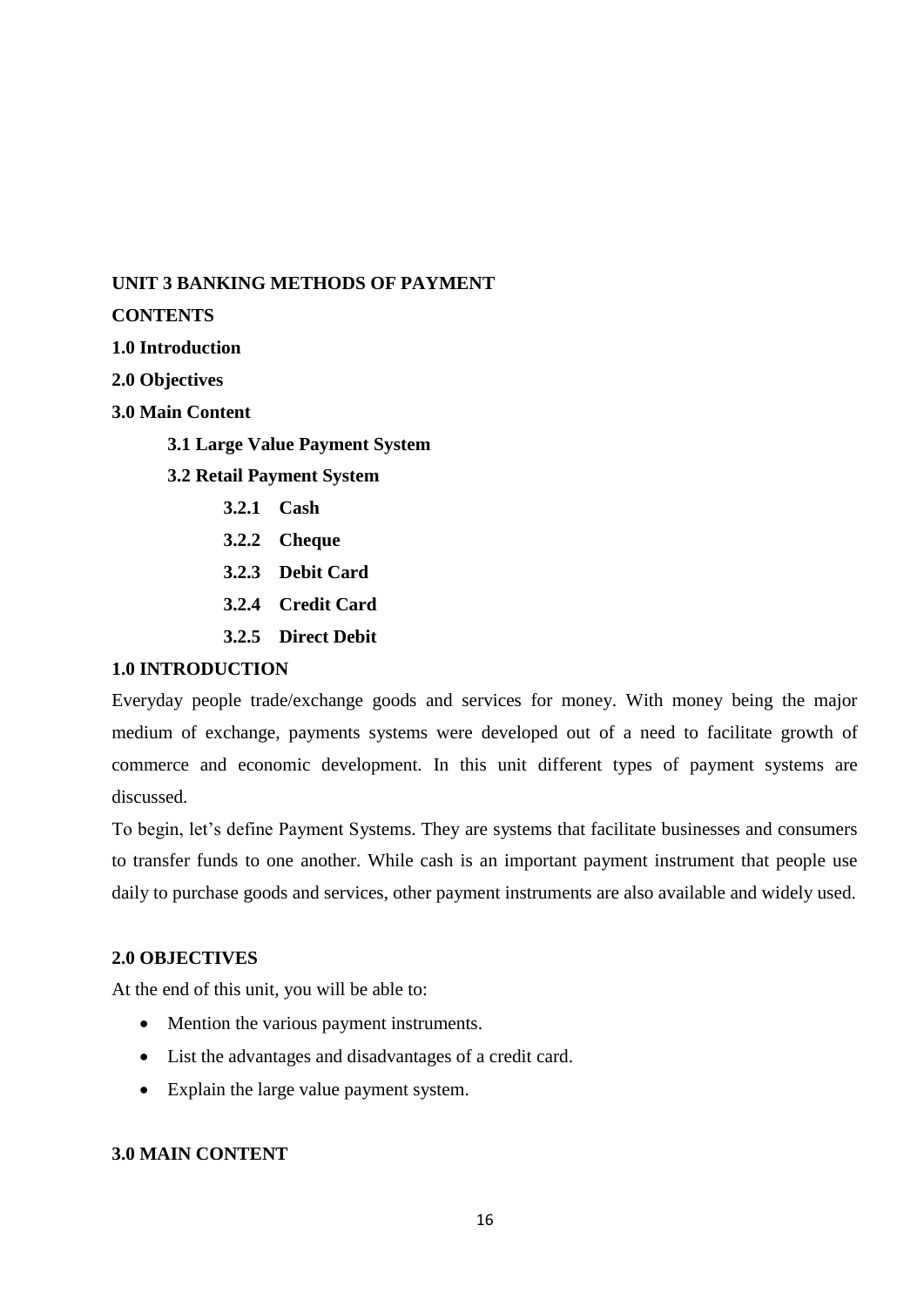## UNIT 3 BANKING METHODS OF PAYMENT

**CONTENTS**

**1.0 Introduction**

**2.0 Objectives**

**3.0 Main Content**

- **3.1 Large Value Payment System**
- **3.2 Retail Payment System**
  - **3.2.1 Cash**
  - **3.2.2 Cheque**
  - **3.2.3 Debit Card**
  - **3.2.4 Credit Card**
  - **3.2.5 Direct Debit**

### 1.0 INTRODUCTION

Everyday people trade/exchange goods and services for money. With money being the major medium of exchange, payments systems were developed out of a need to facilitate growth of commerce and economic development. In this unit different types of payment systems are discussed.

To begin, let's define Payment Systems. They are systems that facilitate businesses and consumers to transfer funds to one another. While cash is an important payment instrument that people use daily to purchase goods and services, other payment instruments are also available and widely used.

### 2.0 OBJECTIVES

At the end of this unit, you will be able to:

- Mention the various payment instruments.
- List the advantages and disadvantages of a credit card.
- Explain the large value payment system.

### 3.0 MAIN CONTENT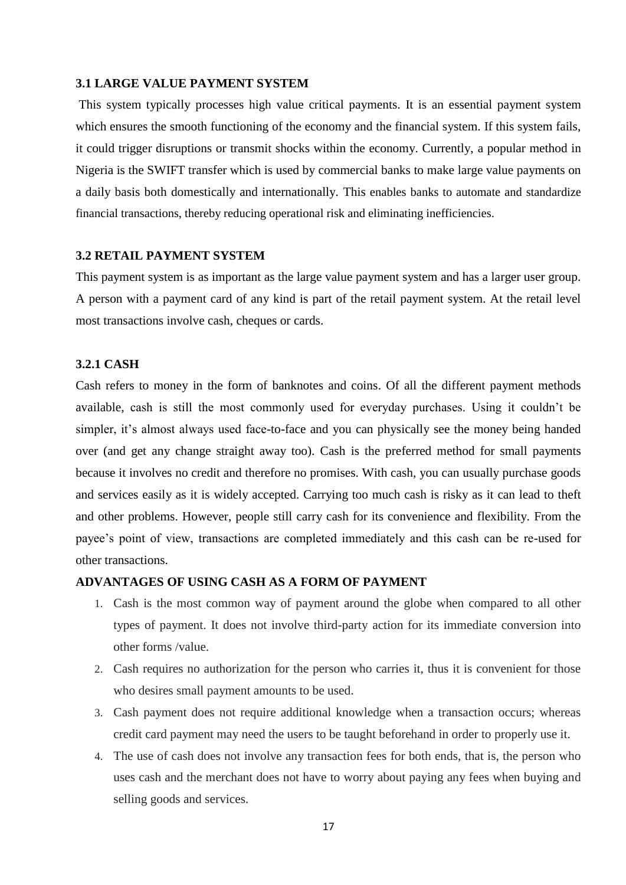### 3.1 LARGE VALUE PAYMENT SYSTEM

This system typically processes high value critical payments. It is an essential payment system which ensures the smooth functioning of the economy and the financial system. If this system fails, it could trigger disruptions or transmit shocks within the economy. Currently, a popular method in Nigeria is the SWIFT transfer which is used by commercial banks to make large value payments on a daily basis both domestically and internationally. This enables banks to automate and standardize financial transactions, thereby reducing operational risk and eliminating inefficiencies.

### 3.2 RETAIL PAYMENT SYSTEM

This payment system is as important as the large value payment system and has a larger user group. A person with a payment card of any kind is part of the retail payment system. At the retail level most transactions involve cash, cheques or cards.

#### 3.2.1 CASH

Cash refers to money in the form of banknotes and coins. Of all the different payment methods available, cash is still the most commonly used for everyday purchases. Using it couldn't be simpler, it's almost always used face-to-face and you can physically see the money being handed over (and get any change straight away too). Cash is the preferred method for small payments because it involves no credit and therefore no promises. With cash, you can usually purchase goods and services easily as it is widely accepted. Carrying too much cash is risky as it can lead to theft and other problems. However, people still carry cash for its convenience and flexibility. From the payee's point of view, transactions are completed immediately and this cash can be re-used for other transactions.

**ADVANTAGES OF USING CASH AS A FORM OF PAYMENT**

1. Cash is the most common way of payment around the globe when compared to all other types of payment. It does not involve third-party action for its immediate conversion into other forms /value.
2. Cash requires no authorization for the person who carries it, thus it is convenient for those who desires small payment amounts to be used.
3. Cash payment does not require additional knowledge when a transaction occurs; whereas credit card payment may need the users to be taught beforehand in order to properly use it.
4. The use of cash does not involve any transaction fees for both ends, that is, the person who uses cash and the merchant does not have to worry about paying any fees when buying and selling goods and services.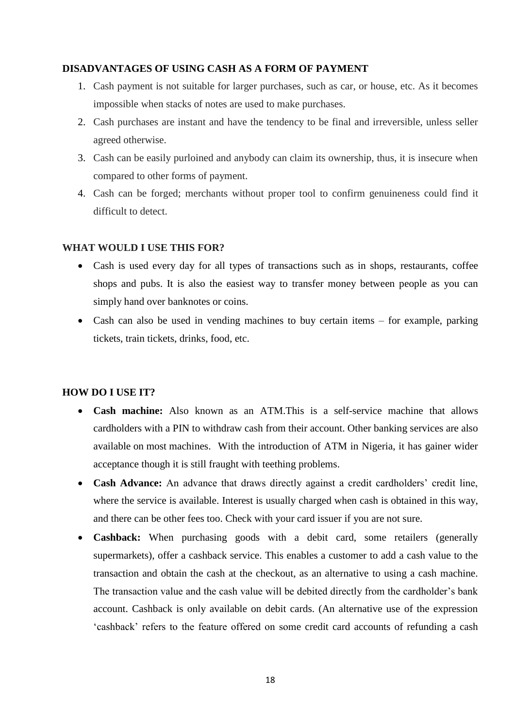**DISADVANTAGES OF USING CASH AS A FORM OF PAYMENT**

1. Cash payment is not suitable for larger purchases, such as car, or house, etc. As it becomes impossible when stacks of notes are used to make purchases.
2. Cash purchases are instant and have the tendency to be final and irreversible, unless seller agreed otherwise.
3. Cash can be easily purloined and anybody can claim its ownership, thus, it is insecure when compared to other forms of payment.
4. Cash can be forged; merchants without proper tool to confirm genuineness could find it difficult to detect.

**WHAT WOULD I USE THIS FOR?**

- Cash is used every day for all types of transactions such as in shops, restaurants, coffee shops and pubs. It is also the easiest way to transfer money between people as you can simply hand over banknotes or coins.
- Cash can also be used in vending machines to buy certain items – for example, parking tickets, train tickets, drinks, food, etc.

**HOW DO I USE IT?**

- **Cash machine:** Also known as an ATM.This is a self-service machine that allows cardholders with a PIN to withdraw cash from their account. Other banking services are also available on most machines. With the introduction of ATM in Nigeria, it has gainer wider acceptance though it is still fraught with teething problems.
- **Cash Advance:** An advance that draws directly against a credit cardholders' credit line, where the service is available. Interest is usually charged when cash is obtained in this way, and there can be other fees too. Check with your card issuer if you are not sure.
- **Cashback:** When purchasing goods with a debit card, some retailers (generally supermarkets), offer a cashback service. This enables a customer to add a cash value to the transaction and obtain the cash at the checkout, as an alternative to using a cash machine. The transaction value and the cash value will be debited directly from the cardholder's bank account. Cashback is only available on debit cards. (An alternative use of the expression 'cashback' refers to the feature offered on some credit card accounts of refunding a cash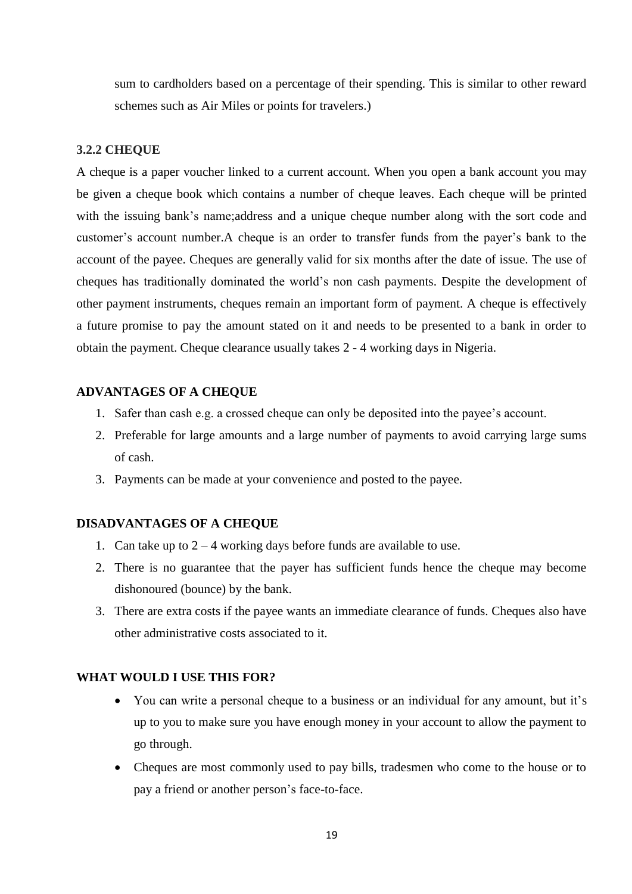sum to cardholders based on a percentage of their spending. This is similar to other reward schemes such as Air Miles or points for travelers.)

### 3.2.2 CHEQUE

A cheque is a paper voucher linked to a current account. When you open a bank account you may be given a cheque book which contains a number of cheque leaves. Each cheque will be printed with the issuing bank's name;address and a unique cheque number along with the sort code and customer's account number.A cheque is an order to transfer funds from the payer's bank to the account of the payee. Cheques are generally valid for six months after the date of issue. The use of cheques has traditionally dominated the world's non cash payments. Despite the development of other payment instruments, cheques remain an important form of payment. A cheque is effectively a future promise to pay the amount stated on it and needs to be presented to a bank in order to obtain the payment. Cheque clearance usually takes 2 - 4 working days in Nigeria.

#### ADVANTAGES OF A CHEQUE

1. Safer than cash e.g. a crossed cheque can only be deposited into the payee's account.
2. Preferable for large amounts and a large number of payments to avoid carrying large sums of cash.
3. Payments can be made at your convenience and posted to the payee.

#### DISADVANTAGES OF A CHEQUE

1. Can take up to 2 – 4 working days before funds are available to use.
2. There is no guarantee that the payer has sufficient funds hence the cheque may become dishonoured (bounce) by the bank.
3. There are extra costs if the payee wants an immediate clearance of funds. Cheques also have other administrative costs associated to it.

#### WHAT WOULD I USE THIS FOR?

- You can write a personal cheque to a business or an individual for any amount, but it's up to you to make sure you have enough money in your account to allow the payment to go through.
- Cheques are most commonly used to pay bills, tradesmen who come to the house or to pay a friend or another person's face-to-face.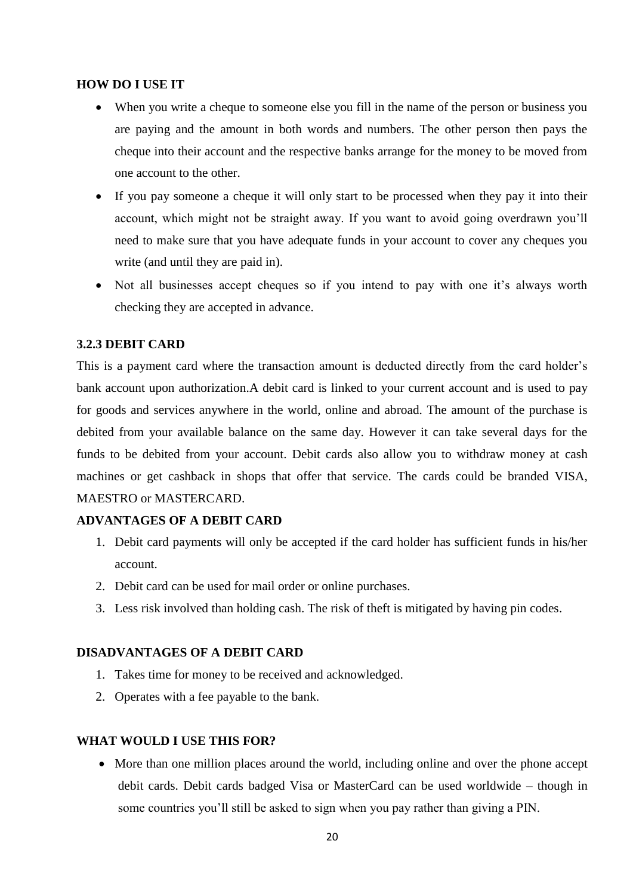**HOW DO I USE IT**

- When you write a cheque to someone else you fill in the name of the person or business you are paying and the amount in both words and numbers. The other person then pays the cheque into their account and the respective banks arrange for the money to be moved from one account to the other.
- If you pay someone a cheque it will only start to be processed when they pay it into their account, which might not be straight away. If you want to avoid going overdrawn you'll need to make sure that you have adequate funds in your account to cover any cheques you write (and until they are paid in).
- Not all businesses accept cheques so if you intend to pay with one it's always worth checking they are accepted in advance.

### 3.2.3 DEBIT CARD

This is a payment card where the transaction amount is deducted directly from the card holder's bank account upon authorization.A debit card is linked to your current account and is used to pay for goods and services anywhere in the world, online and abroad. The amount of the purchase is debited from your available balance on the same day. However it can take several days for the funds to be debited from your account. Debit cards also allow you to withdraw money at cash machines or get cashback in shops that offer that service. The cards could be branded VISA, MAESTRO or MASTERCARD.

**ADVANTAGES OF A DEBIT CARD**

1. Debit card payments will only be accepted if the card holder has sufficient funds in his/her account.
2. Debit card can be used for mail order or online purchases.
3. Less risk involved than holding cash. The risk of theft is mitigated by having pin codes.

**DISADVANTAGES OF A DEBIT CARD**

1. Takes time for money to be received and acknowledged.
2. Operates with a fee payable to the bank.

**WHAT WOULD I USE THIS FOR?**

- More than one million places around the world, including online and over the phone accept debit cards. Debit cards badged Visa or MasterCard can be used worldwide – though in some countries you'll still be asked to sign when you pay rather than giving a PIN.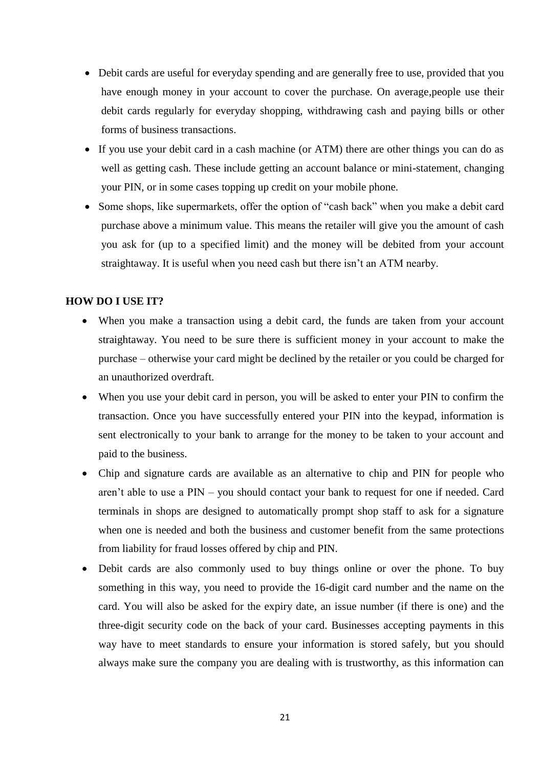- Debit cards are useful for everyday spending and are generally free to use, provided that you have enough money in your account to cover the purchase. On average,people use their debit cards regularly for everyday shopping, withdrawing cash and paying bills or other forms of business transactions.
- If you use your debit card in a cash machine (or ATM) there are other things you can do as well as getting cash. These include getting an account balance or mini-statement, changing your PIN, or in some cases topping up credit on your mobile phone.
- Some shops, like supermarkets, offer the option of "cash back" when you make a debit card purchase above a minimum value. This means the retailer will give you the amount of cash you ask for (up to a specified limit) and the money will be debited from your account straightaway. It is useful when you need cash but there isn't an ATM nearby.

**HOW DO I USE IT?**

- When you make a transaction using a debit card, the funds are taken from your account straightaway. You need to be sure there is sufficient money in your account to make the purchase – otherwise your card might be declined by the retailer or you could be charged for an unauthorized overdraft.
- When you use your debit card in person, you will be asked to enter your PIN to confirm the transaction. Once you have successfully entered your PIN into the keypad, information is sent electronically to your bank to arrange for the money to be taken to your account and paid to the business.
- Chip and signature cards are available as an alternative to chip and PIN for people who aren't able to use a PIN – you should contact your bank to request for one if needed. Card terminals in shops are designed to automatically prompt shop staff to ask for a signature when one is needed and both the business and customer benefit from the same protections from liability for fraud losses offered by chip and PIN.
- Debit cards are also commonly used to buy things online or over the phone. To buy something in this way, you need to provide the 16-digit card number and the name on the card. You will also be asked for the expiry date, an issue number (if there is one) and the three-digit security code on the back of your card. Businesses accepting payments in this way have to meet standards to ensure your information is stored safely, but you should always make sure the company you are dealing with is trustworthy, as this information can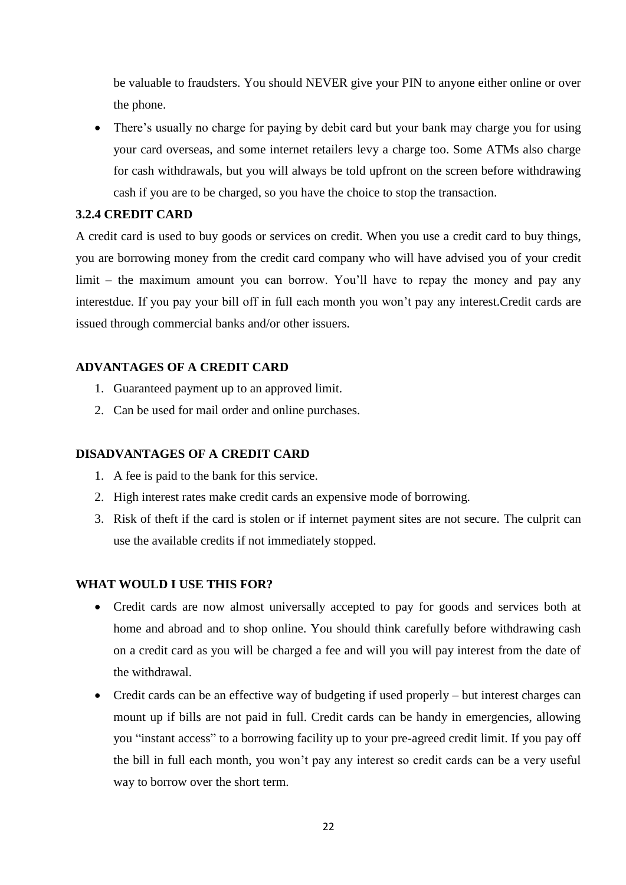be valuable to fraudsters. You should NEVER give your PIN to anyone either online or over the phone.

- There's usually no charge for paying by debit card but your bank may charge you for using your card overseas, and some internet retailers levy a charge too. Some ATMs also charge for cash withdrawals, but you will always be told upfront on the screen before withdrawing cash if you are to be charged, so you have the choice to stop the transaction.

### 3.2.4 CREDIT CARD

A credit card is used to buy goods or services on credit. When you use a credit card to buy things, you are borrowing money from the credit card company who will have advised you of your credit limit – the maximum amount you can borrow. You'll have to repay the money and pay any interestdue. If you pay your bill off in full each month you won't pay any interest.Credit cards are issued through commercial banks and/or other issuers.

**ADVANTAGES OF A CREDIT CARD**

1. Guaranteed payment up to an approved limit.
2. Can be used for mail order and online purchases.

**DISADVANTAGES OF A CREDIT CARD**

1. A fee is paid to the bank for this service.
2. High interest rates make credit cards an expensive mode of borrowing.
3. Risk of theft if the card is stolen or if internet payment sites are not secure. The culprit can use the available credits if not immediately stopped.

**WHAT WOULD I USE THIS FOR?**

- Credit cards are now almost universally accepted to pay for goods and services both at home and abroad and to shop online. You should think carefully before withdrawing cash on a credit card as you will be charged a fee and will you will pay interest from the date of the withdrawal.
- Credit cards can be an effective way of budgeting if used properly – but interest charges can mount up if bills are not paid in full. Credit cards can be handy in emergencies, allowing you "instant access" to a borrowing facility up to your pre-agreed credit limit. If you pay off the bill in full each month, you won't pay any interest so credit cards can be a very useful way to borrow over the short term.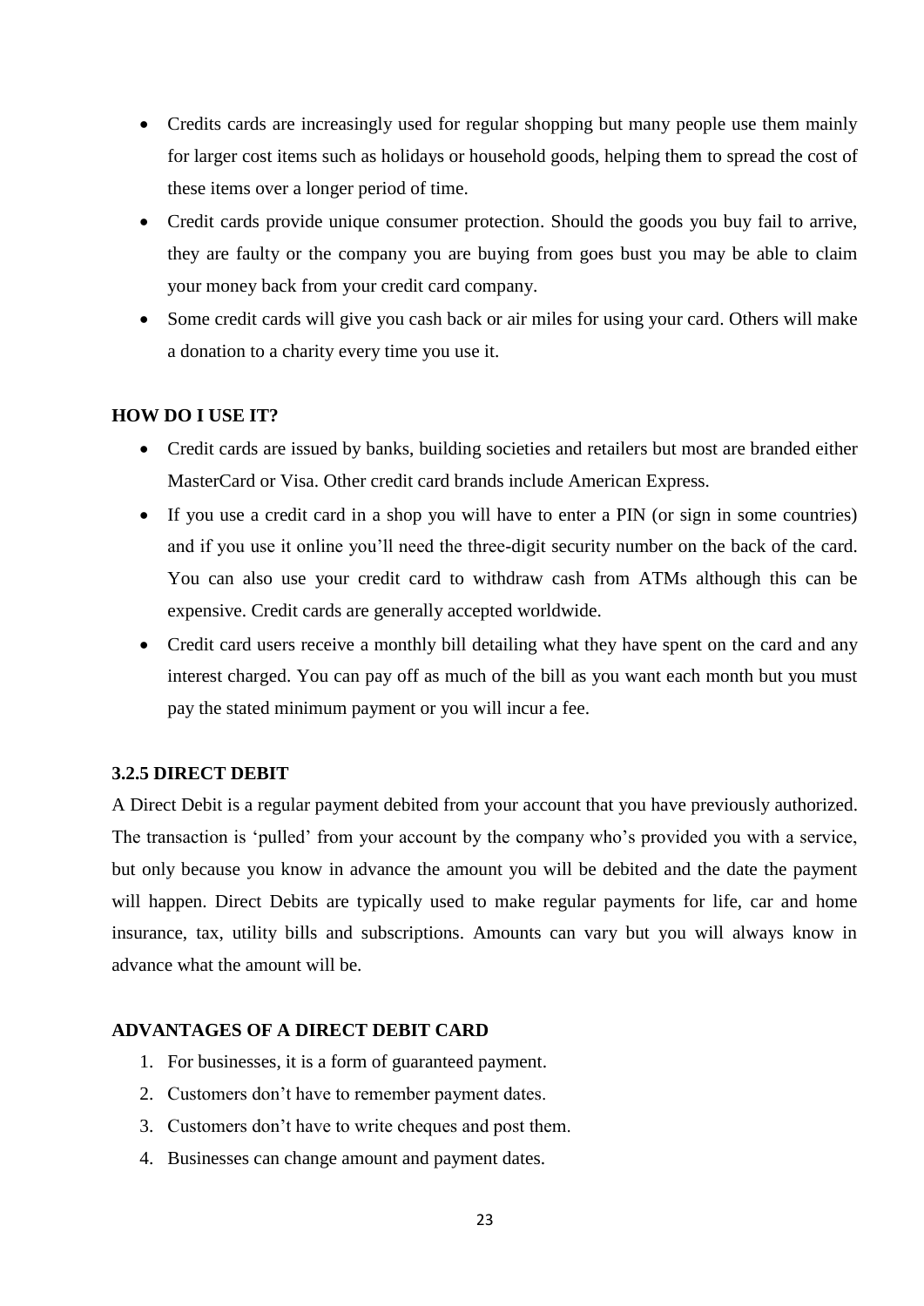- Credits cards are increasingly used for regular shopping but many people use them mainly for larger cost items such as holidays or household goods, helping them to spread the cost of these items over a longer period of time.
- Credit cards provide unique consumer protection. Should the goods you buy fail to arrive, they are faulty or the company you are buying from goes bust you may be able to claim your money back from your credit card company.
- Some credit cards will give you cash back or air miles for using your card. Others will make a donation to a charity every time you use it.

**HOW DO I USE IT?**

- Credit cards are issued by banks, building societies and retailers but most are branded either MasterCard or Visa. Other credit card brands include American Express.
- If you use a credit card in a shop you will have to enter a PIN (or sign in some countries) and if you use it online you'll need the three-digit security number on the back of the card. You can also use your credit card to withdraw cash from ATMs although this can be expensive. Credit cards are generally accepted worldwide.
- Credit card users receive a monthly bill detailing what they have spent on the card and any interest charged. You can pay off as much of the bill as you want each month but you must pay the stated minimum payment or you will incur a fee.

**3.2.5 DIRECT DEBIT**

A Direct Debit is a regular payment debited from your account that you have previously authorized. The transaction is 'pulled' from your account by the company who's provided you with a service, but only because you know in advance the amount you will be debited and the date the payment will happen. Direct Debits are typically used to make regular payments for life, car and home insurance, tax, utility bills and subscriptions. Amounts can vary but you will always know in advance what the amount will be.

**ADVANTAGES OF A DIRECT DEBIT CARD**

1. For businesses, it is a form of guaranteed payment.
2. Customers don't have to remember payment dates.
3. Customers don't have to write cheques and post them.
4. Businesses can change amount and payment dates.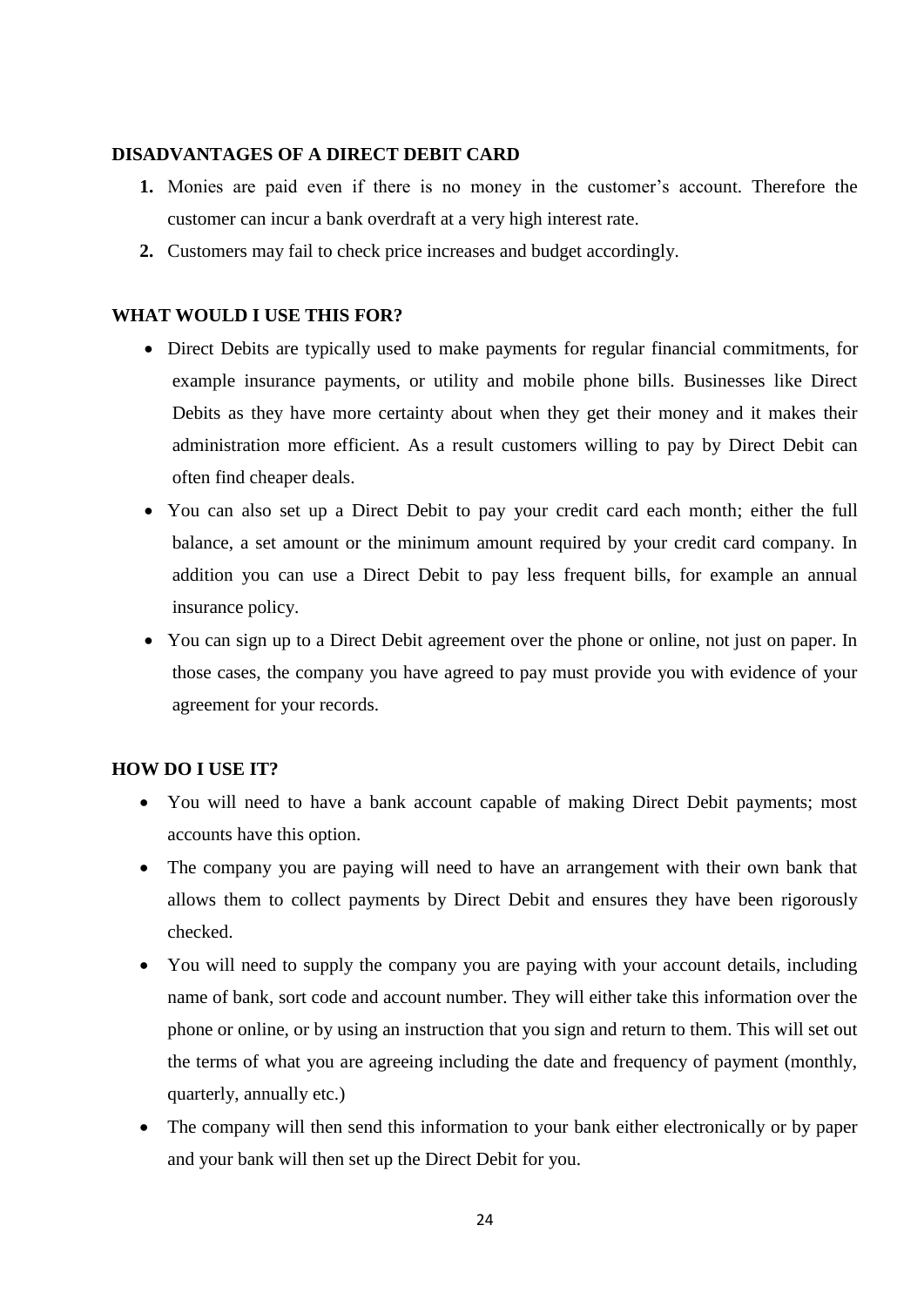**DISADVANTAGES OF A DIRECT DEBIT CARD**

1. Monies are paid even if there is no money in the customer's account. Therefore the customer can incur a bank overdraft at a very high interest rate.
2. Customers may fail to check price increases and budget accordingly.

**WHAT WOULD I USE THIS FOR?**

- Direct Debits are typically used to make payments for regular financial commitments, for example insurance payments, or utility and mobile phone bills. Businesses like Direct Debits as they have more certainty about when they get their money and it makes their administration more efficient. As a result customers willing to pay by Direct Debit can often find cheaper deals.
- You can also set up a Direct Debit to pay your credit card each month; either the full balance, a set amount or the minimum amount required by your credit card company. In addition you can use a Direct Debit to pay less frequent bills, for example an annual insurance policy.
- You can sign up to a Direct Debit agreement over the phone or online, not just on paper. In those cases, the company you have agreed to pay must provide you with evidence of your agreement for your records.

**HOW DO I USE IT?**

- You will need to have a bank account capable of making Direct Debit payments; most accounts have this option.
- The company you are paying will need to have an arrangement with their own bank that allows them to collect payments by Direct Debit and ensures they have been rigorously checked.
- You will need to supply the company you are paying with your account details, including name of bank, sort code and account number. They will either take this information over the phone or online, or by using an instruction that you sign and return to them. This will set out the terms of what you are agreeing including the date and frequency of payment (monthly, quarterly, annually etc.)
- The company will then send this information to your bank either electronically or by paper and your bank will then set up the Direct Debit for you.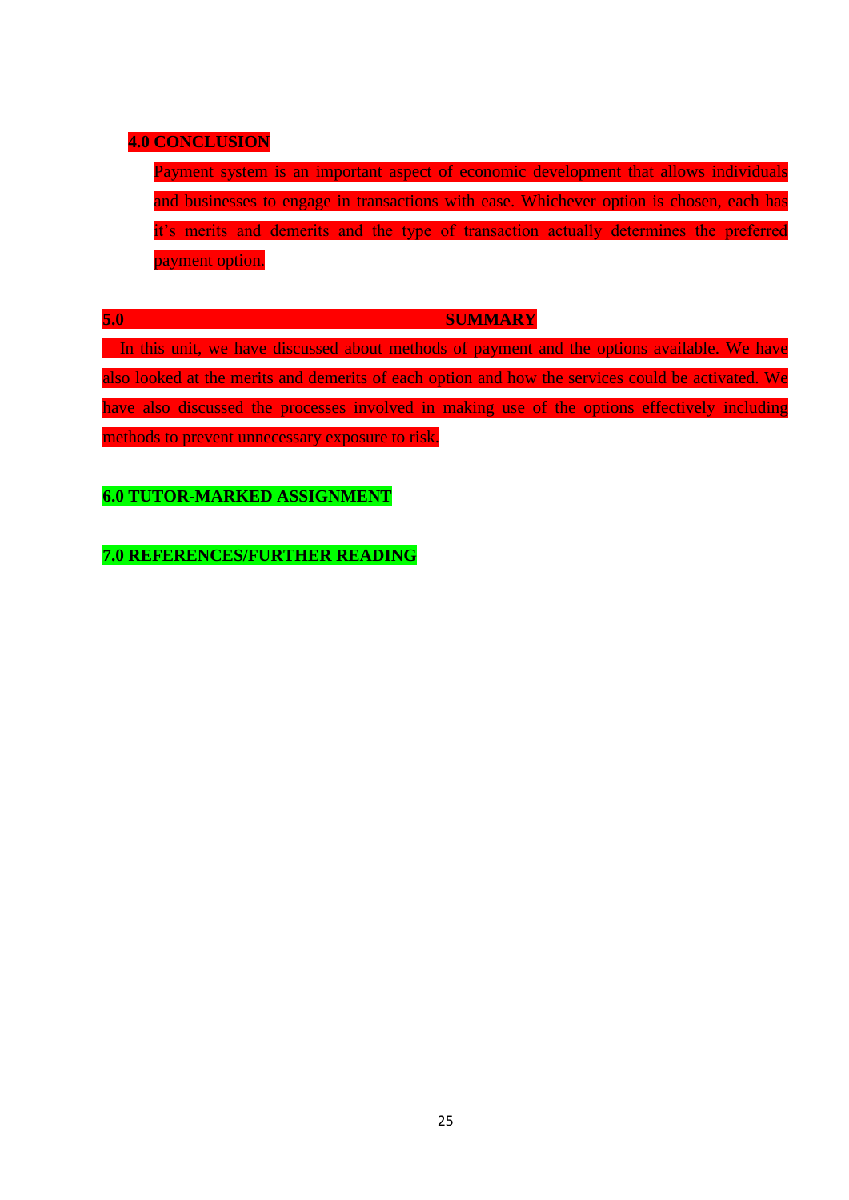## 4.0 CONCLUSION

Payment system is an important aspect of economic development that allows individuals and businesses to engage in transactions with ease. Whichever option is chosen, each has it's merits and demerits and the type of transaction actually determines the preferred payment option.

## 5.0 SUMMARY

In this unit, we have discussed about methods of payment and the options available. We have also looked at the merits and demerits of each option and how the services could be activated. We have also discussed the processes involved in making use of the options effectively including methods to prevent unnecessary exposure to risk.

## 6.0 TUTOR-MARKED ASSIGNMENT

## 7.0 REFERENCES/FURTHER READING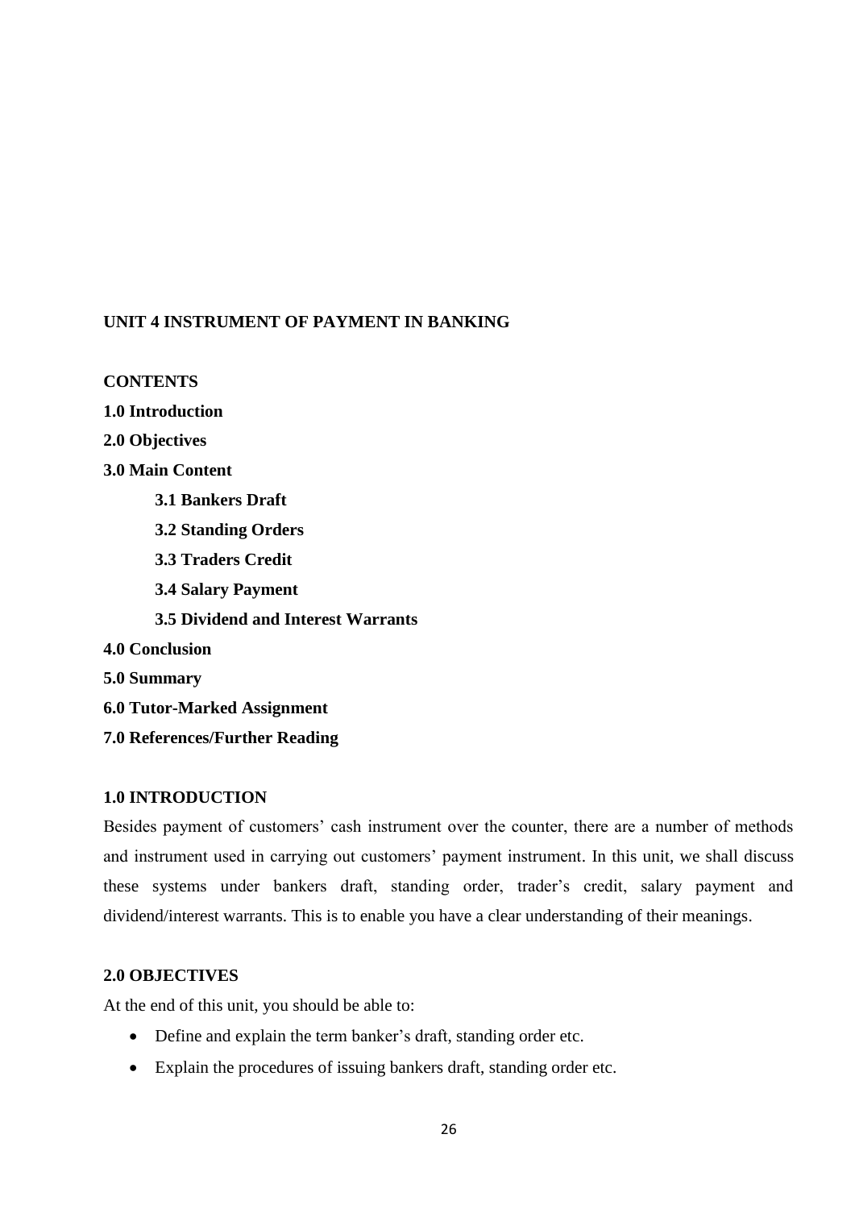## UNIT 4 INSTRUMENT OF PAYMENT IN BANKING

**CONTENTS**

**1.0 Introduction**

**2.0 Objectives**

**3.0 Main Content**

- **3.1 Bankers Draft**
- **3.2 Standing Orders**
- **3.3 Traders Credit**
- **3.4 Salary Payment**
- **3.5 Dividend and Interest Warrants**

**4.0 Conclusion**

**5.0 Summary**

**6.0 Tutor-Marked Assignment**

**7.0 References/Further Reading**

### 1.0 INTRODUCTION

Besides payment of customers' cash instrument over the counter, there are a number of methods and instrument used in carrying out customers' payment instrument. In this unit, we shall discuss these systems under bankers draft, standing order, trader's credit, salary payment and dividend/interest warrants. This is to enable you have a clear understanding of their meanings.

### 2.0 OBJECTIVES

At the end of this unit, you should be able to:

- Define and explain the term banker's draft, standing order etc.
- Explain the procedures of issuing bankers draft, standing order etc.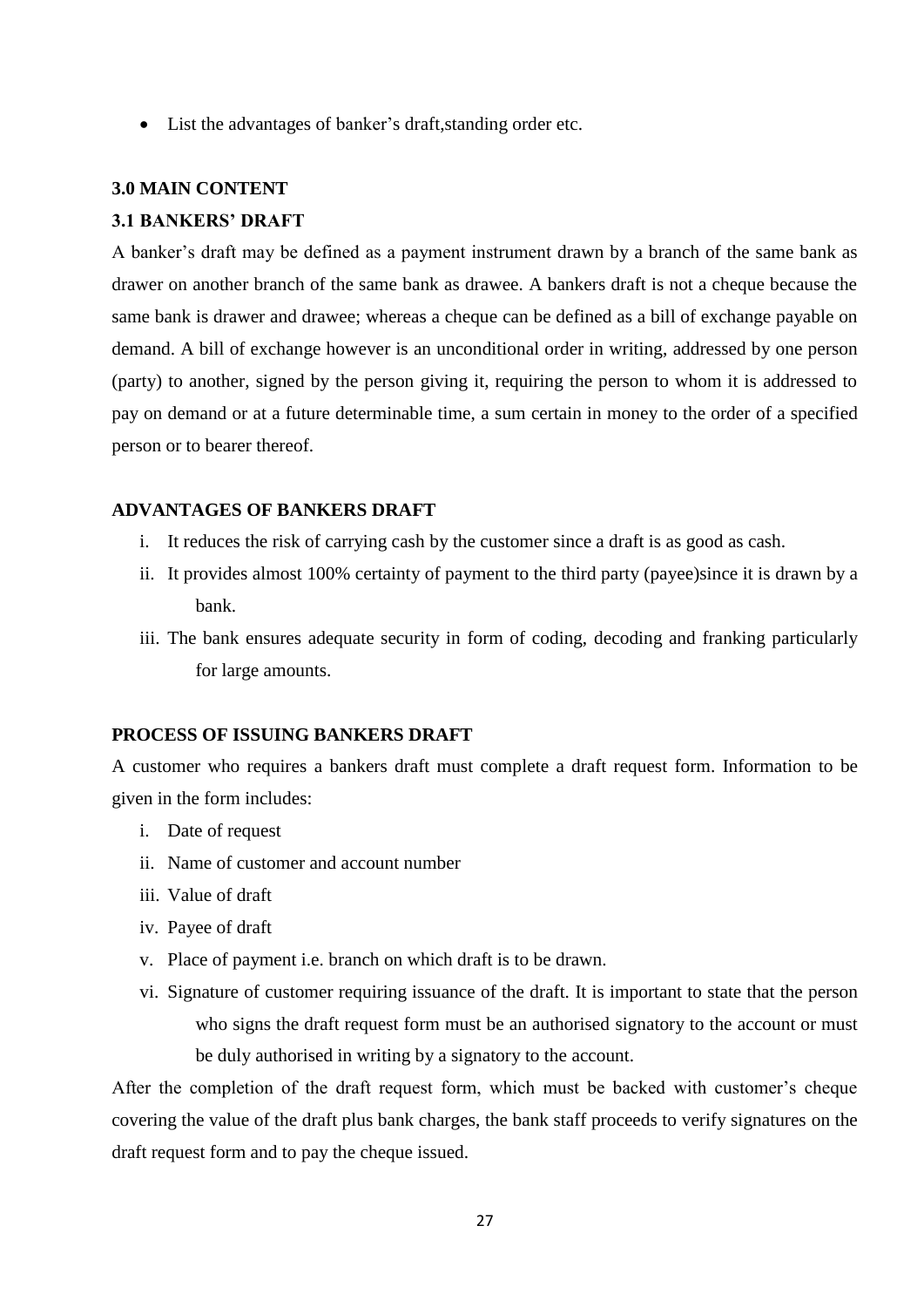- List the advantages of banker's draft,standing order etc.

## 3.0 MAIN CONTENT

### 3.1 BANKERS' DRAFT

A banker's draft may be defined as a payment instrument drawn by a branch of the same bank as drawer on another branch of the same bank as drawee. A bankers draft is not a cheque because the same bank is drawer and drawee; whereas a cheque can be defined as a bill of exchange payable on demand. A bill of exchange however is an unconditional order in writing, addressed by one person (party) to another, signed by the person giving it, requiring the person to whom it is addressed to pay on demand or at a future determinable time, a sum certain in money to the order of a specified person or to bearer thereof.

**ADVANTAGES OF BANKERS DRAFT**

i. It reduces the risk of carrying cash by the customer since a draft is as good as cash.
ii. It provides almost 100% certainty of payment to the third party (payee)since it is drawn by a bank.
iii. The bank ensures adequate security in form of coding, decoding and franking particularly for large amounts.

**PROCESS OF ISSUING BANKERS DRAFT**

A customer who requires a bankers draft must complete a draft request form. Information to be given in the form includes:

i. Date of request
ii. Name of customer and account number
iii. Value of draft
iv. Payee of draft
v. Place of payment i.e. branch on which draft is to be drawn.
vi. Signature of customer requiring issuance of the draft. It is important to state that the person who signs the draft request form must be an authorised signatory to the account or must be duly authorised in writing by a signatory to the account.

After the completion of the draft request form, which must be backed with customer's cheque covering the value of the draft plus bank charges, the bank staff proceeds to verify signatures on the draft request form and to pay the cheque issued.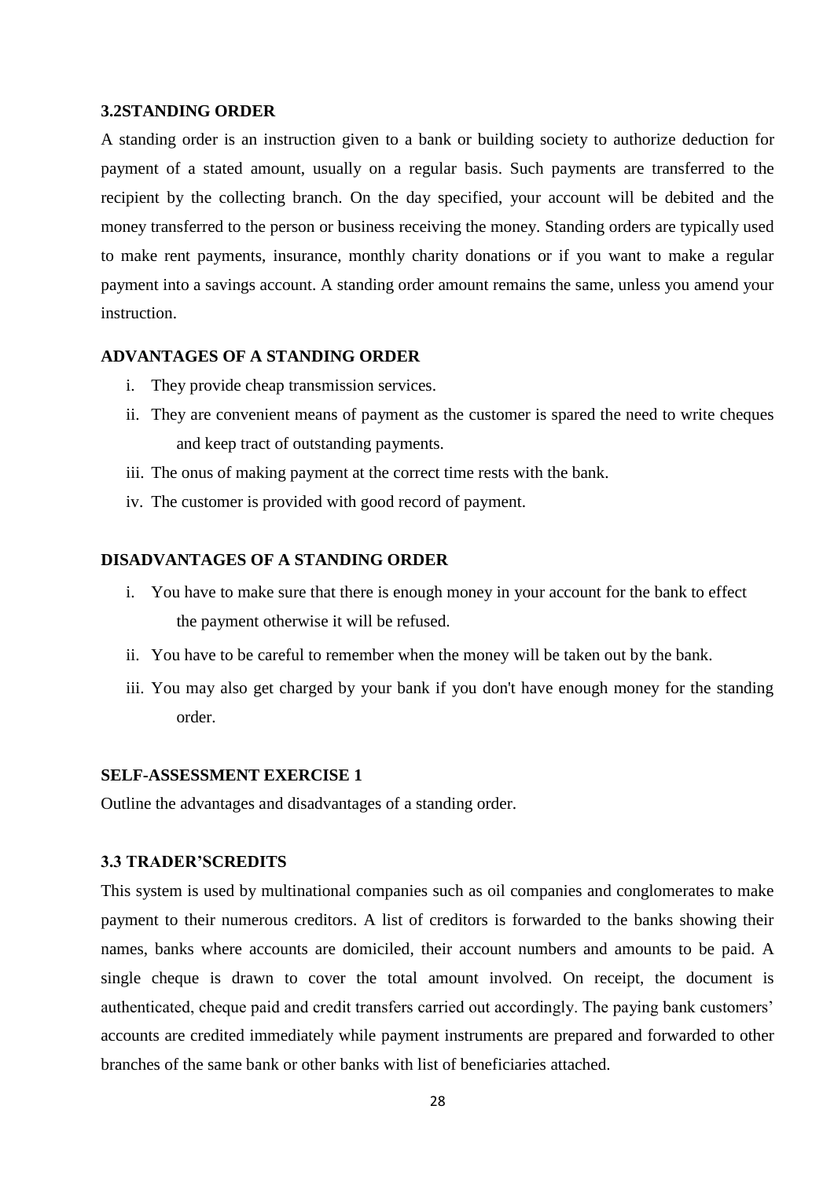### 3.2STANDING ORDER

A standing order is an instruction given to a bank or building society to authorize deduction for payment of a stated amount, usually on a regular basis. Such payments are transferred to the recipient by the collecting branch. On the day specified, your account will be debited and the money transferred to the person or business receiving the money. Standing orders are typically used to make rent payments, insurance, monthly charity donations or if you want to make a regular payment into a savings account. A standing order amount remains the same, unless you amend your instruction.

**ADVANTAGES OF A STANDING ORDER**

i. They provide cheap transmission services.
ii. They are convenient means of payment as the customer is spared the need to write cheques and keep tract of outstanding payments.
iii. The onus of making payment at the correct time rests with the bank.
iv. The customer is provided with good record of payment.

**DISADVANTAGES OF A STANDING ORDER**

i. You have to make sure that there is enough money in your account for the bank to effect the payment otherwise it will be refused.
ii. You have to be careful to remember when the money will be taken out by the bank.
iii. You may also get charged by your bank if you don't have enough money for the standing order.

**SELF-ASSESSMENT EXERCISE 1**

Outline the advantages and disadvantages of a standing order.

### 3.3 TRADER'SCREDITS

This system is used by multinational companies such as oil companies and conglomerates to make payment to their numerous creditors. A list of creditors is forwarded to the banks showing their names, banks where accounts are domiciled, their account numbers and amounts to be paid. A single cheque is drawn to cover the total amount involved. On receipt, the document is authenticated, cheque paid and credit transfers carried out accordingly. The paying bank customers' accounts are credited immediately while payment instruments are prepared and forwarded to other branches of the same bank or other banks with list of beneficiaries attached.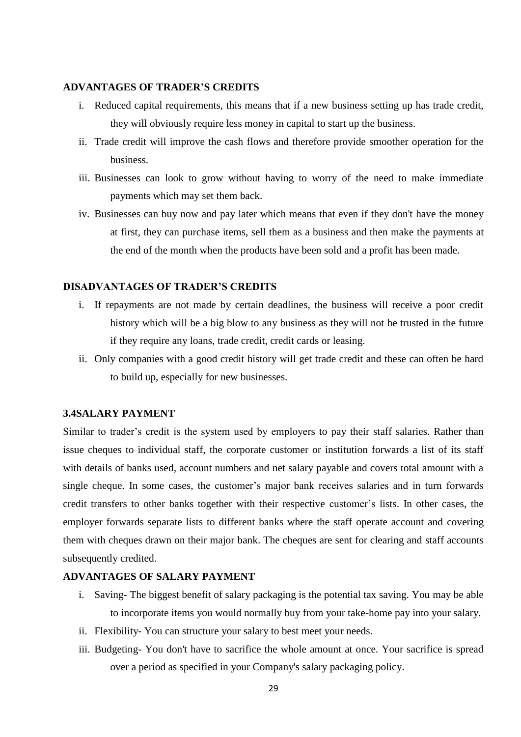**ADVANTAGES OF TRADER'S CREDITS**

i. Reduced capital requirements, this means that if a new business setting up has trade credit, they will obviously require less money in capital to start up the business.
ii. Trade credit will improve the cash flows and therefore provide smoother operation for the business.
iii. Businesses can look to grow without having to worry of the need to make immediate payments which may set them back.
iv. Businesses can buy now and pay later which means that even if they don't have the money at first, they can purchase items, sell them as a business and then make the payments at the end of the month when the products have been sold and a profit has been made.

**DISADVANTAGES OF TRADER'S CREDITS**

i. If repayments are not made by certain deadlines, the business will receive a poor credit history which will be a big blow to any business as they will not be trusted in the future if they require any loans, trade credit, credit cards or leasing.
ii. Only companies with a good credit history will get trade credit and these can often be hard to build up, especially for new businesses.

**3.4SALARY PAYMENT**

Similar to trader's credit is the system used by employers to pay their staff salaries. Rather than issue cheques to individual staff, the corporate customer or institution forwards a list of its staff with details of banks used, account numbers and net salary payable and covers total amount with a single cheque. In some cases, the customer's major bank receives salaries and in turn forwards credit transfers to other banks together with their respective customer's lists. In other cases, the employer forwards separate lists to different banks where the staff operate account and covering them with cheques drawn on their major bank. The cheques are sent for clearing and staff accounts subsequently credited.

**ADVANTAGES OF SALARY PAYMENT**

i. Saving- The biggest benefit of salary packaging is the potential tax saving. You may be able to incorporate items you would normally buy from your take-home pay into your salary.
ii. Flexibility- You can structure your salary to best meet your needs.
iii. Budgeting- You don't have to sacrifice the whole amount at once. Your sacrifice is spread over a period as specified in your Company's salary packaging policy.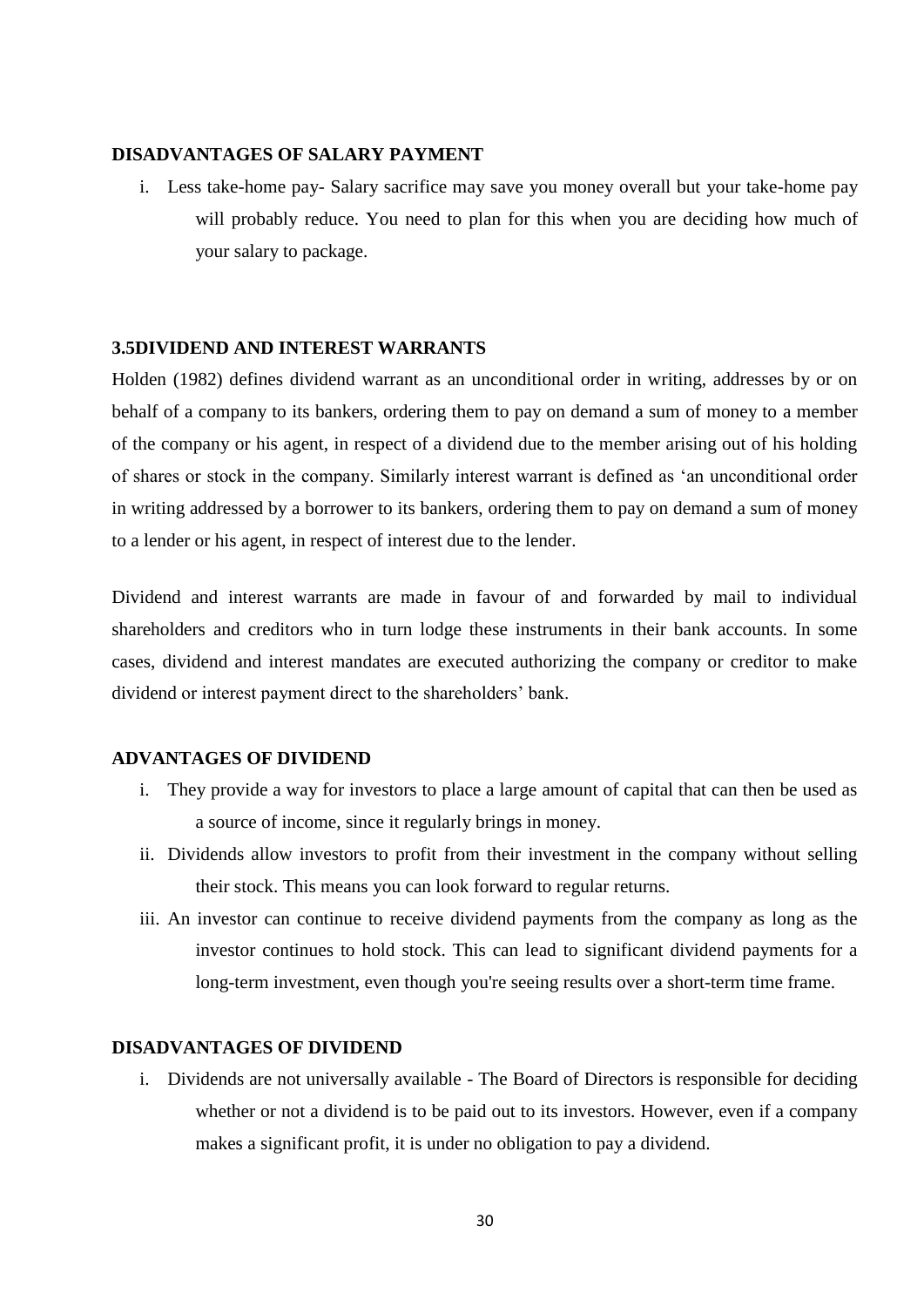**DISADVANTAGES OF SALARY PAYMENT**

i. Less take-home pay- Salary sacrifice may save you money overall but your take-home pay will probably reduce. You need to plan for this when you are deciding how much of your salary to package.

**3.5DIVIDEND AND INTEREST WARRANTS**

Holden (1982) defines dividend warrant as an unconditional order in writing, addresses by or on behalf of a company to its bankers, ordering them to pay on demand a sum of money to a member of the company or his agent, in respect of a dividend due to the member arising out of his holding of shares or stock in the company. Similarly interest warrant is defined as 'an unconditional order in writing addressed by a borrower to its bankers, ordering them to pay on demand a sum of money to a lender or his agent, in respect of interest due to the lender.

Dividend and interest warrants are made in favour of and forwarded by mail to individual shareholders and creditors who in turn lodge these instruments in their bank accounts. In some cases, dividend and interest mandates are executed authorizing the company or creditor to make dividend or interest payment direct to the shareholders' bank.

**ADVANTAGES OF DIVIDEND**

i. They provide a way for investors to place a large amount of capital that can then be used as a source of income, since it regularly brings in money.
ii. Dividends allow investors to profit from their investment in the company without selling their stock. This means you can look forward to regular returns.
iii. An investor can continue to receive dividend payments from the company as long as the investor continues to hold stock. This can lead to significant dividend payments for a long-term investment, even though you're seeing results over a short-term time frame.

**DISADVANTAGES OF DIVIDEND**

i. Dividends are not universally available - The Board of Directors is responsible for deciding whether or not a dividend is to be paid out to its investors. However, even if a company makes a significant profit, it is under no obligation to pay a dividend.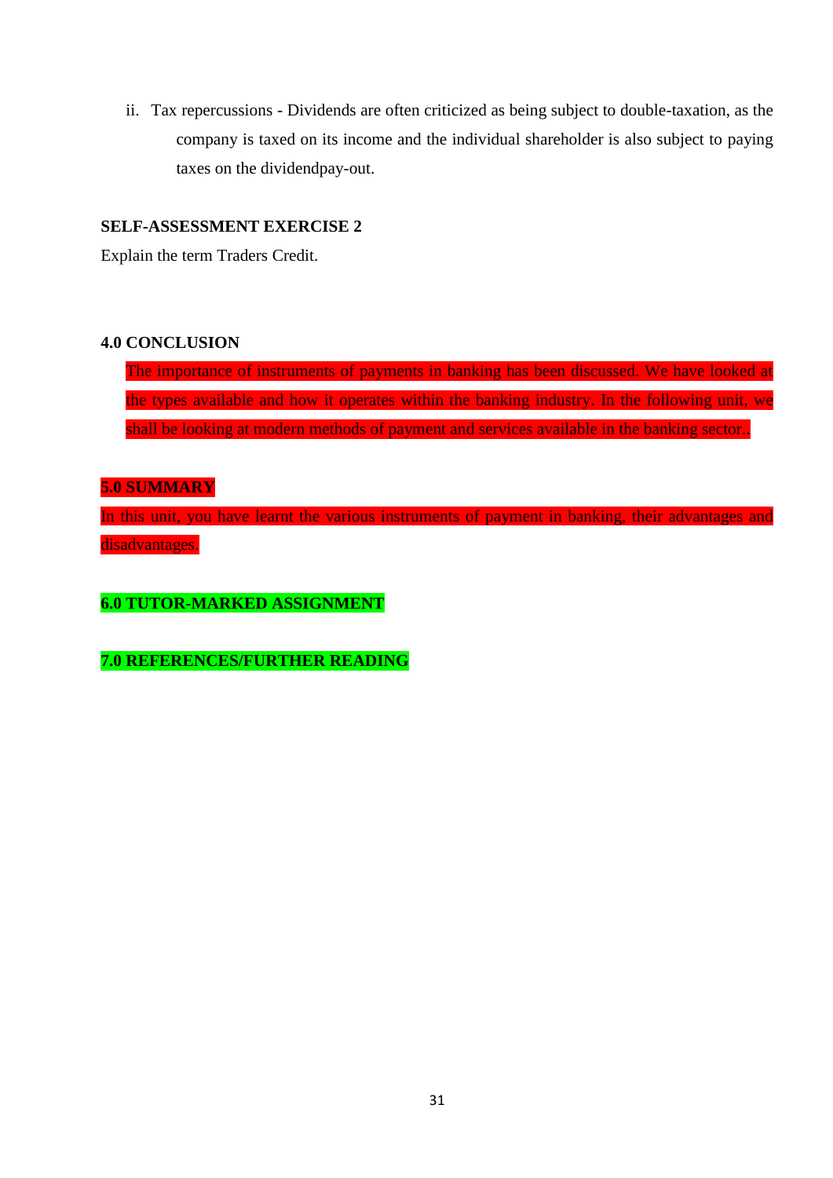ii. Tax repercussions - Dividends are often criticized as being subject to double-taxation, as the company is taxed on its income and the individual shareholder is also subject to paying taxes on the dividendpay-out.

**SELF-ASSESSMENT EXERCISE 2**

Explain the term Traders Credit.

## 4.0 CONCLUSION

The importance of instruments of payments in banking has been discussed. We have looked at the types available and how it operates within the banking industry. In the following unit, we shall be looking at modern methods of payment and services available in the banking sector..

## 5.0 SUMMARY

In this unit, you have learnt the various instruments of payment in banking, their advantages and disadvantages.

## 6.0 TUTOR-MARKED ASSIGNMENT

## 7.0 REFERENCES/FURTHER READING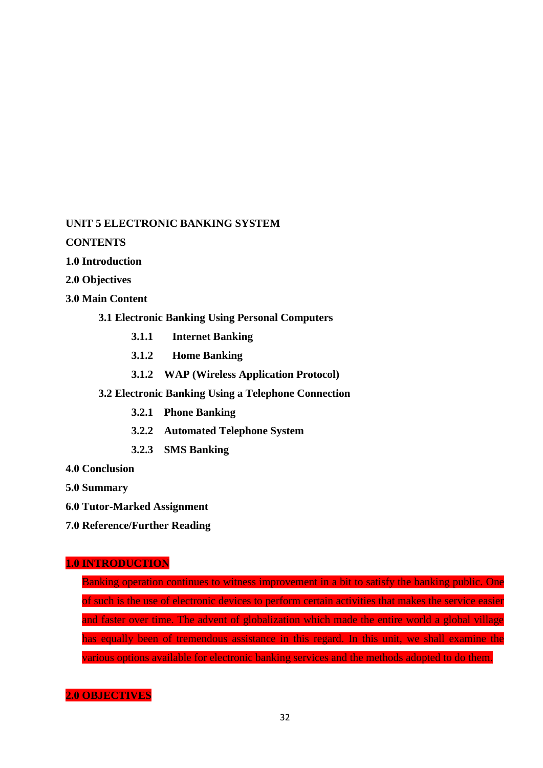**UNIT 5 ELECTRONIC BANKING SYSTEM**

**CONTENTS**

**1.0 Introduction**

**2.0 Objectives**

**3.0 Main Content**

- **3.1 Electronic Banking Using Personal Computers**
  - **3.1.1 Internet Banking**
  - **3.1.2 Home Banking**
  - **3.1.2 WAP (Wireless Application Protocol)**
- **3.2 Electronic Banking Using a Telephone Connection**
  - **3.2.1 Phone Banking**
  - **3.2.2 Automated Telephone System**
  - **3.2.3 SMS Banking**

**4.0 Conclusion**

**5.0 Summary**

**6.0 Tutor-Marked Assignment**

**7.0 Reference/Further Reading**

## 1.0 INTRODUCTION

Banking operation continues to witness improvement in a bit to satisfy the banking public. One of such is the use of electronic devices to perform certain activities that makes the service easier and faster over time. The advent of globalization which made the entire world a global village has equally been of tremendous assistance in this regard. In this unit, we shall examine the various options available for electronic banking services and the methods adopted to do them.

## 2.0 OBJECTIVES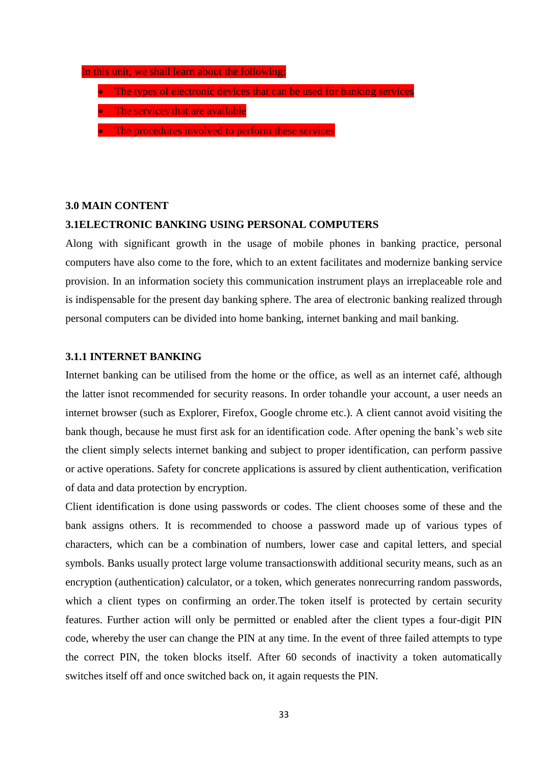In this unit, we shall learn about the following:

- The types of electronic devices that can be used for banking services
- The services that are available
- The procedures involved to perform these services

## 3.0 MAIN CONTENT

### 3.1ELECTRONIC BANKING USING PERSONAL COMPUTERS

Along with significant growth in the usage of mobile phones in banking practice, personal computers have also come to the fore, which to an extent facilitates and modernize banking service provision. In an information society this communication instrument plays an irreplaceable role and is indispensable for the present day banking sphere. The area of electronic banking realized through personal computers can be divided into home banking, internet banking and mail banking.

#### 3.1.1 INTERNET BANKING

Internet banking can be utilised from the home or the office, as well as an internet café, although the latter isnot recommended for security reasons. In order tohandle your account, a user needs an internet browser (such as Explorer, Firefox, Google chrome etc.). A client cannot avoid visiting the bank though, because he must first ask for an identification code. After opening the bank's web site the client simply selects internet banking and subject to proper identification, can perform passive or active operations. Safety for concrete applications is assured by client authentication, verification of data and data protection by encryption.

Client identification is done using passwords or codes. The client chooses some of these and the bank assigns others. It is recommended to choose a password made up of various types of characters, which can be a combination of numbers, lower case and capital letters, and special symbols. Banks usually protect large volume transactionswith additional security means, such as an encryption (authentication) calculator, or a token, which generates nonrecurring random passwords, which a client types on confirming an order.The token itself is protected by certain security features. Further action will only be permitted or enabled after the client types a four-digit PIN code, whereby the user can change the PIN at any time. In the event of three failed attempts to type the correct PIN, the token blocks itself. After 60 seconds of inactivity a token automatically switches itself off and once switched back on, it again requests the PIN.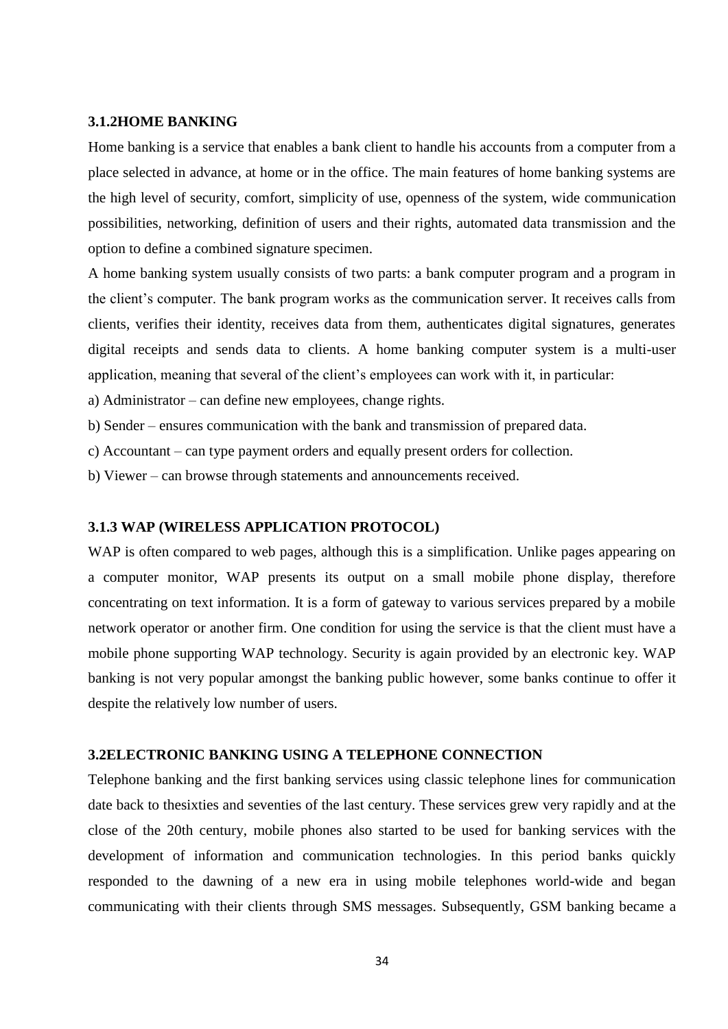### 3.1.2HOME BANKING

Home banking is a service that enables a bank client to handle his accounts from a computer from a place selected in advance, at home or in the office. The main features of home banking systems are the high level of security, comfort, simplicity of use, openness of the system, wide communication possibilities, networking, definition of users and their rights, automated data transmission and the option to define a combined signature specimen.

A home banking system usually consists of two parts: a bank computer program and a program in the client's computer. The bank program works as the communication server. It receives calls from clients, verifies their identity, receives data from them, authenticates digital signatures, generates digital receipts and sends data to clients. A home banking computer system is a multi-user application, meaning that several of the client's employees can work with it, in particular:

a) Administrator – can define new employees, change rights.

b) Sender – ensures communication with the bank and transmission of prepared data.

c) Accountant – can type payment orders and equally present orders for collection.

b) Viewer – can browse through statements and announcements received.

### 3.1.3 WAP (WIRELESS APPLICATION PROTOCOL)

WAP is often compared to web pages, although this is a simplification. Unlike pages appearing on a computer monitor, WAP presents its output on a small mobile phone display, therefore concentrating on text information. It is a form of gateway to various services prepared by a mobile network operator or another firm. One condition for using the service is that the client must have a mobile phone supporting WAP technology. Security is again provided by an electronic key. WAP banking is not very popular amongst the banking public however, some banks continue to offer it despite the relatively low number of users.

## 3.2ELECTRONIC BANKING USING A TELEPHONE CONNECTION

Telephone banking and the first banking services using classic telephone lines for communication date back to thesixties and seventies of the last century. These services grew very rapidly and at the close of the 20th century, mobile phones also started to be used for banking services with the development of information and communication technologies. In this period banks quickly responded to the dawning of a new era in using mobile telephones world-wide and began communicating with their clients through SMS messages. Subsequently, GSM banking became a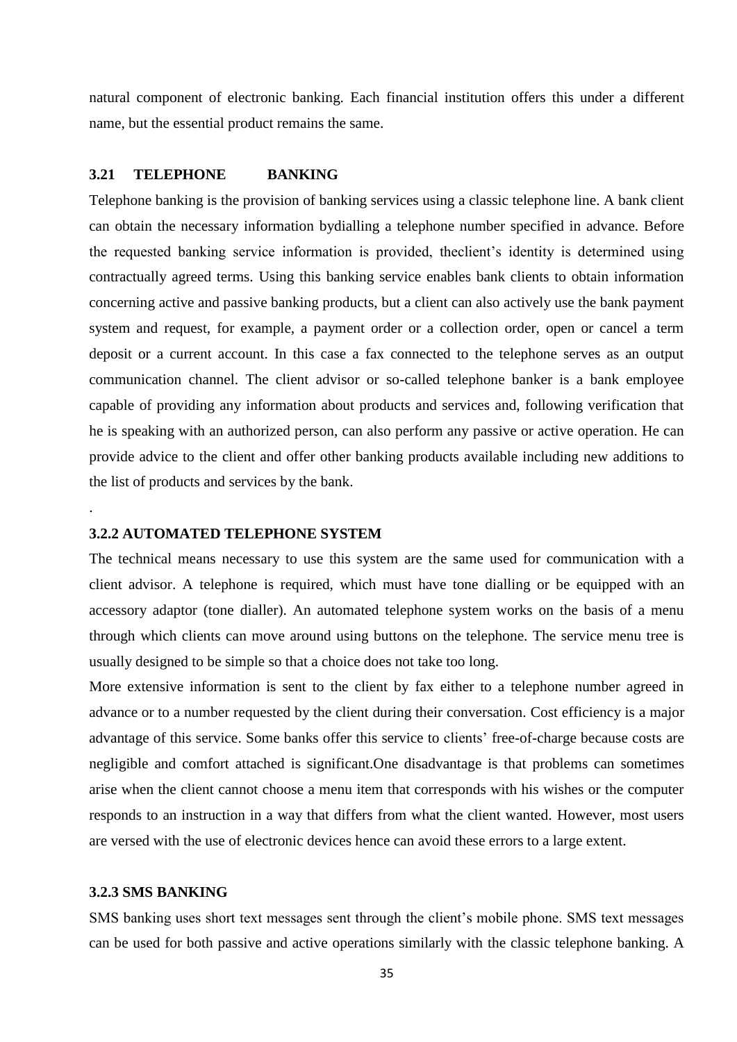natural component of electronic banking. Each financial institution offers this under a different name, but the essential product remains the same.

### 3.21 TELEPHONE BANKING

Telephone banking is the provision of banking services using a classic telephone line. A bank client can obtain the necessary information bydialling a telephone number specified in advance. Before the requested banking service information is provided, theclient's identity is determined using contractually agreed terms. Using this banking service enables bank clients to obtain information concerning active and passive banking products, but a client can also actively use the bank payment system and request, for example, a payment order or a collection order, open or cancel a term deposit or a current account. In this case a fax connected to the telephone serves as an output communication channel. The client advisor or so-called telephone banker is a bank employee capable of providing any information about products and services and, following verification that he is speaking with an authorized person, can also perform any passive or active operation. He can provide advice to the client and offer other banking products available including new additions to the list of products and services by the bank.

.

### 3.2.2 AUTOMATED TELEPHONE SYSTEM

The technical means necessary to use this system are the same used for communication with a client advisor. A telephone is required, which must have tone dialling or be equipped with an accessory adaptor (tone dialler). An automated telephone system works on the basis of a menu through which clients can move around using buttons on the telephone. The service menu tree is usually designed to be simple so that a choice does not take too long.

More extensive information is sent to the client by fax either to a telephone number agreed in advance or to a number requested by the client during their conversation. Cost efficiency is a major advantage of this service. Some banks offer this service to clients' free-of-charge because costs are negligible and comfort attached is significant.One disadvantage is that problems can sometimes arise when the client cannot choose a menu item that corresponds with his wishes or the computer responds to an instruction in a way that differs from what the client wanted. However, most users are versed with the use of electronic devices hence can avoid these errors to a large extent.

### 3.2.3 SMS BANKING

SMS banking uses short text messages sent through the client's mobile phone. SMS text messages can be used for both passive and active operations similarly with the classic telephone banking. A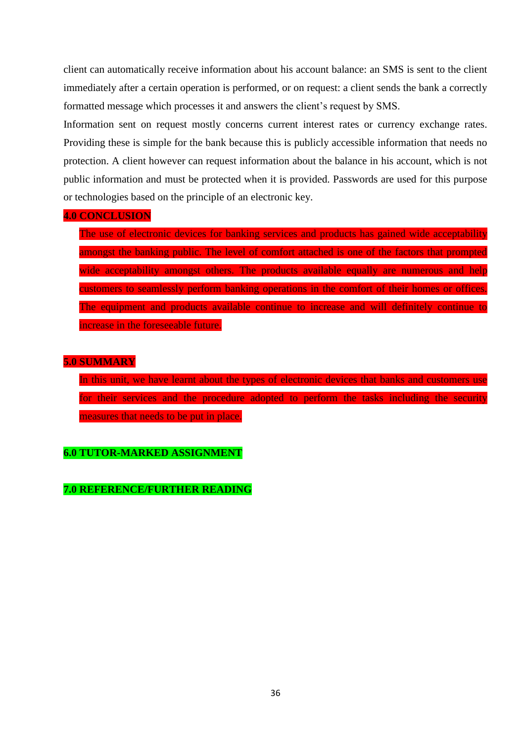client can automatically receive information about his account balance: an SMS is sent to the client immediately after a certain operation is performed, or on request: a client sends the bank a correctly formatted message which processes it and answers the client's request by SMS.

Information sent on request mostly concerns current interest rates or currency exchange rates. Providing these is simple for the bank because this is publicly accessible information that needs no protection. A client however can request information about the balance in his account, which is not public information and must be protected when it is provided. Passwords are used for this purpose or technologies based on the principle of an electronic key.

## 4.0 CONCLUSION

The use of electronic devices for banking services and products has gained wide acceptability amongst the banking public. The level of comfort attached is one of the factors that prompted wide acceptability amongst others. The products available equally are numerous and help customers to seamlessly perform banking operations in the comfort of their homes or offices. The equipment and products available continue to increase and will definitely continue to increase in the foreseeable future.

## 5.0 SUMMARY

In this unit, we have learnt about the types of electronic devices that banks and customers use for their services and the procedure adopted to perform the tasks including the security measures that needs to be put in place.

## 6.0 TUTOR-MARKED ASSIGNMENT

## 7.0 REFERENCE/FURTHER READING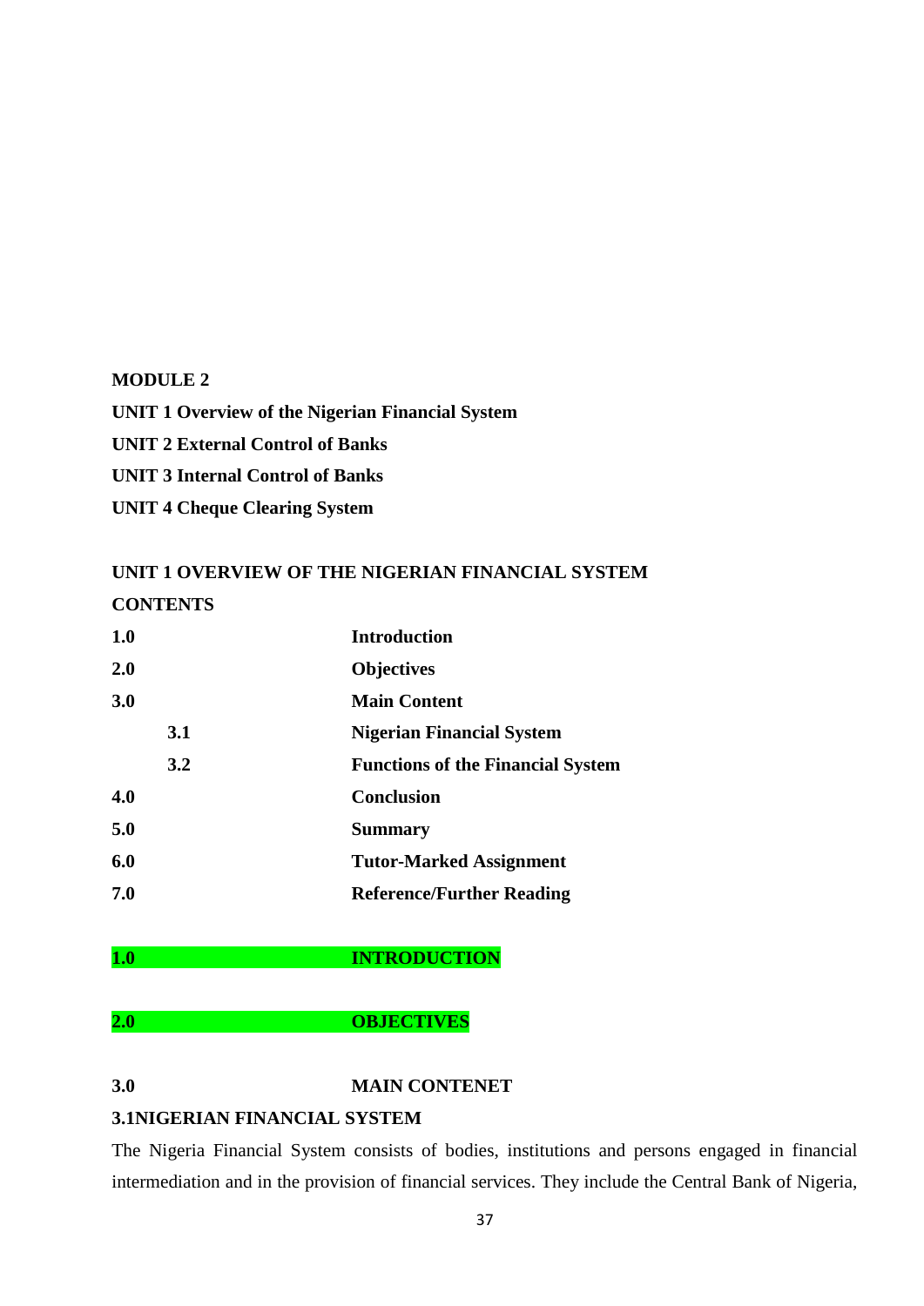**MODULE 2**

**UNIT 1 Overview of the Nigerian Financial System**

**UNIT 2 External Control of Banks**

**UNIT 3 Internal Control of Banks**

**UNIT 4 Cheque Clearing System**

## UNIT 1 OVERVIEW OF THE NIGERIAN FINANCIAL SYSTEM

**CONTENTS**

| | | |
|---|---|---|
| **1.0** | | **Introduction** |
| **2.0** | | **Objectives** |
| **3.0** | | **Main Content** |
| | **3.1** | **Nigerian Financial System** |
| | **3.2** | **Functions of the Financial System** |
| **4.0** | | **Conclusion** |
| **5.0** | | **Summary** |
| **6.0** | | **Tutor-Marked Assignment** |
| **7.0** | | **Reference/Further Reading** |

### 1.0 INTRODUCTION

### 2.0 OBJECTIVES

### 3.0 MAIN CONTENET

### 3.1NIGERIAN FINANCIAL SYSTEM

The Nigeria Financial System consists of bodies, institutions and persons engaged in financial intermediation and in the provision of financial services. They include the Central Bank of Nigeria,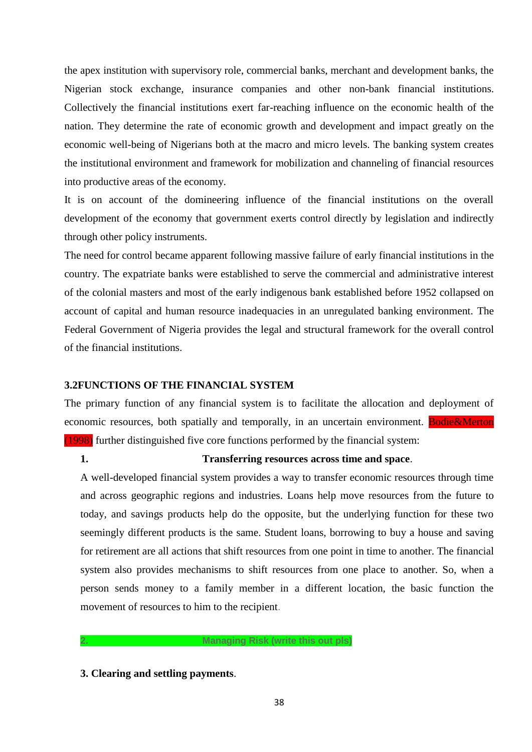the apex institution with supervisory role, commercial banks, merchant and development banks, the Nigerian stock exchange, insurance companies and other non-bank financial institutions. Collectively the financial institutions exert far-reaching influence on the economic health of the nation. They determine the rate of economic growth and development and impact greatly on the economic well-being of Nigerians both at the macro and micro levels. The banking system creates the institutional environment and framework for mobilization and channeling of financial resources into productive areas of the economy.

It is on account of the domineering influence of the financial institutions on the overall development of the economy that government exerts control directly by legislation and indirectly through other policy instruments.

The need for control became apparent following massive failure of early financial institutions in the country. The expatriate banks were established to serve the commercial and administrative interest of the colonial masters and most of the early indigenous bank established before 1952 collapsed on account of capital and human resource inadequacies in an unregulated banking environment. The Federal Government of Nigeria provides the legal and structural framework for the overall control of the financial institutions.

### 3.2FUNCTIONS OF THE FINANCIAL SYSTEM

The primary function of any financial system is to facilitate the allocation and deployment of economic resources, both spatially and temporally, in an uncertain environment. Bodie&Merton (1998) further distinguished five core functions performed by the financial system:

1. **Transferring resources across time and space**.

   A well-developed financial system provides a way to transfer economic resources through time and across geographic regions and industries. Loans help move resources from the future to today, and savings products help do the opposite, but the underlying function for these two seemingly different products is the same. Student loans, borrowing to buy a house and saving for retirement are all actions that shift resources from one point in time to another. The financial system also provides mechanisms to shift resources from one place to another. So, when a person sends money to a family member in a different location, the basic function the movement of resources to him to the recipient.

2. **Managing Risk (write this out pls)**

3. **Clearing and settling payments**.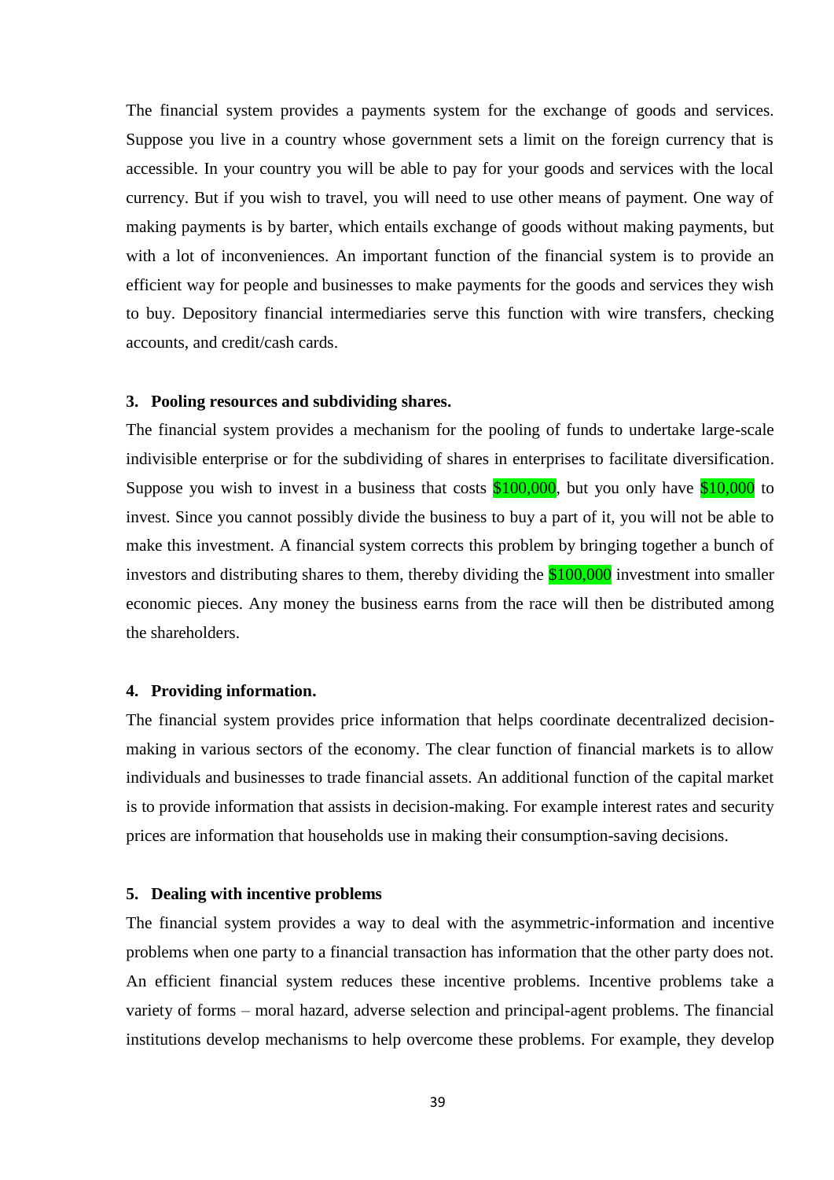The financial system provides a payments system for the exchange of goods and services. Suppose you live in a country whose government sets a limit on the foreign currency that is accessible. In your country you will be able to pay for your goods and services with the local currency. But if you wish to travel, you will need to use other means of payment. One way of making payments is by barter, which entails exchange of goods without making payments, but with a lot of inconveniences. An important function of the financial system is to provide an efficient way for people and businesses to make payments for the goods and services they wish to buy. Depository financial intermediaries serve this function with wire transfers, checking accounts, and credit/cash cards.

**3. Pooling resources and subdividing shares.**

The financial system provides a mechanism for the pooling of funds to undertake large-scale indivisible enterprise or for the subdividing of shares in enterprises to facilitate diversification. Suppose you wish to invest in a business that costs $100,000, but you only have $10,000 to invest. Since you cannot possibly divide the business to buy a part of it, you will not be able to make this investment. A financial system corrects this problem by bringing together a bunch of investors and distributing shares to them, thereby dividing the $100,000 investment into smaller economic pieces. Any money the business earns from the race will then be distributed among the shareholders.

**4. Providing information.**

The financial system provides price information that helps coordinate decentralized decision-making in various sectors of the economy. The clear function of financial markets is to allow individuals and businesses to trade financial assets. An additional function of the capital market is to provide information that assists in decision-making. For example interest rates and security prices are information that households use in making their consumption-saving decisions.

**5. Dealing with incentive problems**

The financial system provides a way to deal with the asymmetric-information and incentive problems when one party to a financial transaction has information that the other party does not. An efficient financial system reduces these incentive problems. Incentive problems take a variety of forms – moral hazard, adverse selection and principal-agent problems. The financial institutions develop mechanisms to help overcome these problems. For example, they develop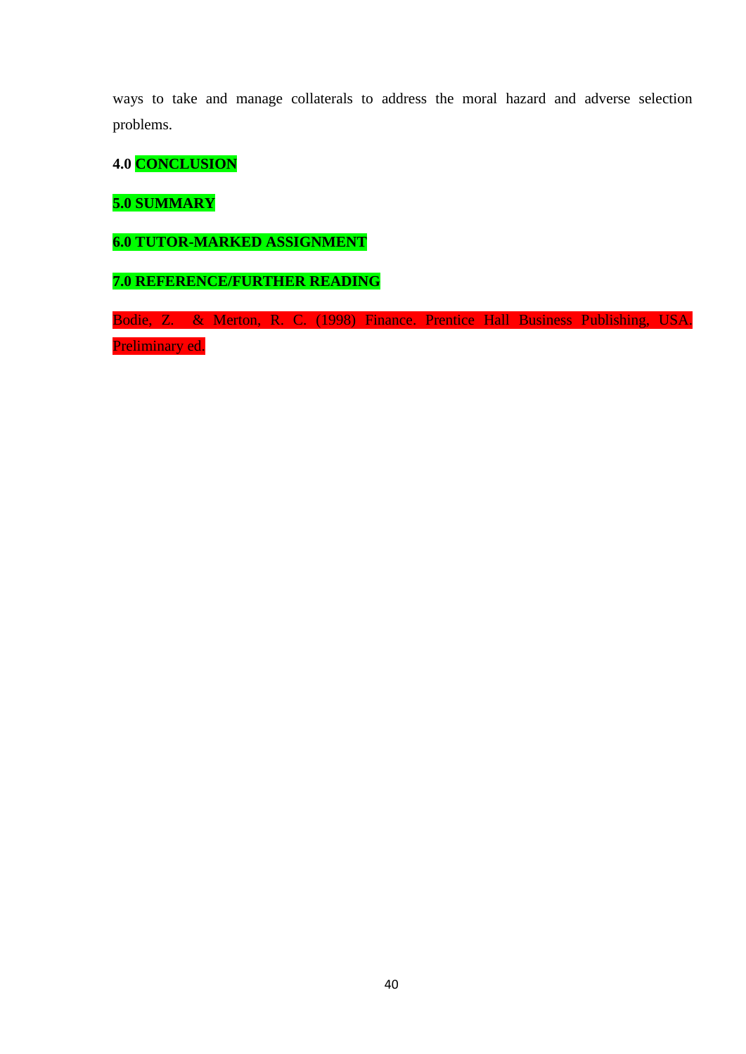ways to take and manage collaterals to address the moral hazard and adverse selection problems.

## 4.0 CONCLUSION

## 5.0 SUMMARY

## 6.0 TUTOR-MARKED ASSIGNMENT

## 7.0 REFERENCE/FURTHER READING

Bodie, Z. & Merton, R. C. (1998) Finance. Prentice Hall Business Publishing, USA. Preliminary ed.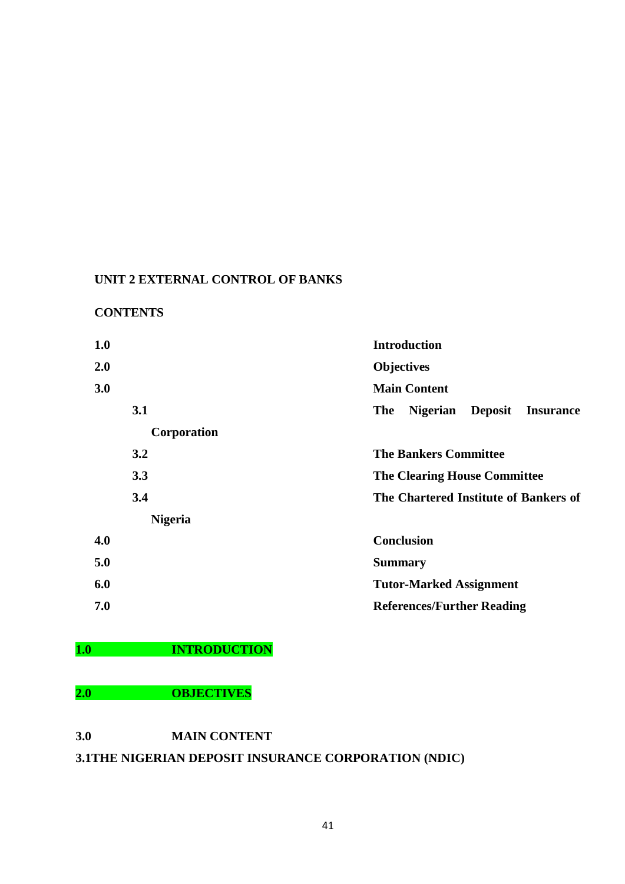**UNIT 2 EXTERNAL CONTROL OF BANKS**

**CONTENTS**

- **1.0** **Introduction**
- **2.0** **Objectives**
- **3.0** **Main Content**
  - **3.1** **The Nigerian Deposit Insurance Corporation**
  - **3.2** **The Bankers Committee**
  - **3.3** **The Clearing House Committee**
  - **3.4** **The Chartered Institute of Bankers of Nigeria**
- **4.0** **Conclusion**
- **5.0** **Summary**
- **6.0** **Tutor-Marked Assignment**
- **7.0** **References/Further Reading**

## 1.0 INTRODUCTION

## 2.0 OBJECTIVES

## 3.0 MAIN CONTENT

### 3.1 THE NIGERIAN DEPOSIT INSURANCE CORPORATION (NDIC)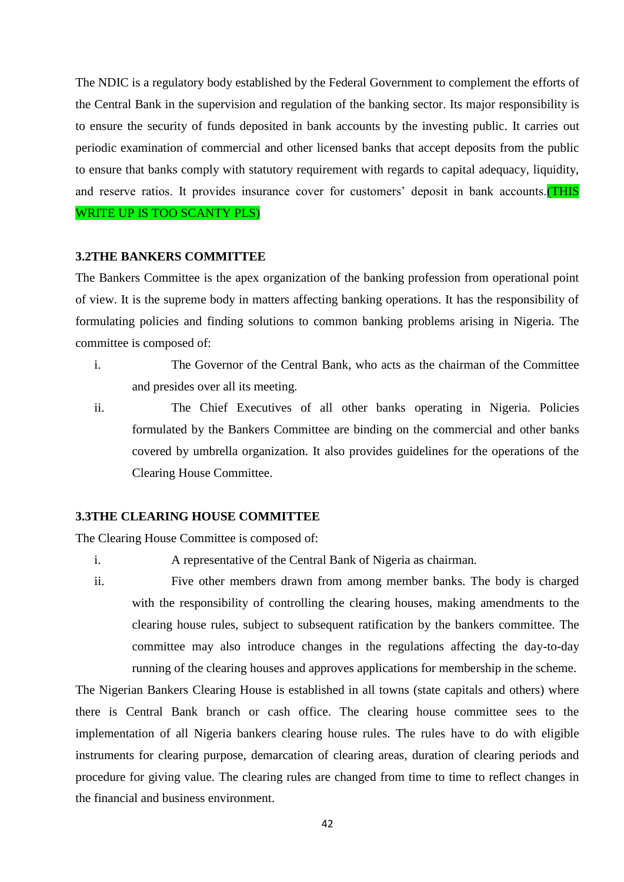The NDIC is a regulatory body established by the Federal Government to complement the efforts of the Central Bank in the supervision and regulation of the banking sector. Its major responsibility is to ensure the security of funds deposited in bank accounts by the investing public. It carries out periodic examination of commercial and other licensed banks that accept deposits from the public to ensure that banks comply with statutory requirement with regards to capital adequacy, liquidity, and reserve ratios. It provides insurance cover for customers' deposit in bank accounts.(THIS WRITE UP IS TOO SCANTY PLS)

### 3.2THE BANKERS COMMITTEE

The Bankers Committee is the apex organization of the banking profession from operational point of view. It is the supreme body in matters affecting banking operations. It has the responsibility of formulating policies and finding solutions to common banking problems arising in Nigeria. The committee is composed of:

i. The Governor of the Central Bank, who acts as the chairman of the Committee and presides over all its meeting.
ii. The Chief Executives of all other banks operating in Nigeria. Policies formulated by the Bankers Committee are binding on the commercial and other banks covered by umbrella organization. It also provides guidelines for the operations of the Clearing House Committee.

### 3.3THE CLEARING HOUSE COMMITTEE

The Clearing House Committee is composed of:

i. A representative of the Central Bank of Nigeria as chairman.
ii. Five other members drawn from among member banks. The body is charged with the responsibility of controlling the clearing houses, making amendments to the clearing house rules, subject to subsequent ratification by the bankers committee. The committee may also introduce changes in the regulations affecting the day-to-day running of the clearing houses and approves applications for membership in the scheme.

The Nigerian Bankers Clearing House is established in all towns (state capitals and others) where there is Central Bank branch or cash office. The clearing house committee sees to the implementation of all Nigeria bankers clearing house rules. The rules have to do with eligible instruments for clearing purpose, demarcation of clearing areas, duration of clearing periods and procedure for giving value. The clearing rules are changed from time to time to reflect changes in the financial and business environment.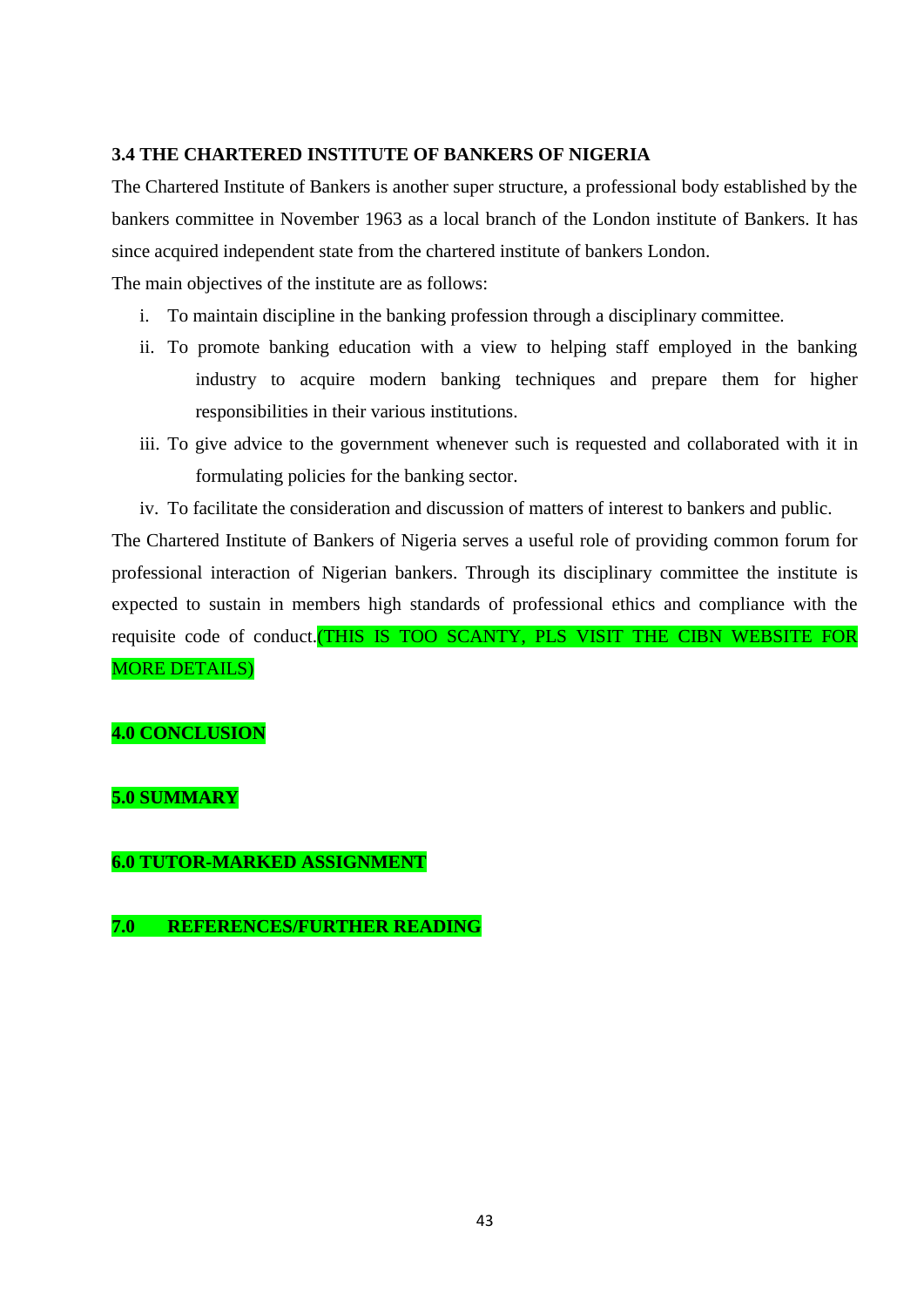### 3.4 THE CHARTERED INSTITUTE OF BANKERS OF NIGERIA

The Chartered Institute of Bankers is another super structure, a professional body established by the bankers committee in November 1963 as a local branch of the London institute of Bankers. It has since acquired independent state from the chartered institute of bankers London.

The main objectives of the institute are as follows:

i. To maintain discipline in the banking profession through a disciplinary committee.
ii. To promote banking education with a view to helping staff employed in the banking industry to acquire modern banking techniques and prepare them for higher responsibilities in their various institutions.
iii. To give advice to the government whenever such is requested and collaborated with it in formulating policies for the banking sector.
iv. To facilitate the consideration and discussion of matters of interest to bankers and public.

The Chartered Institute of Bankers of Nigeria serves a useful role of providing common forum for professional interaction of Nigerian bankers. Through its disciplinary committee the institute is expected to sustain in members high standards of professional ethics and compliance with the requisite code of conduct.(THIS IS TOO SCANTY, PLS VISIT THE CIBN WEBSITE FOR MORE DETAILS)

## 4.0 CONCLUSION

## 5.0 SUMMARY

## 6.0 TUTOR-MARKED ASSIGNMENT

## 7.0 REFERENCES/FURTHER READING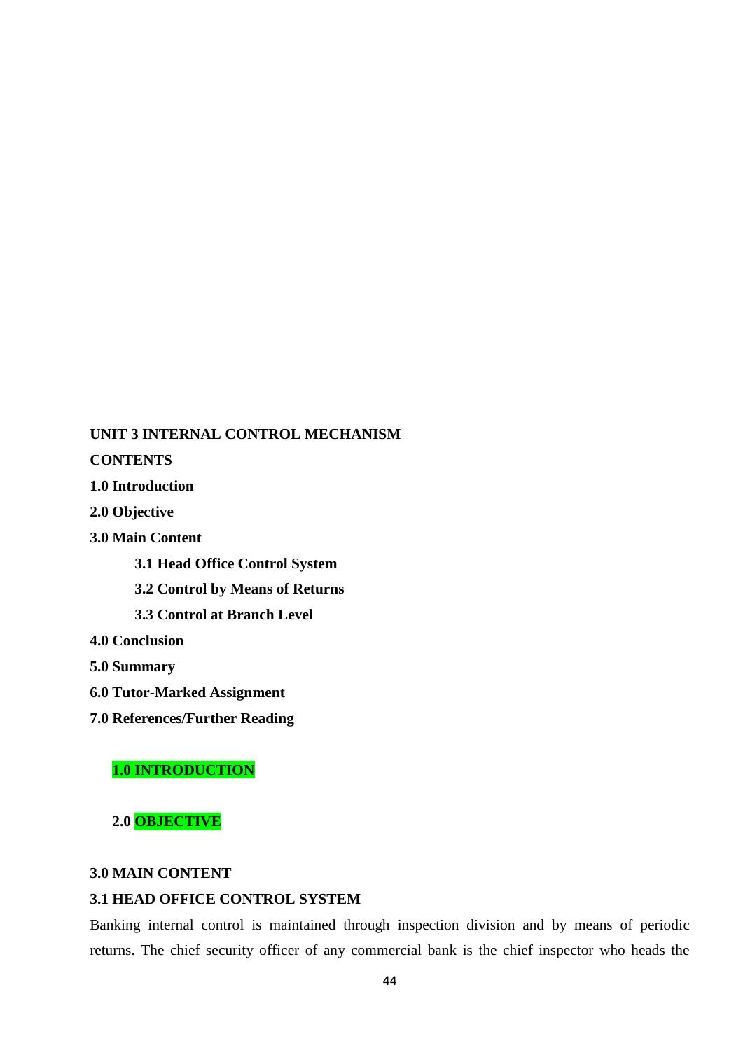**UNIT 3 INTERNAL CONTROL MECHANISM**

**CONTENTS**

**1.0 Introduction**

**2.0 Objective**

**3.0 Main Content**

- **3.1 Head Office Control System**
- **3.2 Control by Means of Returns**
- **3.3 Control at Branch Level**

**4.0 Conclusion**

**5.0 Summary**

**6.0 Tutor-Marked Assignment**

**7.0 References/Further Reading**

## 1.0 INTRODUCTION

## 2.0 OBJECTIVE

## 3.0 MAIN CONTENT

### 3.1 HEAD OFFICE CONTROL SYSTEM

Banking internal control is maintained through inspection division and by means of periodic returns. The chief security officer of any commercial bank is the chief inspector who heads the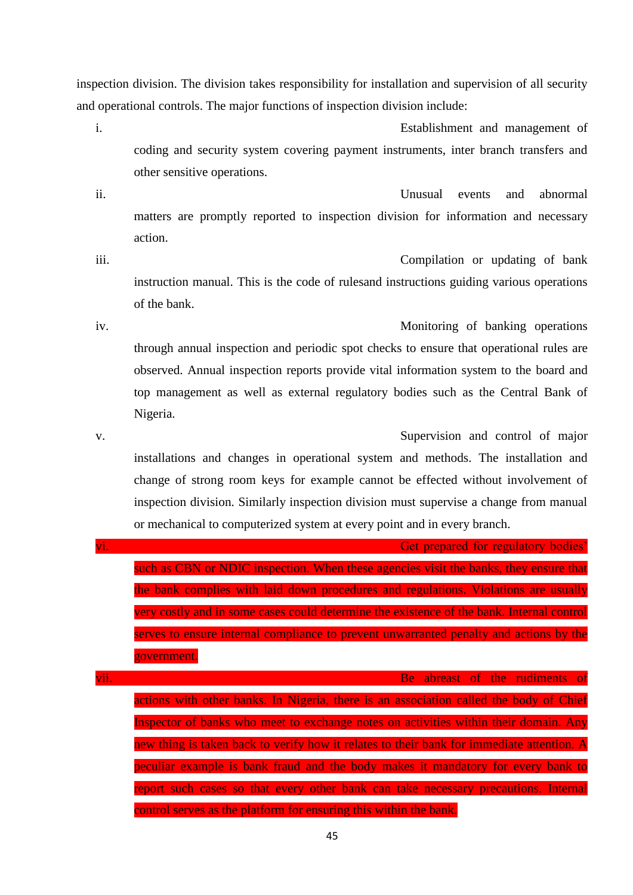inspection division. The division takes responsibility for installation and supervision of all security and operational controls. The major functions of inspection division include:

i. Establishment and management of coding and security system covering payment instruments, inter branch transfers and other sensitive operations.

ii. Unusual events and abnormal matters are promptly reported to inspection division for information and necessary action.

iii. Compilation or updating of bank instruction manual. This is the code of rulesand instructions guiding various operations of the bank.

iv. Monitoring of banking operations through annual inspection and periodic spot checks to ensure that operational rules are observed. Annual inspection reports provide vital information system to the board and top management as well as external regulatory bodies such as the Central Bank of Nigeria.

v. Supervision and control of major installations and changes in operational system and methods. The installation and change of strong room keys for example cannot be effected without involvement of inspection division. Similarly inspection division must supervise a change from manual or mechanical to computerized system at every point and in every branch.

vi. Get prepared for regulatory bodies' such as CBN or NDIC inspection. When these agencies visit the banks, they ensure that the bank complies with laid down procedures and regulations. Violations are usually very costly and in some cases could determine the existence of the bank. Internal control serves to ensure internal compliance to prevent unwarranted penalty and actions by the government.

vii. Be abreast of the rudiments of actions with other banks. In Nigeria, there is an association called the body of Chief Inspector of banks who meet to exchange notes on activities within their domain. Any new thing is taken back to verify how it relates to their bank for immediate attention. A peculiar example is bank fraud and the body makes it mandatory for every bank to report such cases so that every other bank can take necessary precautions. Internal control serves as the platform for ensuring this within the bank.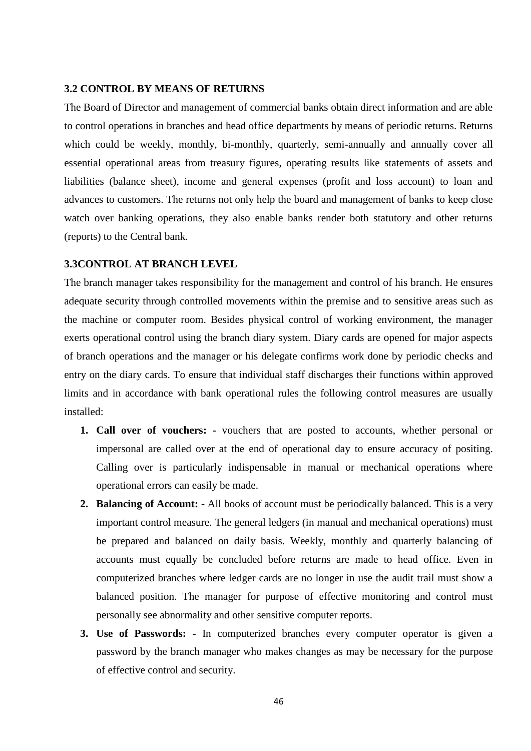### 3.2 CONTROL BY MEANS OF RETURNS

The Board of Director and management of commercial banks obtain direct information and are able to control operations in branches and head office departments by means of periodic returns. Returns which could be weekly, monthly, bi-monthly, quarterly, semi-annually and annually cover all essential operational areas from treasury figures, operating results like statements of assets and liabilities (balance sheet), income and general expenses (profit and loss account) to loan and advances to customers. The returns not only help the board and management of banks to keep close watch over banking operations, they also enable banks render both statutory and other returns (reports) to the Central bank.

### 3.3CONTROL AT BRANCH LEVEL

The branch manager takes responsibility for the management and control of his branch. He ensures adequate security through controlled movements within the premise and to sensitive areas such as the machine or computer room. Besides physical control of working environment, the manager exerts operational control using the branch diary system. Diary cards are opened for major aspects of branch operations and the manager or his delegate confirms work done by periodic checks and entry on the diary cards. To ensure that individual staff discharges their functions within approved limits and in accordance with bank operational rules the following control measures are usually installed:

1. **Call over of vouchers: -** vouchers that are posted to accounts, whether personal or impersonal are called over at the end of operational day to ensure accuracy of positing. Calling over is particularly indispensable in manual or mechanical operations where operational errors can easily be made.
2. **Balancing of Account: -** All books of account must be periodically balanced. This is a very important control measure. The general ledgers (in manual and mechanical operations) must be prepared and balanced on daily basis. Weekly, monthly and quarterly balancing of accounts must equally be concluded before returns are made to head office. Even in computerized branches where ledger cards are no longer in use the audit trail must show a balanced position. The manager for purpose of effective monitoring and control must personally see abnormality and other sensitive computer reports.
3. **Use of Passwords: -** In computerized branches every computer operator is given a password by the branch manager who makes changes as may be necessary for the purpose of effective control and security.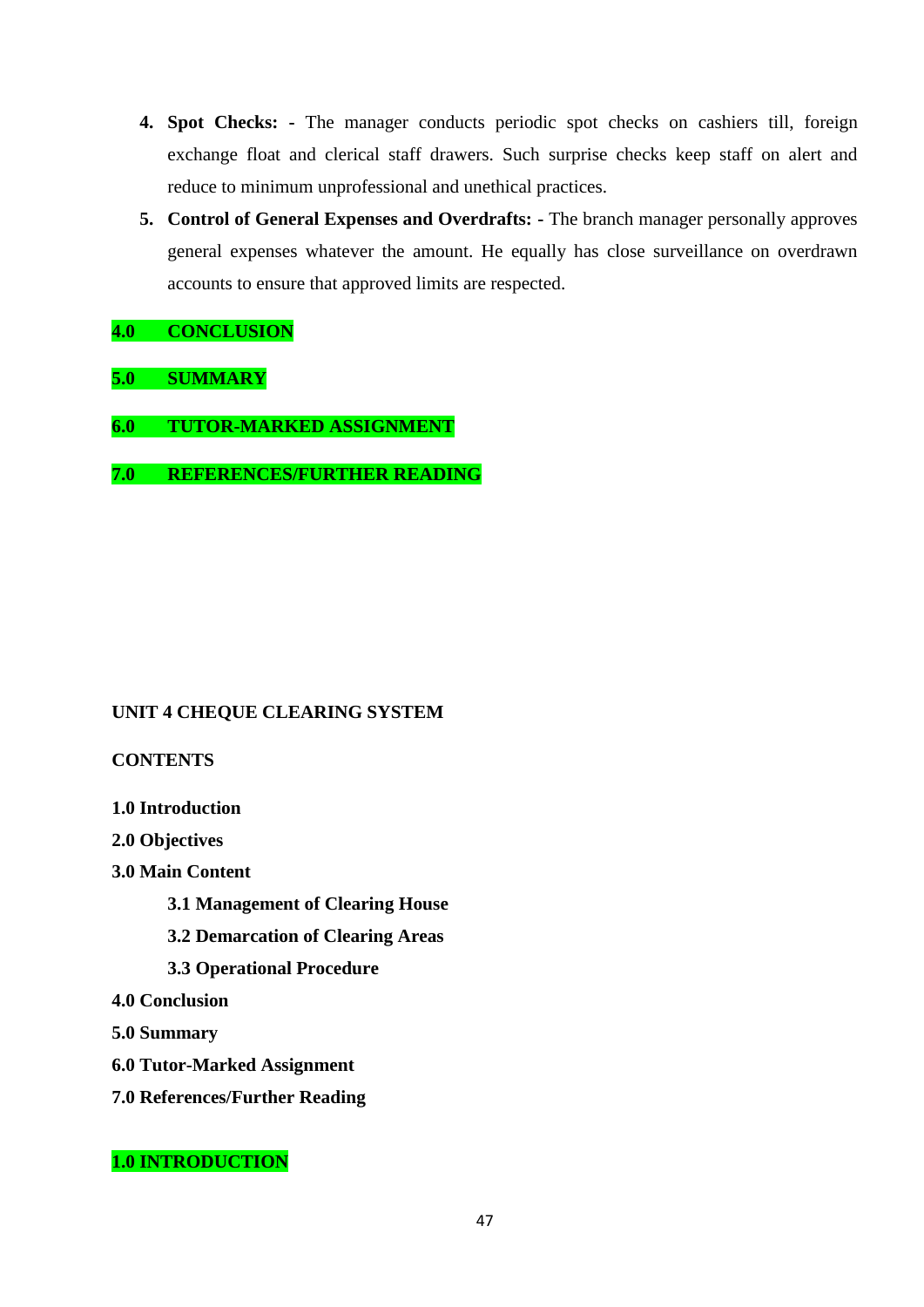4. **Spot Checks: -** The manager conducts periodic spot checks on cashiers till, foreign exchange float and clerical staff drawers. Such surprise checks keep staff on alert and reduce to minimum unprofessional and unethical practices.
5. **Control of General Expenses and Overdrafts: -** The branch manager personally approves general expenses whatever the amount. He equally has close surveillance on overdrawn accounts to ensure that approved limits are respected.

## 4.0 CONCLUSION

## 5.0 SUMMARY

## 6.0 TUTOR-MARKED ASSIGNMENT

## 7.0 REFERENCES/FURTHER READING

# UNIT 4 CHEQUE CLEARING SYSTEM

**CONTENTS**

**1.0 Introduction**

**2.0 Objectives**

**3.0 Main Content**

- **3.1 Management of Clearing House**
- **3.2 Demarcation of Clearing Areas**
- **3.3 Operational Procedure**

**4.0 Conclusion**

**5.0 Summary**

**6.0 Tutor-Marked Assignment**

**7.0 References/Further Reading**

## 1.0 INTRODUCTION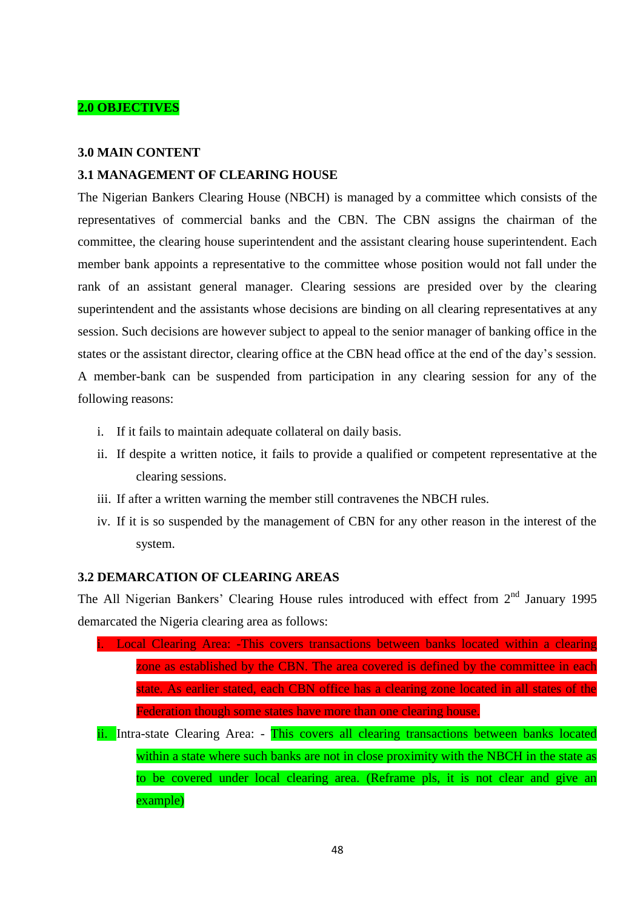## 2.0 OBJECTIVES

## 3.0 MAIN CONTENT

### 3.1 MANAGEMENT OF CLEARING HOUSE

The Nigerian Bankers Clearing House (NBCH) is managed by a committee which consists of the representatives of commercial banks and the CBN. The CBN assigns the chairman of the committee, the clearing house superintendent and the assistant clearing house superintendent. Each member bank appoints a representative to the committee whose position would not fall under the rank of an assistant general manager. Clearing sessions are presided over by the clearing superintendent and the assistants whose decisions are binding on all clearing representatives at any session. Such decisions are however subject to appeal to the senior manager of banking office in the states or the assistant director, clearing office at the CBN head office at the end of the day's session. A member-bank can be suspended from participation in any clearing session for any of the following reasons:

i. If it fails to maintain adequate collateral on daily basis.
ii. If despite a written notice, it fails to provide a qualified or competent representative at the clearing sessions.
iii. If after a written warning the member still contravenes the NBCH rules.
iv. If it is so suspended by the management of CBN for any other reason in the interest of the system.

### 3.2 DEMARCATION OF CLEARING AREAS

The All Nigerian Bankers' Clearing House rules introduced with effect from 2nd January 1995 demarcated the Nigeria clearing area as follows:

i. Local Clearing Area: -This covers transactions between banks located within a clearing zone as established by the CBN. The area covered is defined by the committee in each state. As earlier stated, each CBN office has a clearing zone located in all states of the Federation though some states have more than one clearing house.
ii. Intra-state Clearing Area: - This covers all clearing transactions between banks located within a state where such banks are not in close proximity with the NBCH in the state as to be covered under local clearing area. (Reframe pls, it is not clear and give an example)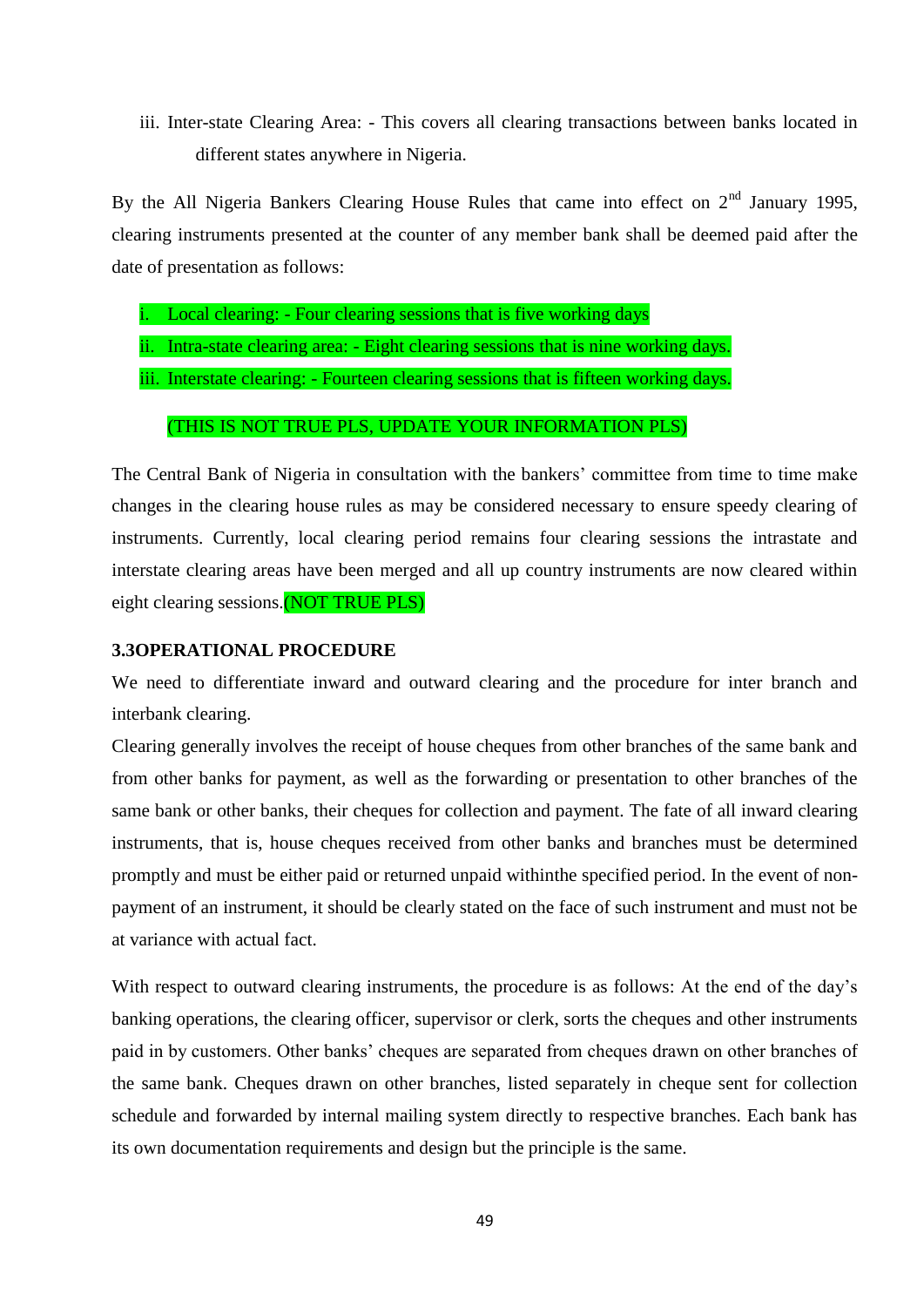iii. Inter-state Clearing Area: - This covers all clearing transactions between banks located in different states anywhere in Nigeria.

By the All Nigeria Bankers Clearing House Rules that came into effect on 2nd January 1995, clearing instruments presented at the counter of any member bank shall be deemed paid after the date of presentation as follows:

i. Local clearing: - Four clearing sessions that is five working days
ii. Intra-state clearing area: - Eight clearing sessions that is nine working days.
iii. Interstate clearing: - Fourteen clearing sessions that is fifteen working days.

(THIS IS NOT TRUE PLS, UPDATE YOUR INFORMATION PLS)

The Central Bank of Nigeria in consultation with the bankers' committee from time to time make changes in the clearing house rules as may be considered necessary to ensure speedy clearing of instruments. Currently, local clearing period remains four clearing sessions the intrastate and interstate clearing areas have been merged and all up country instruments are now cleared within eight clearing sessions.(NOT TRUE PLS)

### 3.3OPERATIONAL PROCEDURE

We need to differentiate inward and outward clearing and the procedure for inter branch and interbank clearing.

Clearing generally involves the receipt of house cheques from other branches of the same bank and from other banks for payment, as well as the forwarding or presentation to other branches of the same bank or other banks, their cheques for collection and payment. The fate of all inward clearing instruments, that is, house cheques received from other banks and branches must be determined promptly and must be either paid or returned unpaid withinthe specified period. In the event of non-payment of an instrument, it should be clearly stated on the face of such instrument and must not be at variance with actual fact.

With respect to outward clearing instruments, the procedure is as follows: At the end of the day's banking operations, the clearing officer, supervisor or clerk, sorts the cheques and other instruments paid in by customers. Other banks' cheques are separated from cheques drawn on other branches of the same bank. Cheques drawn on other branches, listed separately in cheque sent for collection schedule and forwarded by internal mailing system directly to respective branches. Each bank has its own documentation requirements and design but the principle is the same.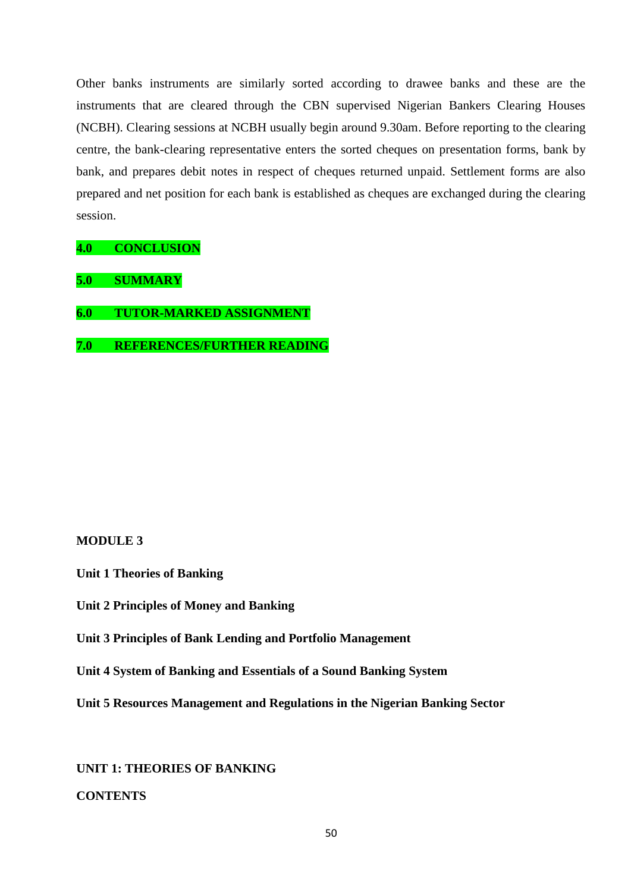Other banks instruments are similarly sorted according to drawee banks and these are the instruments that are cleared through the CBN supervised Nigerian Bankers Clearing Houses (NCBH). Clearing sessions at NCBH usually begin around 9.30am. Before reporting to the clearing centre, the bank-clearing representative enters the sorted cheques on presentation forms, bank by bank, and prepares debit notes in respect of cheques returned unpaid. Settlement forms are also prepared and net position for each bank is established as cheques are exchanged during the clearing session.

## 4.0 CONCLUSION

## 5.0 SUMMARY

## 6.0 TUTOR-MARKED ASSIGNMENT

## 7.0 REFERENCES/FURTHER READING

# MODULE 3

**Unit 1 Theories of Banking**

**Unit 2 Principles of Money and Banking**

**Unit 3 Principles of Bank Lending and Portfolio Management**

**Unit 4 System of Banking and Essentials of a Sound Banking System**

**Unit 5 Resources Management and Regulations in the Nigerian Banking Sector**

## UNIT 1: THEORIES OF BANKING

**CONTENTS**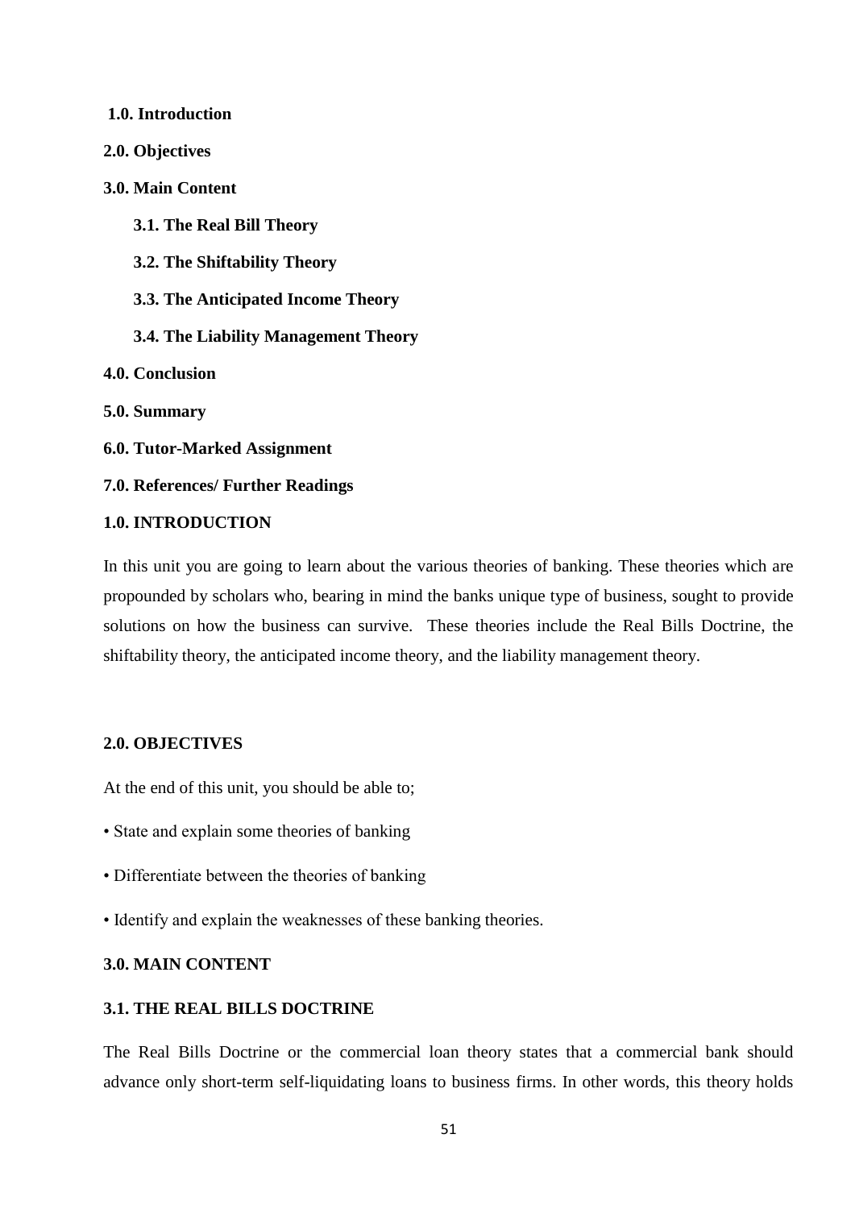**1.0. Introduction**

**2.0. Objectives**

**3.0. Main Content**

- **3.1. The Real Bill Theory**
- **3.2. The Shiftability Theory**
- **3.3. The Anticipated Income Theory**
- **3.4. The Liability Management Theory**

**4.0. Conclusion**

**5.0. Summary**

**6.0. Tutor-Marked Assignment**

**7.0. References/ Further Readings**

## 1.0. INTRODUCTION

In this unit you are going to learn about the various theories of banking. These theories which are propounded by scholars who, bearing in mind the banks unique type of business, sought to provide solutions on how the business can survive. These theories include the Real Bills Doctrine, the shiftability theory, the anticipated income theory, and the liability management theory.

## 2.0. OBJECTIVES

At the end of this unit, you should be able to;

- State and explain some theories of banking
- Differentiate between the theories of banking
- Identify and explain the weaknesses of these banking theories.

## 3.0. MAIN CONTENT

### 3.1. THE REAL BILLS DOCTRINE

The Real Bills Doctrine or the commercial loan theory states that a commercial bank should advance only short-term self-liquidating loans to business firms. In other words, this theory holds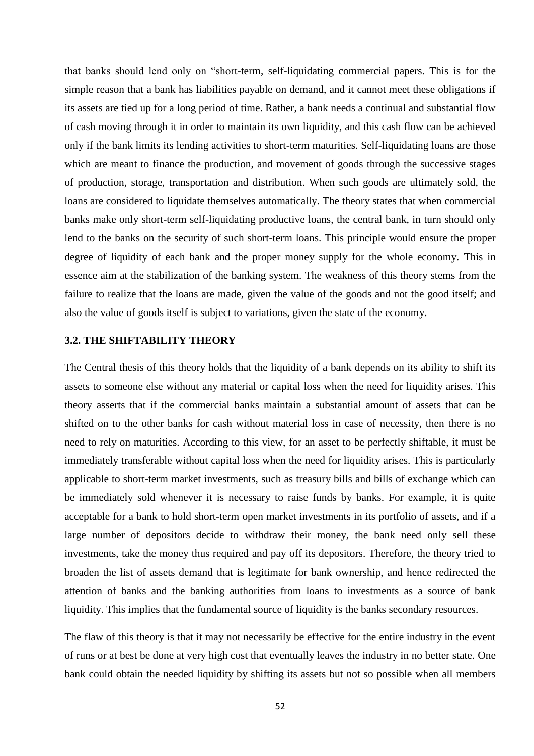that banks should lend only on "short-term, self-liquidating commercial papers. This is for the simple reason that a bank has liabilities payable on demand, and it cannot meet these obligations if its assets are tied up for a long period of time. Rather, a bank needs a continual and substantial flow of cash moving through it in order to maintain its own liquidity, and this cash flow can be achieved only if the bank limits its lending activities to short-term maturities. Self-liquidating loans are those which are meant to finance the production, and movement of goods through the successive stages of production, storage, transportation and distribution. When such goods are ultimately sold, the loans are considered to liquidate themselves automatically. The theory states that when commercial banks make only short-term self-liquidating productive loans, the central bank, in turn should only lend to the banks on the security of such short-term loans. This principle would ensure the proper degree of liquidity of each bank and the proper money supply for the whole economy. This in essence aim at the stabilization of the banking system. The weakness of this theory stems from the failure to realize that the loans are made, given the value of the goods and not the good itself; and also the value of goods itself is subject to variations, given the state of the economy.

### 3.2. THE SHIFTABILITY THEORY

The Central thesis of this theory holds that the liquidity of a bank depends on its ability to shift its assets to someone else without any material or capital loss when the need for liquidity arises. This theory asserts that if the commercial banks maintain a substantial amount of assets that can be shifted on to the other banks for cash without material loss in case of necessity, then there is no need to rely on maturities. According to this view, for an asset to be perfectly shiftable, it must be immediately transferable without capital loss when the need for liquidity arises. This is particularly applicable to short-term market investments, such as treasury bills and bills of exchange which can be immediately sold whenever it is necessary to raise funds by banks. For example, it is quite acceptable for a bank to hold short-term open market investments in its portfolio of assets, and if a large number of depositors decide to withdraw their money, the bank need only sell these investments, take the money thus required and pay off its depositors. Therefore, the theory tried to broaden the list of assets demand that is legitimate for bank ownership, and hence redirected the attention of banks and the banking authorities from loans to investments as a source of bank liquidity. This implies that the fundamental source of liquidity is the banks secondary resources.

The flaw of this theory is that it may not necessarily be effective for the entire industry in the event of runs or at best be done at very high cost that eventually leaves the industry in no better state. One bank could obtain the needed liquidity by shifting its assets but not so possible when all members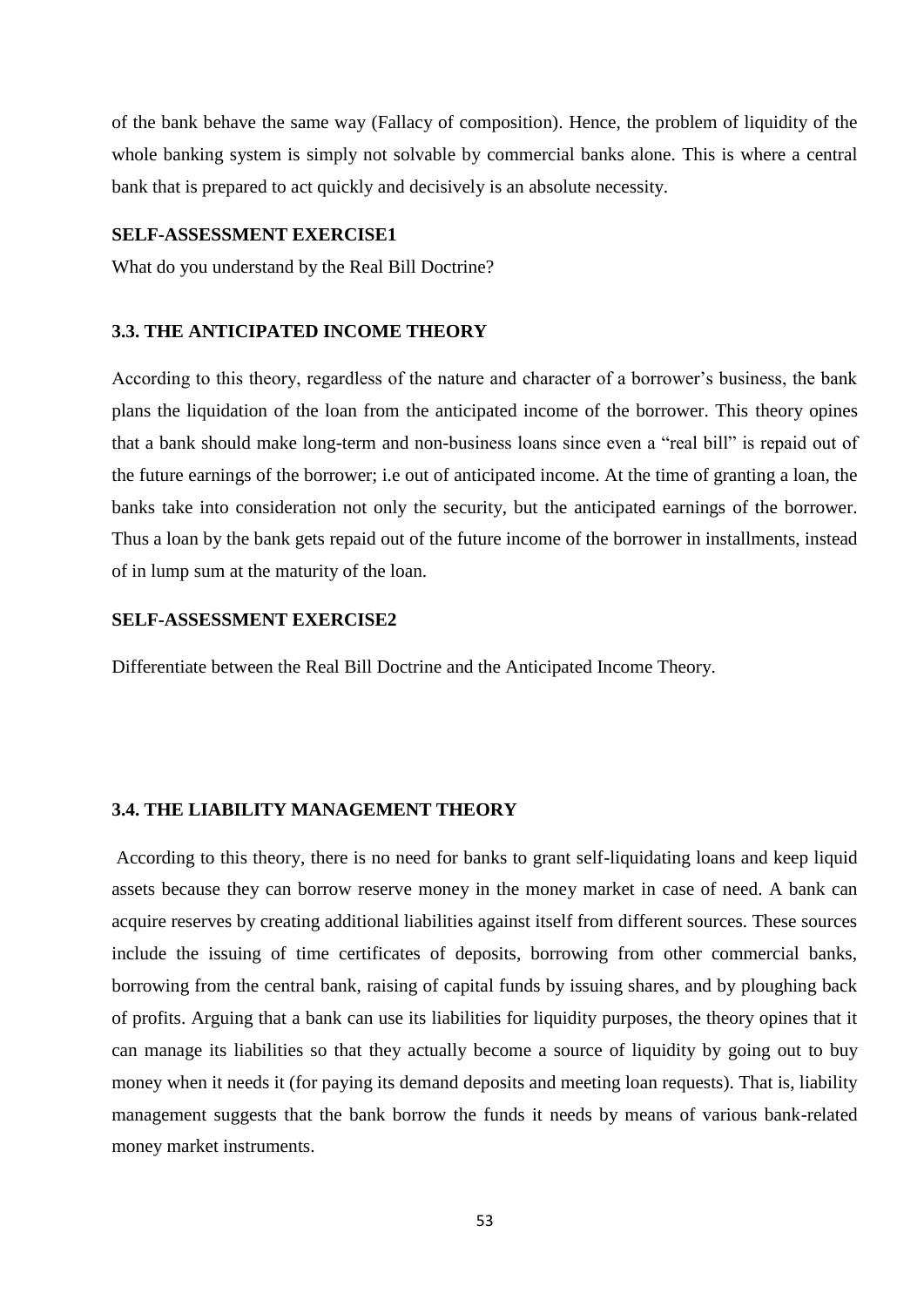of the bank behave the same way (Fallacy of composition). Hence, the problem of liquidity of the whole banking system is simply not solvable by commercial banks alone. This is where a central bank that is prepared to act quickly and decisively is an absolute necessity.

**SELF-ASSESSMENT EXERCISE1**

What do you understand by the Real Bill Doctrine?

### 3.3. THE ANTICIPATED INCOME THEORY

According to this theory, regardless of the nature and character of a borrower's business, the bank plans the liquidation of the loan from the anticipated income of the borrower. This theory opines that a bank should make long-term and non-business loans since even a "real bill" is repaid out of the future earnings of the borrower; i.e out of anticipated income. At the time of granting a loan, the banks take into consideration not only the security, but the anticipated earnings of the borrower. Thus a loan by the bank gets repaid out of the future income of the borrower in installments, instead of in lump sum at the maturity of the loan.

**SELF-ASSESSMENT EXERCISE2**

Differentiate between the Real Bill Doctrine and the Anticipated Income Theory.

### 3.4. THE LIABILITY MANAGEMENT THEORY

According to this theory, there is no need for banks to grant self-liquidating loans and keep liquid assets because they can borrow reserve money in the money market in case of need. A bank can acquire reserves by creating additional liabilities against itself from different sources. These sources include the issuing of time certificates of deposits, borrowing from other commercial banks, borrowing from the central bank, raising of capital funds by issuing shares, and by ploughing back of profits. Arguing that a bank can use its liabilities for liquidity purposes, the theory opines that it can manage its liabilities so that they actually become a source of liquidity by going out to buy money when it needs it (for paying its demand deposits and meeting loan requests). That is, liability management suggests that the bank borrow the funds it needs by means of various bank-related money market instruments.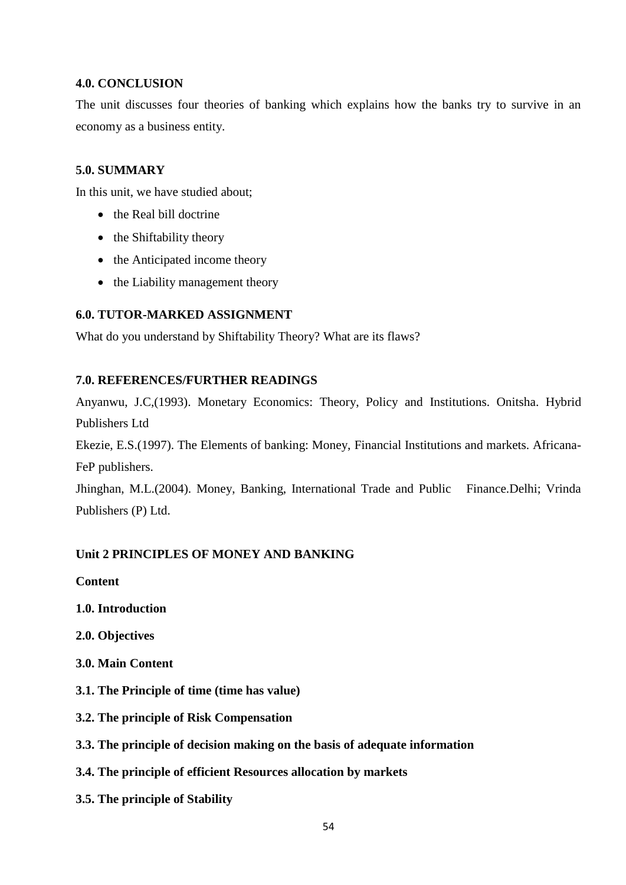**4.0. CONCLUSION**

The unit discusses four theories of banking which explains how the banks try to survive in an economy as a business entity.

**5.0. SUMMARY**

In this unit, we have studied about;

- the Real bill doctrine
- the Shiftability theory
- the Anticipated income theory
- the Liability management theory

**6.0. TUTOR-MARKED ASSIGNMENT**

What do you understand by Shiftability Theory? What are its flaws?

**7.0. REFERENCES/FURTHER READINGS**

Anyanwu, J.C,(1993). Monetary Economics: Theory, Policy and Institutions. Onitsha. Hybrid Publishers Ltd

Ekezie, E.S.(1997). The Elements of banking: Money, Financial Institutions and markets. Africana-FeP publishers.

Jhinghan, M.L.(2004). Money, Banking, International Trade and Public Finance.Delhi; Vrinda Publishers (P) Ltd.

## Unit 2 PRINCIPLES OF MONEY AND BANKING

**Content**

**1.0. Introduction**

**2.0. Objectives**

**3.0. Main Content**

**3.1. The Principle of time (time has value)**

**3.2. The principle of Risk Compensation**

**3.3. The principle of decision making on the basis of adequate information**

**3.4. The principle of efficient Resources allocation by markets**

**3.5. The principle of Stability**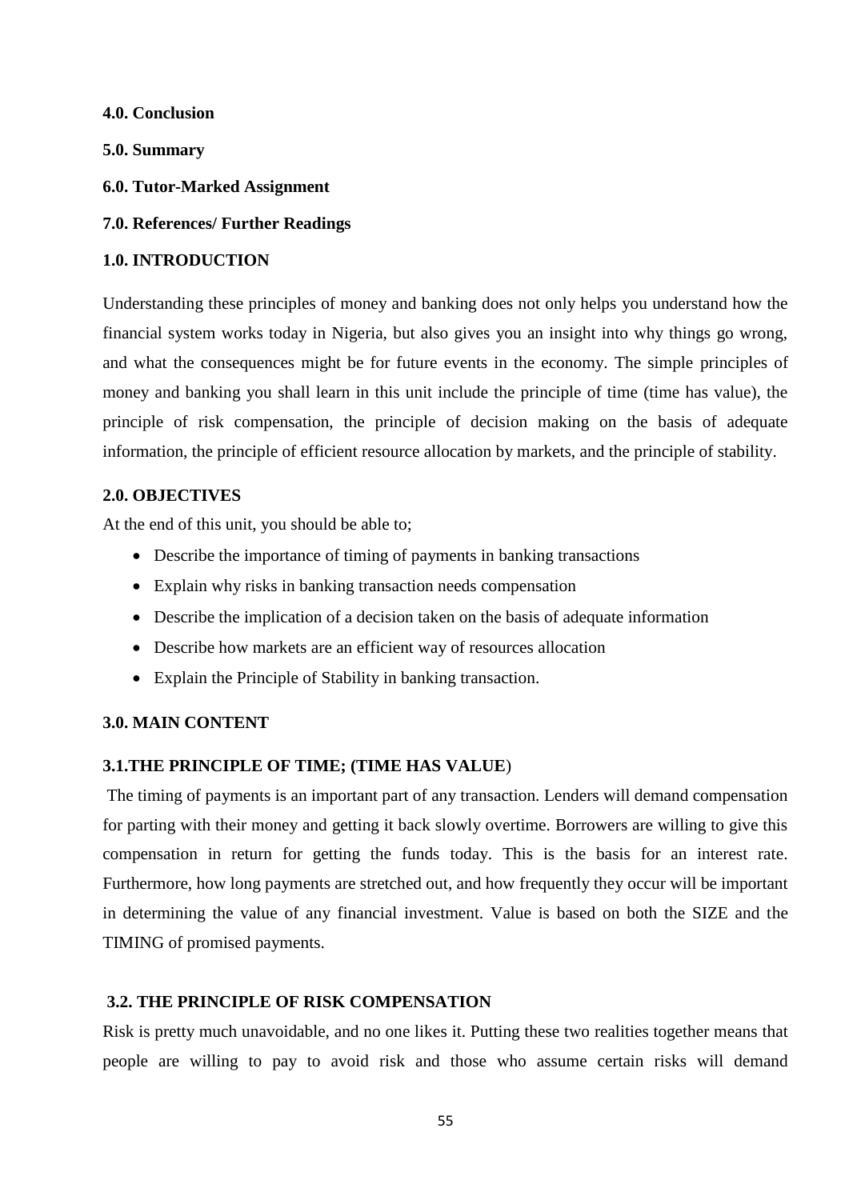**4.0. Conclusion**

**5.0. Summary**

**6.0. Tutor-Marked Assignment**

**7.0. References/ Further Readings**

## 1.0. INTRODUCTION

Understanding these principles of money and banking does not only helps you understand how the financial system works today in Nigeria, but also gives you an insight into why things go wrong, and what the consequences might be for future events in the economy. The simple principles of money and banking you shall learn in this unit include the principle of time (time has value), the principle of risk compensation, the principle of decision making on the basis of adequate information, the principle of efficient resource allocation by markets, and the principle of stability.

## 2.0. OBJECTIVES

At the end of this unit, you should be able to;

- Describe the importance of timing of payments in banking transactions
- Explain why risks in banking transaction needs compensation
- Describe the implication of a decision taken on the basis of adequate information
- Describe how markets are an efficient way of resources allocation
- Explain the Principle of Stability in banking transaction.

## 3.0. MAIN CONTENT

### 3.1.THE PRINCIPLE OF TIME; (TIME HAS VALUE)

The timing of payments is an important part of any transaction. Lenders will demand compensation for parting with their money and getting it back slowly overtime. Borrowers are willing to give this compensation in return for getting the funds today. This is the basis for an interest rate. Furthermore, how long payments are stretched out, and how frequently they occur will be important in determining the value of any financial investment. Value is based on both the SIZE and the TIMING of promised payments.

### 3.2. THE PRINCIPLE OF RISK COMPENSATION

Risk is pretty much unavoidable, and no one likes it. Putting these two realities together means that people are willing to pay to avoid risk and those who assume certain risks will demand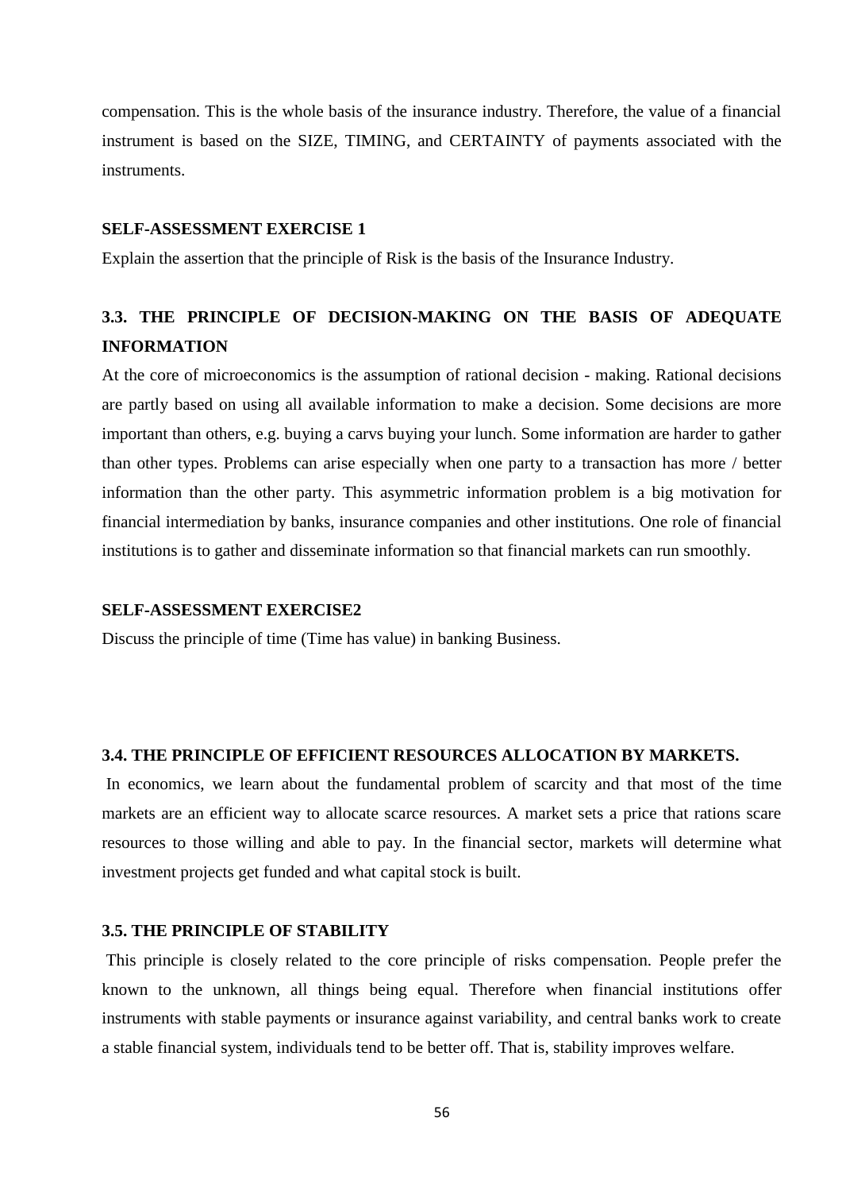compensation. This is the whole basis of the insurance industry. Therefore, the value of a financial instrument is based on the SIZE, TIMING, and CERTAINTY of payments associated with the instruments.

**SELF-ASSESSMENT EXERCISE 1**

Explain the assertion that the principle of Risk is the basis of the Insurance Industry.

### 3.3. THE PRINCIPLE OF DECISION-MAKING ON THE BASIS OF ADEQUATE INFORMATION

At the core of microeconomics is the assumption of rational decision - making. Rational decisions are partly based on using all available information to make a decision. Some decisions are more important than others, e.g. buying a carvs buying your lunch. Some information are harder to gather than other types. Problems can arise especially when one party to a transaction has more / better information than the other party. This asymmetric information problem is a big motivation for financial intermediation by banks, insurance companies and other institutions. One role of financial institutions is to gather and disseminate information so that financial markets can run smoothly.

**SELF-ASSESSMENT EXERCISE2**

Discuss the principle of time (Time has value) in banking Business.

### 3.4. THE PRINCIPLE OF EFFICIENT RESOURCES ALLOCATION BY MARKETS.

In economics, we learn about the fundamental problem of scarcity and that most of the time markets are an efficient way to allocate scarce resources. A market sets a price that rations scare resources to those willing and able to pay. In the financial sector, markets will determine what investment projects get funded and what capital stock is built.

### 3.5. THE PRINCIPLE OF STABILITY

This principle is closely related to the core principle of risks compensation. People prefer the known to the unknown, all things being equal. Therefore when financial institutions offer instruments with stable payments or insurance against variability, and central banks work to create a stable financial system, individuals tend to be better off. That is, stability improves welfare.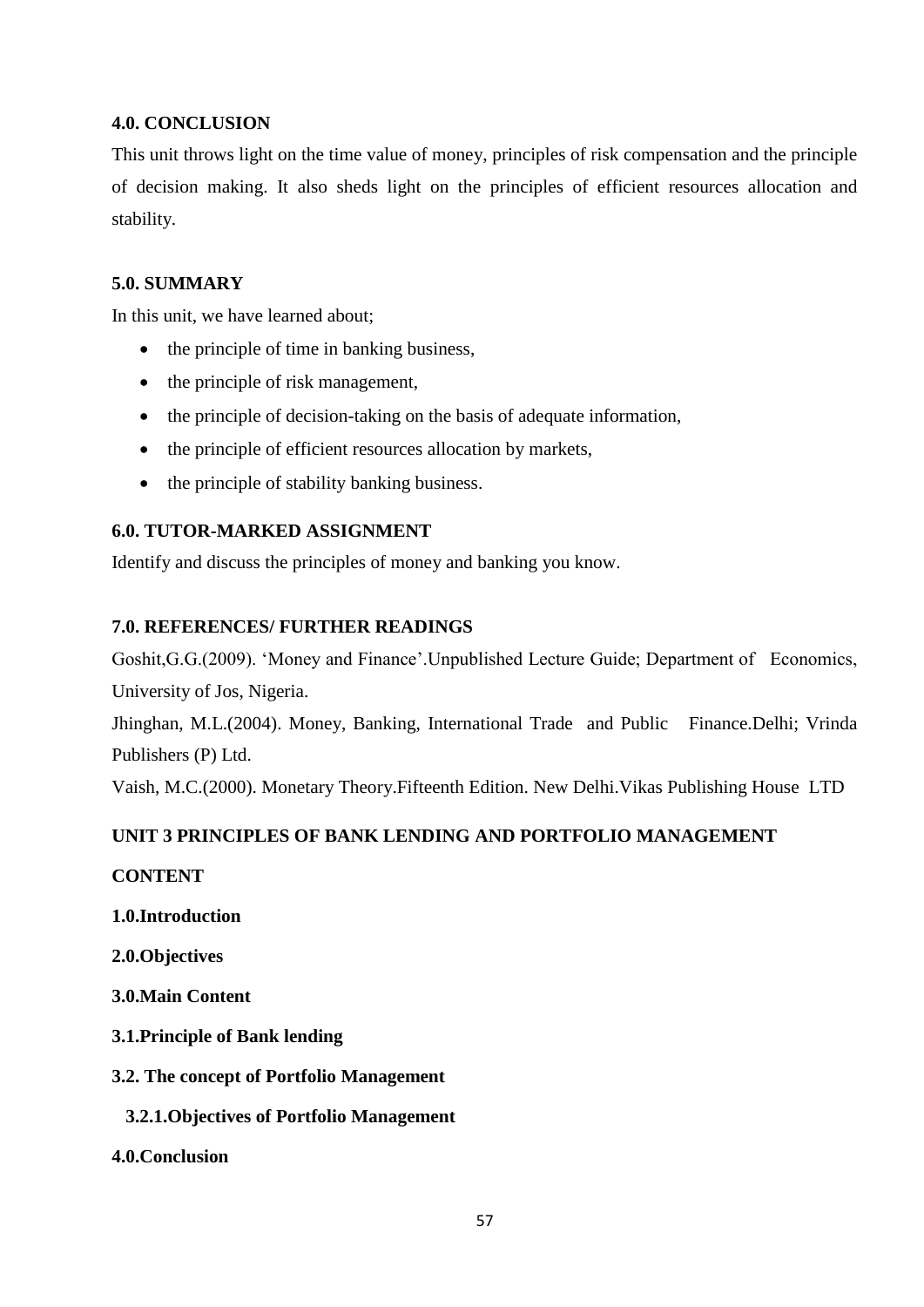### 4.0. CONCLUSION

This unit throws light on the time value of money, principles of risk compensation and the principle of decision making. It also sheds light on the principles of efficient resources allocation and stability.

### 5.0. SUMMARY

In this unit, we have learned about;

- the principle of time in banking business,
- the principle of risk management,
- the principle of decision-taking on the basis of adequate information,
- the principle of efficient resources allocation by markets,
- the principle of stability banking business.

### 6.0. TUTOR-MARKED ASSIGNMENT

Identify and discuss the principles of money and banking you know.

### 7.0. REFERENCES/ FURTHER READINGS

Goshit,G.G.(2009). 'Money and Finance'.Unpublished Lecture Guide; Department of Economics, University of Jos, Nigeria.

Jhinghan, M.L.(2004). Money, Banking, International Trade and Public Finance.Delhi; Vrinda Publishers (P) Ltd.

Vaish, M.C.(2000). Monetary Theory.Fifteenth Edition. New Delhi.Vikas Publishing House LTD

## UNIT 3 PRINCIPLES OF BANK LENDING AND PORTFOLIO MANAGEMENT

**CONTENT**

**1.0.Introduction**

**2.0.Objectives**

**3.0.Main Content**

**3.1.Principle of Bank lending**

**3.2. The concept of Portfolio Management**

**3.2.1.Objectives of Portfolio Management**

**4.0.Conclusion**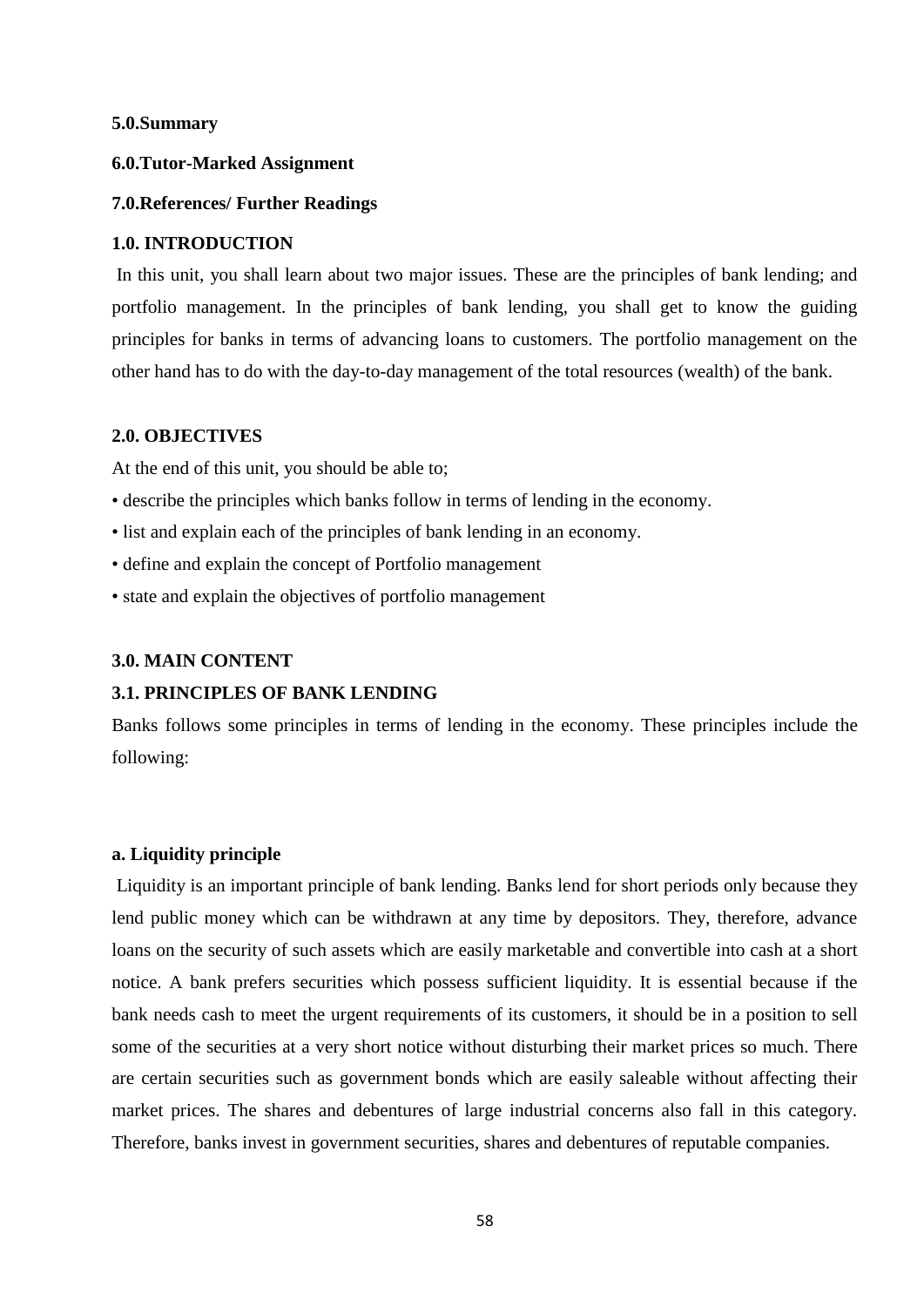**5.0.Summary**

**6.0.Tutor-Marked Assignment**

**7.0.References/ Further Readings**

## 1.0. INTRODUCTION

In this unit, you shall learn about two major issues. These are the principles of bank lending; and portfolio management. In the principles of bank lending, you shall get to know the guiding principles for banks in terms of advancing loans to customers. The portfolio management on the other hand has to do with the day-to-day management of the total resources (wealth) of the bank.

## 2.0. OBJECTIVES

At the end of this unit, you should be able to;

- describe the principles which banks follow in terms of lending in the economy.
- list and explain each of the principles of bank lending in an economy.
- define and explain the concept of Portfolio management
- state and explain the objectives of portfolio management

## 3.0. MAIN CONTENT

### 3.1. PRINCIPLES OF BANK LENDING

Banks follows some principles in terms of lending in the economy. These principles include the following:

**a. Liquidity principle**

Liquidity is an important principle of bank lending. Banks lend for short periods only because they lend public money which can be withdrawn at any time by depositors. They, therefore, advance loans on the security of such assets which are easily marketable and convertible into cash at a short notice. A bank prefers securities which possess sufficient liquidity. It is essential because if the bank needs cash to meet the urgent requirements of its customers, it should be in a position to sell some of the securities at a very short notice without disturbing their market prices so much. There are certain securities such as government bonds which are easily saleable without affecting their market prices. The shares and debentures of large industrial concerns also fall in this category. Therefore, banks invest in government securities, shares and debentures of reputable companies.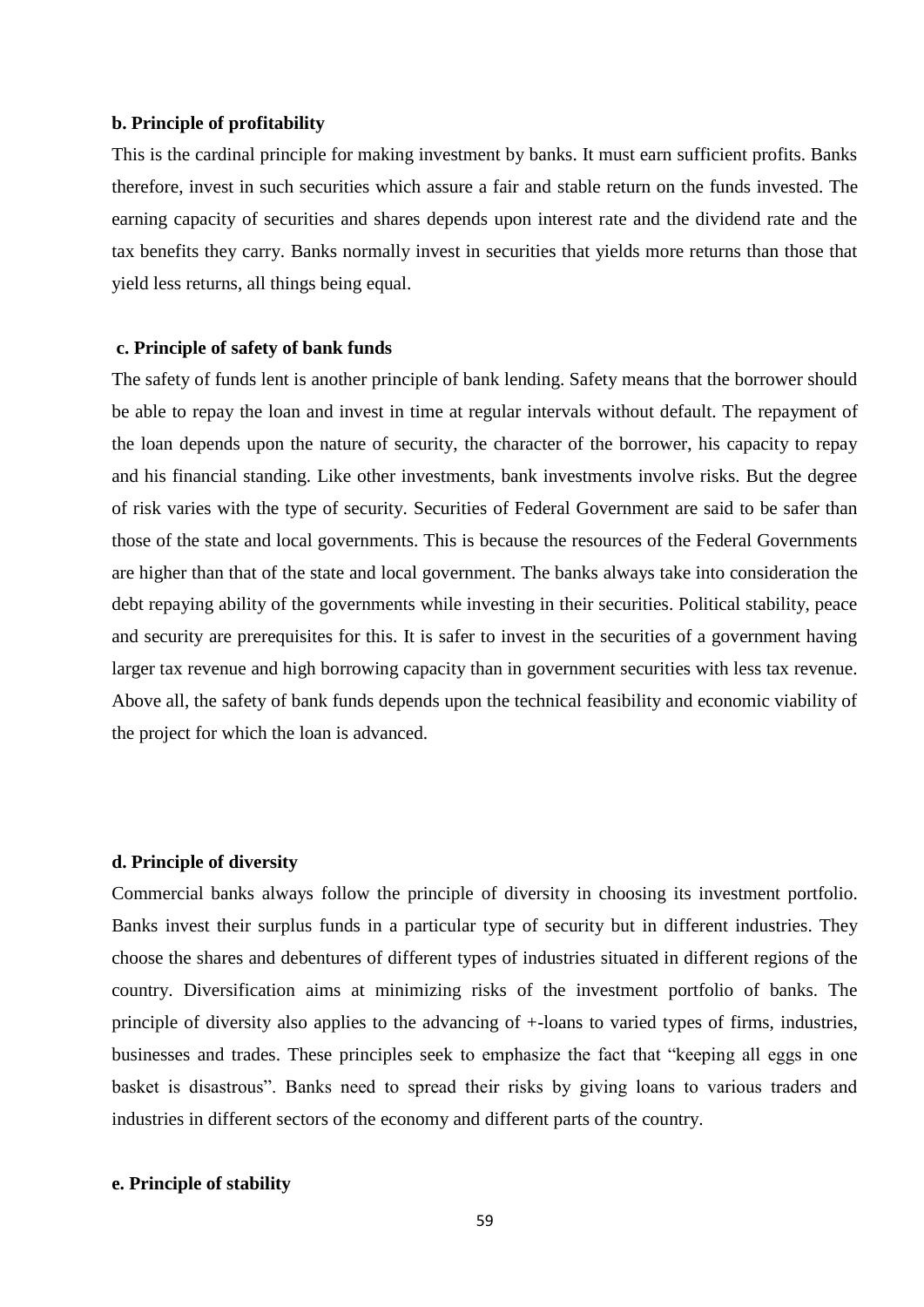**b. Principle of profitability**

This is the cardinal principle for making investment by banks. It must earn sufficient profits. Banks therefore, invest in such securities which assure a fair and stable return on the funds invested. The earning capacity of securities and shares depends upon interest rate and the dividend rate and the tax benefits they carry. Banks normally invest in securities that yields more returns than those that yield less returns, all things being equal.

**c. Principle of safety of bank funds**

The safety of funds lent is another principle of bank lending. Safety means that the borrower should be able to repay the loan and invest in time at regular intervals without default. The repayment of the loan depends upon the nature of security, the character of the borrower, his capacity to repay and his financial standing. Like other investments, bank investments involve risks. But the degree of risk varies with the type of security. Securities of Federal Government are said to be safer than those of the state and local governments. This is because the resources of the Federal Governments are higher than that of the state and local government. The banks always take into consideration the debt repaying ability of the governments while investing in their securities. Political stability, peace and security are prerequisites for this. It is safer to invest in the securities of a government having larger tax revenue and high borrowing capacity than in government securities with less tax revenue. Above all, the safety of bank funds depends upon the technical feasibility and economic viability of the project for which the loan is advanced.

**d. Principle of diversity**

Commercial banks always follow the principle of diversity in choosing its investment portfolio. Banks invest their surplus funds in a particular type of security but in different industries. They choose the shares and debentures of different types of industries situated in different regions of the country. Diversification aims at minimizing risks of the investment portfolio of banks. The principle of diversity also applies to the advancing of +-loans to varied types of firms, industries, businesses and trades. These principles seek to emphasize the fact that "keeping all eggs in one basket is disastrous". Banks need to spread their risks by giving loans to various traders and industries in different sectors of the economy and different parts of the country.

**e. Principle of stability**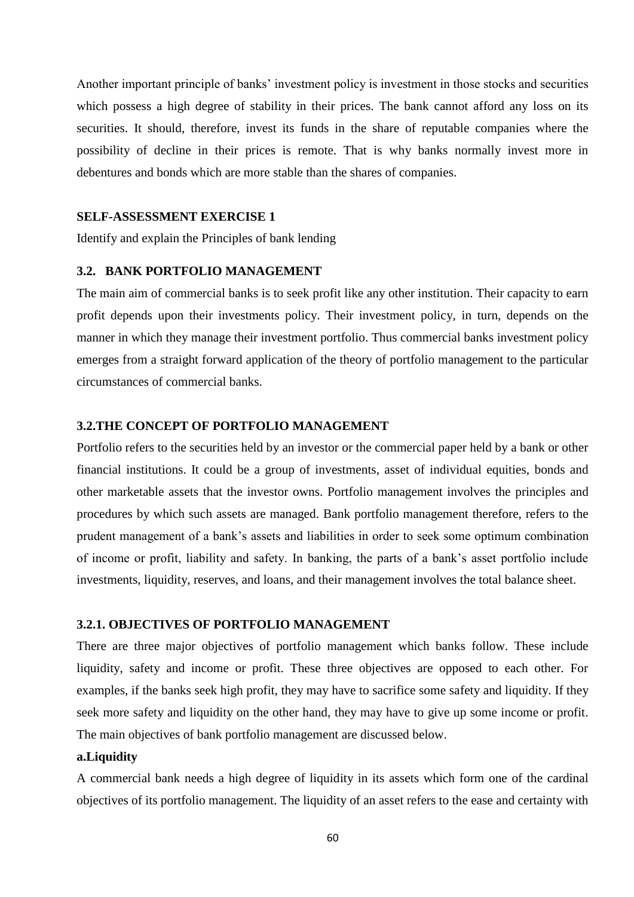Another important principle of banks' investment policy is investment in those stocks and securities which possess a high degree of stability in their prices. The bank cannot afford any loss on its securities. It should, therefore, invest its funds in the share of reputable companies where the possibility of decline in their prices is remote. That is why banks normally invest more in debentures and bonds which are more stable than the shares of companies.

**SELF-ASSESSMENT EXERCISE 1**

Identify and explain the Principles of bank lending

### 3.2. BANK PORTFOLIO MANAGEMENT

The main aim of commercial banks is to seek profit like any other institution. Their capacity to earn profit depends upon their investments policy. Their investment policy, in turn, depends on the manner in which they manage their investment portfolio. Thus commercial banks investment policy emerges from a straight forward application of the theory of portfolio management to the particular circumstances of commercial banks.

### 3.2.THE CONCEPT OF PORTFOLIO MANAGEMENT

Portfolio refers to the securities held by an investor or the commercial paper held by a bank or other financial institutions. It could be a group of investments, asset of individual equities, bonds and other marketable assets that the investor owns. Portfolio management involves the principles and procedures by which such assets are managed. Bank portfolio management therefore, refers to the prudent management of a bank's assets and liabilities in order to seek some optimum combination of income or profit, liability and safety. In banking, the parts of a bank's asset portfolio include investments, liquidity, reserves, and loans, and their management involves the total balance sheet.

### 3.2.1. OBJECTIVES OF PORTFOLIO MANAGEMENT

There are three major objectives of portfolio management which banks follow. These include liquidity, safety and income or profit. These three objectives are opposed to each other. For examples, if the banks seek high profit, they may have to sacrifice some safety and liquidity. If they seek more safety and liquidity on the other hand, they may have to give up some income or profit. The main objectives of bank portfolio management are discussed below.

**a.Liquidity**

A commercial bank needs a high degree of liquidity in its assets which form one of the cardinal objectives of its portfolio management. The liquidity of an asset refers to the ease and certainty with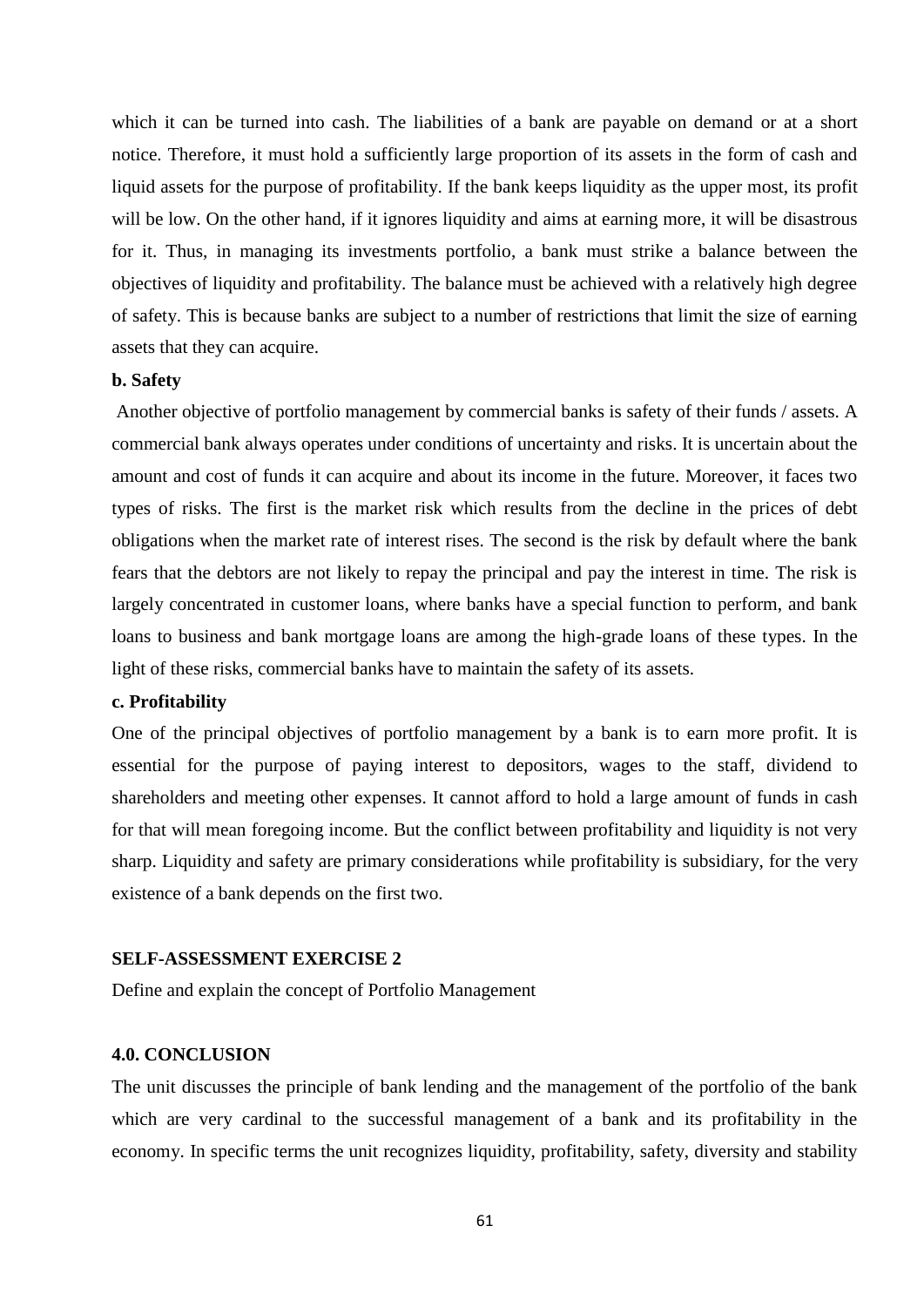which it can be turned into cash. The liabilities of a bank are payable on demand or at a short notice. Therefore, it must hold a sufficiently large proportion of its assets in the form of cash and liquid assets for the purpose of profitability. If the bank keeps liquidity as the upper most, its profit will be low. On the other hand, if it ignores liquidity and aims at earning more, it will be disastrous for it. Thus, in managing its investments portfolio, a bank must strike a balance between the objectives of liquidity and profitability. The balance must be achieved with a relatively high degree of safety. This is because banks are subject to a number of restrictions that limit the size of earning assets that they can acquire.

**b. Safety**

Another objective of portfolio management by commercial banks is safety of their funds / assets. A commercial bank always operates under conditions of uncertainty and risks. It is uncertain about the amount and cost of funds it can acquire and about its income in the future. Moreover, it faces two types of risks. The first is the market risk which results from the decline in the prices of debt obligations when the market rate of interest rises. The second is the risk by default where the bank fears that the debtors are not likely to repay the principal and pay the interest in time. The risk is largely concentrated in customer loans, where banks have a special function to perform, and bank loans to business and bank mortgage loans are among the high-grade loans of these types. In the light of these risks, commercial banks have to maintain the safety of its assets.

**c. Profitability**

One of the principal objectives of portfolio management by a bank is to earn more profit. It is essential for the purpose of paying interest to depositors, wages to the staff, dividend to shareholders and meeting other expenses. It cannot afford to hold a large amount of funds in cash for that will mean foregoing income. But the conflict between profitability and liquidity is not very sharp. Liquidity and safety are primary considerations while profitability is subsidiary, for the very existence of a bank depends on the first two.

**SELF-ASSESSMENT EXERCISE 2**

Define and explain the concept of Portfolio Management

**4.0. CONCLUSION**

The unit discusses the principle of bank lending and the management of the portfolio of the bank which are very cardinal to the successful management of a bank and its profitability in the economy. In specific terms the unit recognizes liquidity, profitability, safety, diversity and stability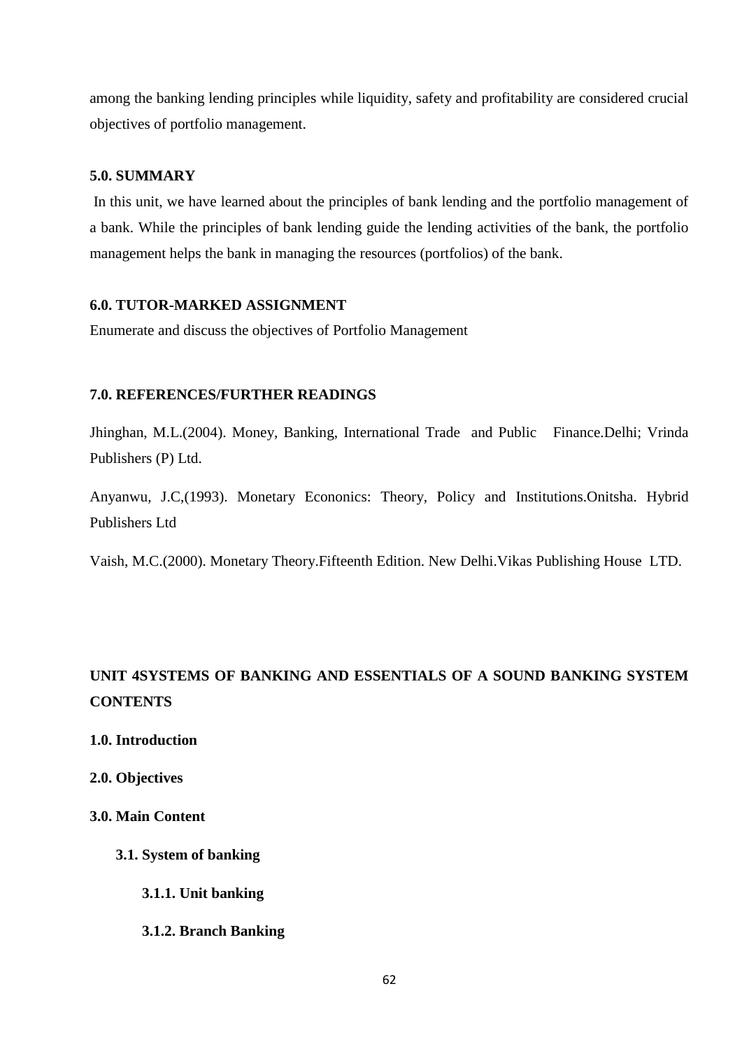among the banking lending principles while liquidity, safety and profitability are considered crucial objectives of portfolio management.

## 5.0. SUMMARY

In this unit, we have learned about the principles of bank lending and the portfolio management of a bank. While the principles of bank lending guide the lending activities of the bank, the portfolio management helps the bank in managing the resources (portfolios) of the bank.

## 6.0. TUTOR-MARKED ASSIGNMENT

Enumerate and discuss the objectives of Portfolio Management

## 7.0. REFERENCES/FURTHER READINGS

Jhinghan, M.L.(2004). Money, Banking, International Trade and Public Finance.Delhi; Vrinda Publishers (P) Ltd.

Anyanwu, J.C,(1993). Monetary Econonics: Theory, Policy and Institutions.Onitsha. Hybrid Publishers Ltd

Vaish, M.C.(2000). Monetary Theory.Fifteenth Edition. New Delhi.Vikas Publishing House LTD.

# UNIT 4SYSTEMS OF BANKING AND ESSENTIALS OF A SOUND BANKING SYSTEM CONTENTS

**1.0. Introduction**

**2.0. Objectives**

**3.0. Main Content**

- **3.1. System of banking**
  - **3.1.1. Unit banking**
  - **3.1.2. Branch Banking**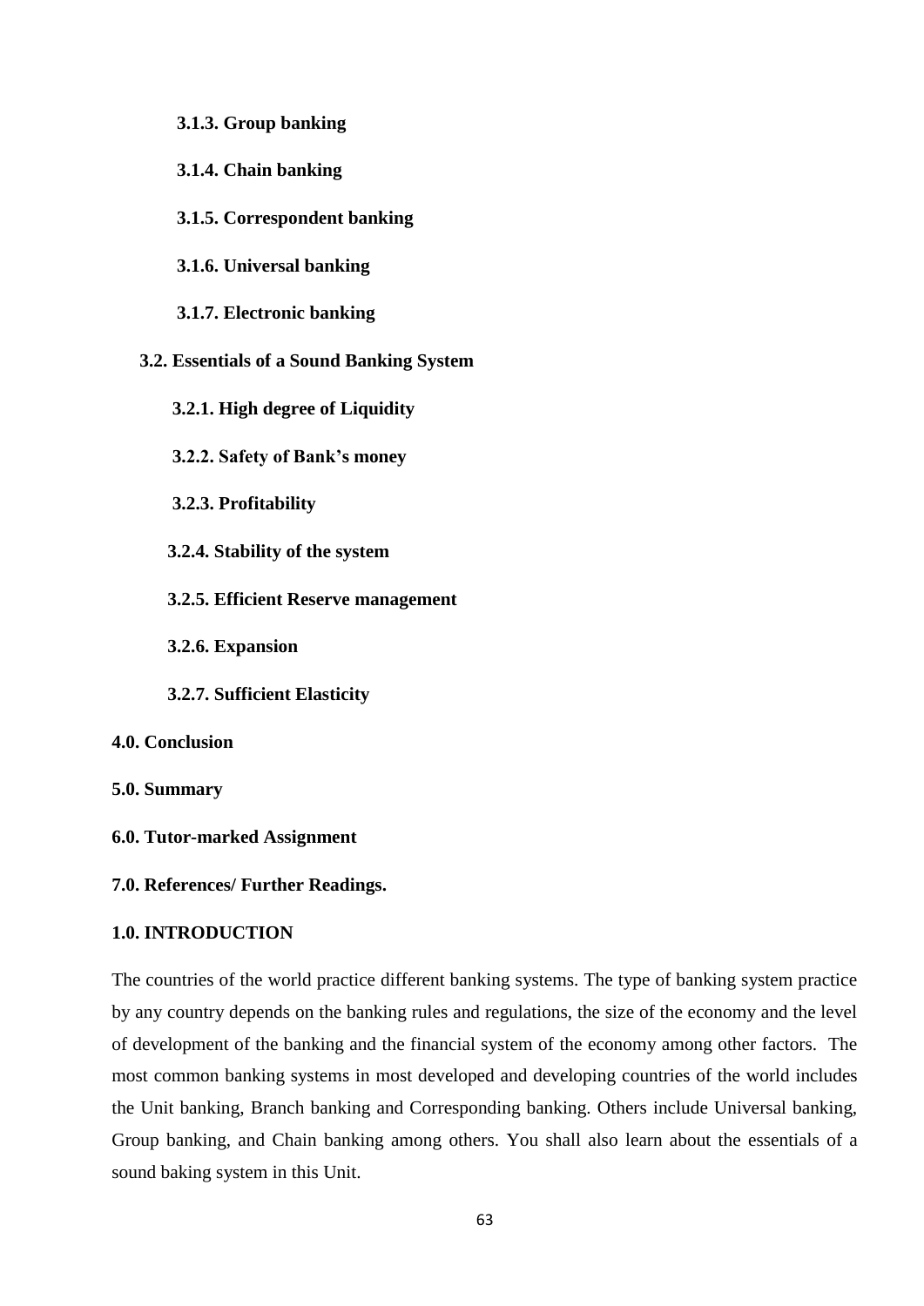**3.1.3. Group banking**

**3.1.4. Chain banking**

**3.1.5. Correspondent banking**

**3.1.6. Universal banking**

**3.1.7. Electronic banking**

**3.2. Essentials of a Sound Banking System**

**3.2.1. High degree of Liquidity**

**3.2.2. Safety of Bank's money**

**3.2.3. Profitability**

**3.2.4. Stability of the system**

**3.2.5. Efficient Reserve management**

**3.2.6. Expansion**

**3.2.7. Sufficient Elasticity**

**4.0. Conclusion**

**5.0. Summary**

**6.0. Tutor-marked Assignment**

**7.0. References/ Further Readings.**

## 1.0. INTRODUCTION

The countries of the world practice different banking systems. The type of banking system practice by any country depends on the banking rules and regulations, the size of the economy and the level of development of the banking and the financial system of the economy among other factors. The most common banking systems in most developed and developing countries of the world includes the Unit banking, Branch banking and Corresponding banking. Others include Universal banking, Group banking, and Chain banking among others. You shall also learn about the essentials of a sound baking system in this Unit.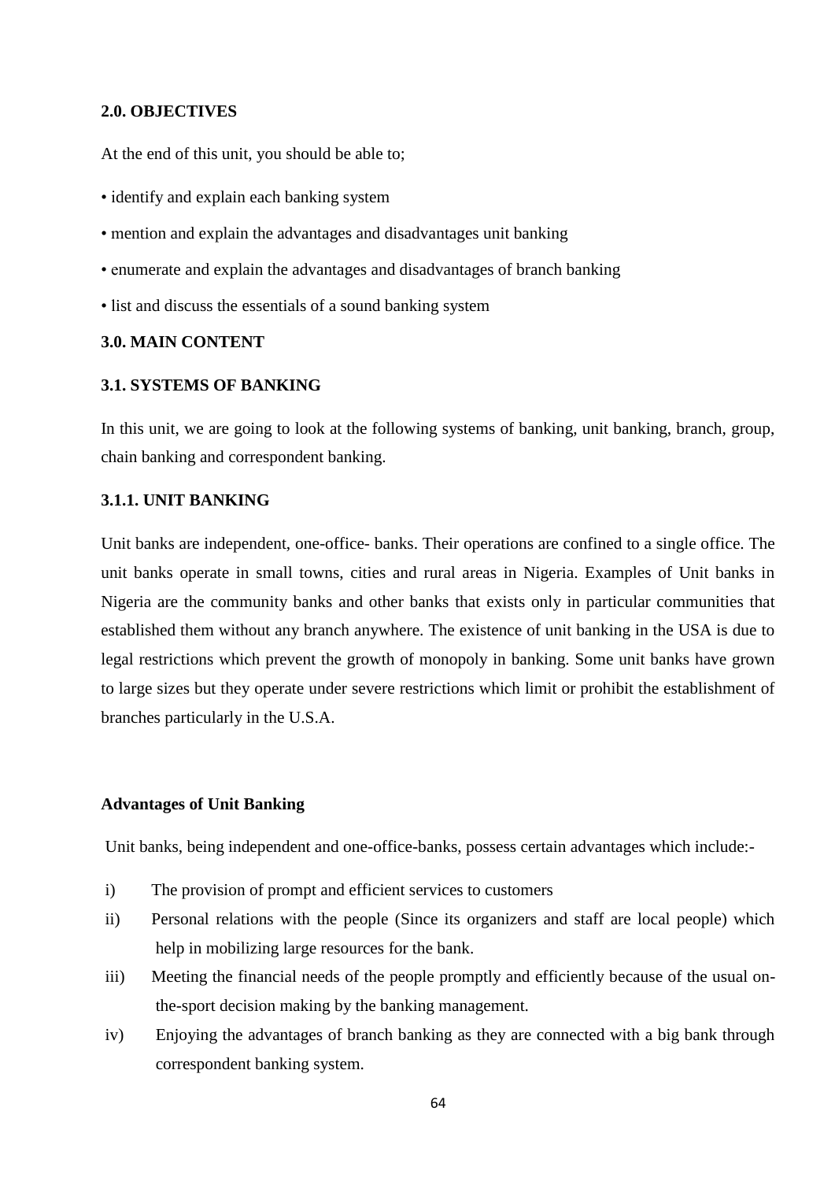## 2.0. OBJECTIVES

At the end of this unit, you should be able to;

- identify and explain each banking system
- mention and explain the advantages and disadvantages unit banking
- enumerate and explain the advantages and disadvantages of branch banking
- list and discuss the essentials of a sound banking system

## 3.0. MAIN CONTENT

### 3.1. SYSTEMS OF BANKING

In this unit, we are going to look at the following systems of banking, unit banking, branch, group, chain banking and correspondent banking.

#### 3.1.1. UNIT BANKING

Unit banks are independent, one-office- banks. Their operations are confined to a single office. The unit banks operate in small towns, cities and rural areas in Nigeria. Examples of Unit banks in Nigeria are the community banks and other banks that exists only in particular communities that established them without any branch anywhere. The existence of unit banking in the USA is due to legal restrictions which prevent the growth of monopoly in banking. Some unit banks have grown to large sizes but they operate under severe restrictions which limit or prohibit the establishment of branches particularly in the U.S.A.

**Advantages of Unit Banking**

Unit banks, being independent and one-office-banks, possess certain advantages which include:-

i) The provision of prompt and efficient services to customers

ii) Personal relations with the people (Since its organizers and staff are local people) which help in mobilizing large resources for the bank.

iii) Meeting the financial needs of the people promptly and efficiently because of the usual on-the-sport decision making by the banking management.

iv) Enjoying the advantages of branch banking as they are connected with a big bank through correspondent banking system.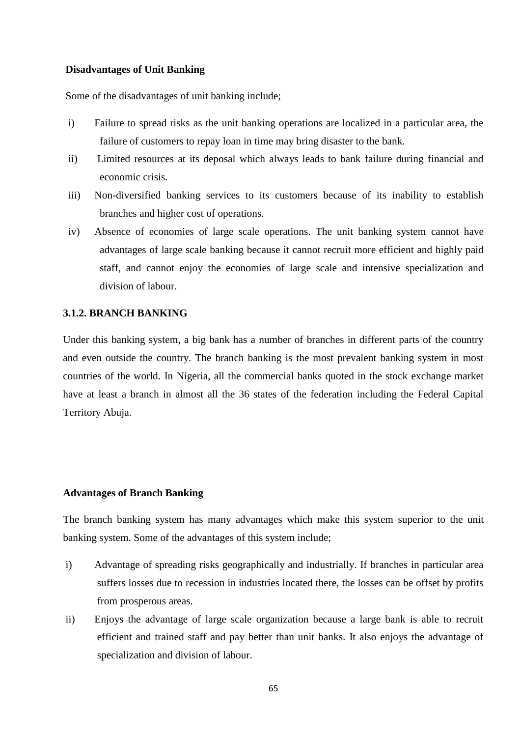**Disadvantages of Unit Banking**

Some of the disadvantages of unit banking include;

i) Failure to spread risks as the unit banking operations are localized in a particular area, the failure of customers to repay loan in time may bring disaster to the bank.
ii) Limited resources at its deposal which always leads to bank failure during financial and economic crisis.
iii) Non-diversified banking services to its customers because of its inability to establish branches and higher cost of operations.
iv) Absence of economies of large scale operations. The unit banking system cannot have advantages of large scale banking because it cannot recruit more efficient and highly paid staff, and cannot enjoy the economies of large scale and intensive specialization and division of labour.

### 3.1.2. BRANCH BANKING

Under this banking system, a big bank has a number of branches in different parts of the country and even outside the country. The branch banking is the most prevalent banking system in most countries of the world. In Nigeria, all the commercial banks quoted in the stock exchange market have at least a branch in almost all the 36 states of the federation including the Federal Capital Territory Abuja.

**Advantages of Branch Banking**

The branch banking system has many advantages which make this system superior to the unit banking system. Some of the advantages of this system include;

i) Advantage of spreading risks geographically and industrially. If branches in particular area suffers losses due to recession in industries located there, the losses can be offset by profits from prosperous areas.
ii) Enjoys the advantage of large scale organization because a large bank is able to recruit efficient and trained staff and pay better than unit banks. It also enjoys the advantage of specialization and division of labour.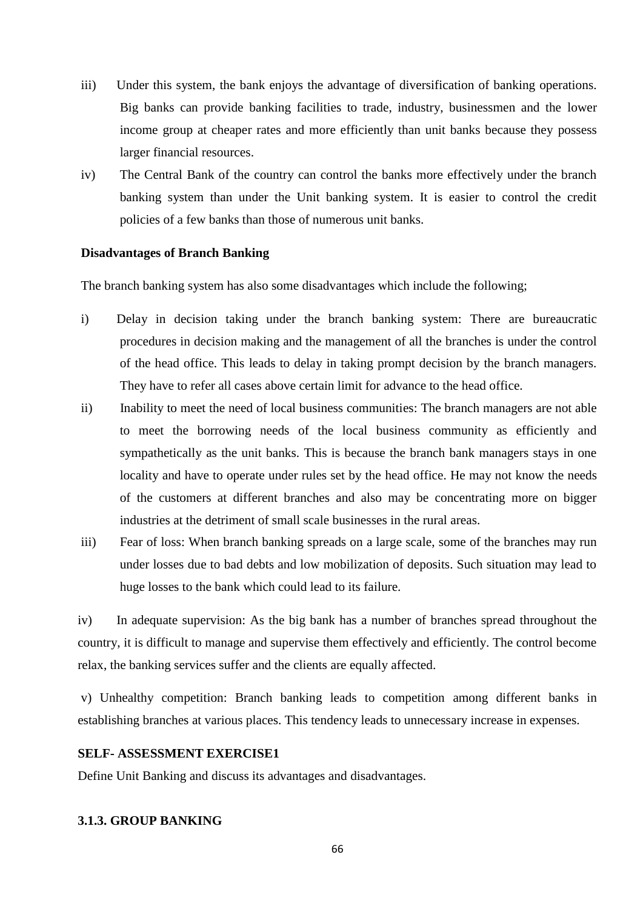iii) Under this system, the bank enjoys the advantage of diversification of banking operations. Big banks can provide banking facilities to trade, industry, businessmen and the lower income group at cheaper rates and more efficiently than unit banks because they possess larger financial resources.

iv) The Central Bank of the country can control the banks more effectively under the branch banking system than under the Unit banking system. It is easier to control the credit policies of a few banks than those of numerous unit banks.

**Disadvantages of Branch Banking**

The branch banking system has also some disadvantages which include the following;

i) Delay in decision taking under the branch banking system: There are bureaucratic procedures in decision making and the management of all the branches is under the control of the head office. This leads to delay in taking prompt decision by the branch managers. They have to refer all cases above certain limit for advance to the head office.

ii) Inability to meet the need of local business communities: The branch managers are not able to meet the borrowing needs of the local business community as efficiently and sympathetically as the unit banks. This is because the branch bank managers stays in one locality and have to operate under rules set by the head office. He may not know the needs of the customers at different branches and also may be concentrating more on bigger industries at the detriment of small scale businesses in the rural areas.

iii) Fear of loss: When branch banking spreads on a large scale, some of the branches may run under losses due to bad debts and low mobilization of deposits. Such situation may lead to huge losses to the bank which could lead to its failure.

iv) In adequate supervision: As the big bank has a number of branches spread throughout the country, it is difficult to manage and supervise them effectively and efficiently. The control become relax, the banking services suffer and the clients are equally affected.

v) Unhealthy competition: Branch banking leads to competition among different banks in establishing branches at various places. This tendency leads to unnecessary increase in expenses.

**SELF- ASSESSMENT EXERCISE1**

Define Unit Banking and discuss its advantages and disadvantages.

### 3.1.3. GROUP BANKING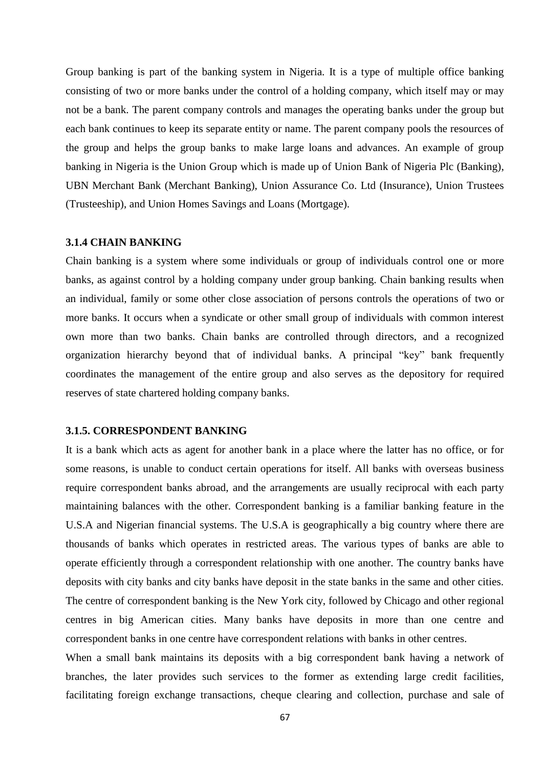Group banking is part of the banking system in Nigeria. It is a type of multiple office banking consisting of two or more banks under the control of a holding company, which itself may or may not be a bank. The parent company controls and manages the operating banks under the group but each bank continues to keep its separate entity or name. The parent company pools the resources of the group and helps the group banks to make large loans and advances. An example of group banking in Nigeria is the Union Group which is made up of Union Bank of Nigeria Plc (Banking), UBN Merchant Bank (Merchant Banking), Union Assurance Co. Ltd (Insurance), Union Trustees (Trusteeship), and Union Homes Savings and Loans (Mortgage).

### 3.1.4 CHAIN BANKING

Chain banking is a system where some individuals or group of individuals control one or more banks, as against control by a holding company under group banking. Chain banking results when an individual, family or some other close association of persons controls the operations of two or more banks. It occurs when a syndicate or other small group of individuals with common interest own more than two banks. Chain banks are controlled through directors, and a recognized organization hierarchy beyond that of individual banks. A principal "key" bank frequently coordinates the management of the entire group and also serves as the depository for required reserves of state chartered holding company banks.

### 3.1.5. CORRESPONDENT BANKING

It is a bank which acts as agent for another bank in a place where the latter has no office, or for some reasons, is unable to conduct certain operations for itself. All banks with overseas business require correspondent banks abroad, and the arrangements are usually reciprocal with each party maintaining balances with the other. Correspondent banking is a familiar banking feature in the U.S.A and Nigerian financial systems. The U.S.A is geographically a big country where there are thousands of banks which operates in restricted areas. The various types of banks are able to operate efficiently through a correspondent relationship with one another. The country banks have deposits with city banks and city banks have deposit in the state banks in the same and other cities. The centre of correspondent banking is the New York city, followed by Chicago and other regional centres in big American cities. Many banks have deposits in more than one centre and correspondent banks in one centre have correspondent relations with banks in other centres.

When a small bank maintains its deposits with a big correspondent bank having a network of branches, the later provides such services to the former as extending large credit facilities, facilitating foreign exchange transactions, cheque clearing and collection, purchase and sale of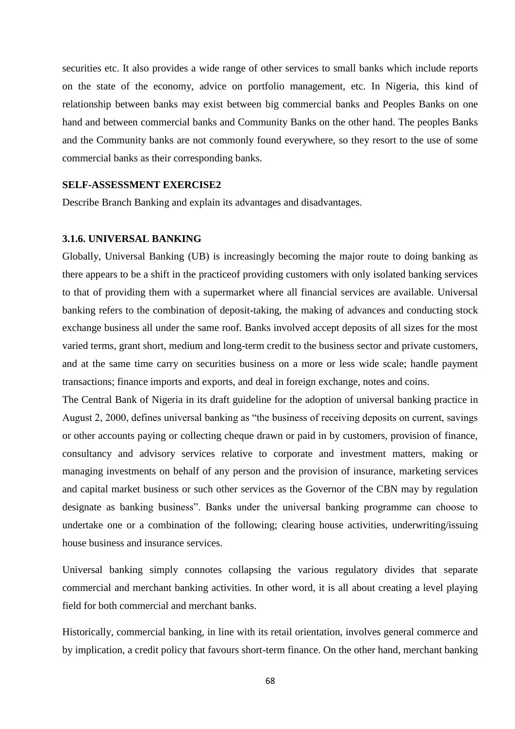securities etc. It also provides a wide range of other services to small banks which include reports on the state of the economy, advice on portfolio management, etc. In Nigeria, this kind of relationship between banks may exist between big commercial banks and Peoples Banks on one hand and between commercial banks and Community Banks on the other hand. The peoples Banks and the Community banks are not commonly found everywhere, so they resort to the use of some commercial banks as their corresponding banks.

**SELF-ASSESSMENT EXERCISE2**

Describe Branch Banking and explain its advantages and disadvantages.

### 3.1.6. UNIVERSAL BANKING

Globally, Universal Banking (UB) is increasingly becoming the major route to doing banking as there appears to be a shift in the practiceof providing customers with only isolated banking services to that of providing them with a supermarket where all financial services are available. Universal banking refers to the combination of deposit-taking, the making of advances and conducting stock exchange business all under the same roof. Banks involved accept deposits of all sizes for the most varied terms, grant short, medium and long-term credit to the business sector and private customers, and at the same time carry on securities business on a more or less wide scale; handle payment transactions; finance imports and exports, and deal in foreign exchange, notes and coins.

The Central Bank of Nigeria in its draft guideline for the adoption of universal banking practice in August 2, 2000, defines universal banking as "the business of receiving deposits on current, savings or other accounts paying or collecting cheque drawn or paid in by customers, provision of finance, consultancy and advisory services relative to corporate and investment matters, making or managing investments on behalf of any person and the provision of insurance, marketing services and capital market business or such other services as the Governor of the CBN may by regulation designate as banking business". Banks under the universal banking programme can choose to undertake one or a combination of the following; clearing house activities, underwriting/issuing house business and insurance services.

Universal banking simply connotes collapsing the various regulatory divides that separate commercial and merchant banking activities. In other word, it is all about creating a level playing field for both commercial and merchant banks.

Historically, commercial banking, in line with its retail orientation, involves general commerce and by implication, a credit policy that favours short-term finance. On the other hand, merchant banking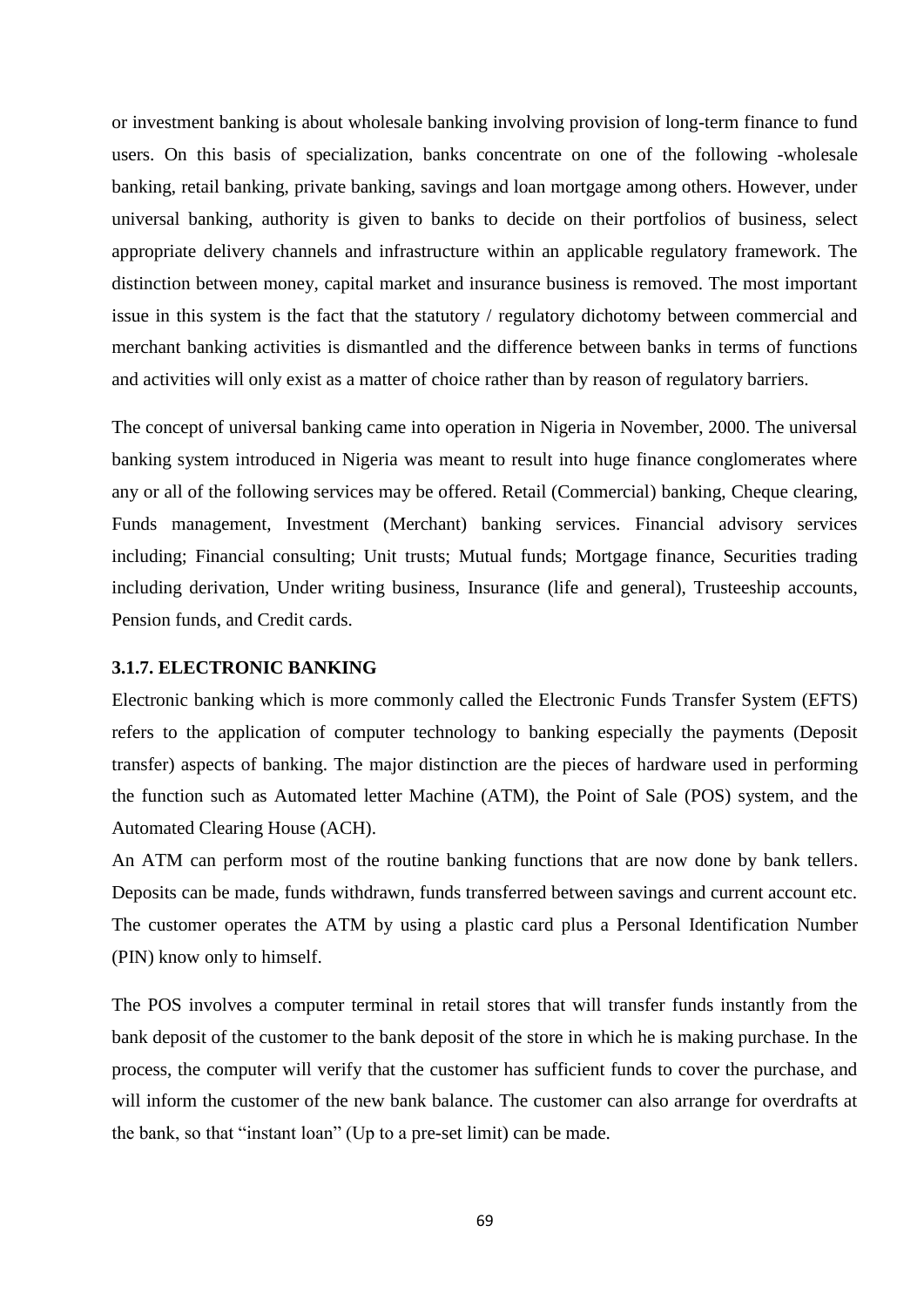or investment banking is about wholesale banking involving provision of long-term finance to fund users. On this basis of specialization, banks concentrate on one of the following -wholesale banking, retail banking, private banking, savings and loan mortgage among others. However, under universal banking, authority is given to banks to decide on their portfolios of business, select appropriate delivery channels and infrastructure within an applicable regulatory framework. The distinction between money, capital market and insurance business is removed. The most important issue in this system is the fact that the statutory / regulatory dichotomy between commercial and merchant banking activities is dismantled and the difference between banks in terms of functions and activities will only exist as a matter of choice rather than by reason of regulatory barriers.

The concept of universal banking came into operation in Nigeria in November, 2000. The universal banking system introduced in Nigeria was meant to result into huge finance conglomerates where any or all of the following services may be offered. Retail (Commercial) banking, Cheque clearing, Funds management, Investment (Merchant) banking services. Financial advisory services including; Financial consulting; Unit trusts; Mutual funds; Mortgage finance, Securities trading including derivation, Under writing business, Insurance (life and general), Trusteeship accounts, Pension funds, and Credit cards.

### 3.1.7. ELECTRONIC BANKING

Electronic banking which is more commonly called the Electronic Funds Transfer System (EFTS) refers to the application of computer technology to banking especially the payments (Deposit transfer) aspects of banking. The major distinction are the pieces of hardware used in performing the function such as Automated letter Machine (ATM), the Point of Sale (POS) system, and the Automated Clearing House (ACH).

An ATM can perform most of the routine banking functions that are now done by bank tellers. Deposits can be made, funds withdrawn, funds transferred between savings and current account etc. The customer operates the ATM by using a plastic card plus a Personal Identification Number (PIN) know only to himself.

The POS involves a computer terminal in retail stores that will transfer funds instantly from the bank deposit of the customer to the bank deposit of the store in which he is making purchase. In the process, the computer will verify that the customer has sufficient funds to cover the purchase, and will inform the customer of the new bank balance. The customer can also arrange for overdrafts at the bank, so that "instant loan" (Up to a pre-set limit) can be made.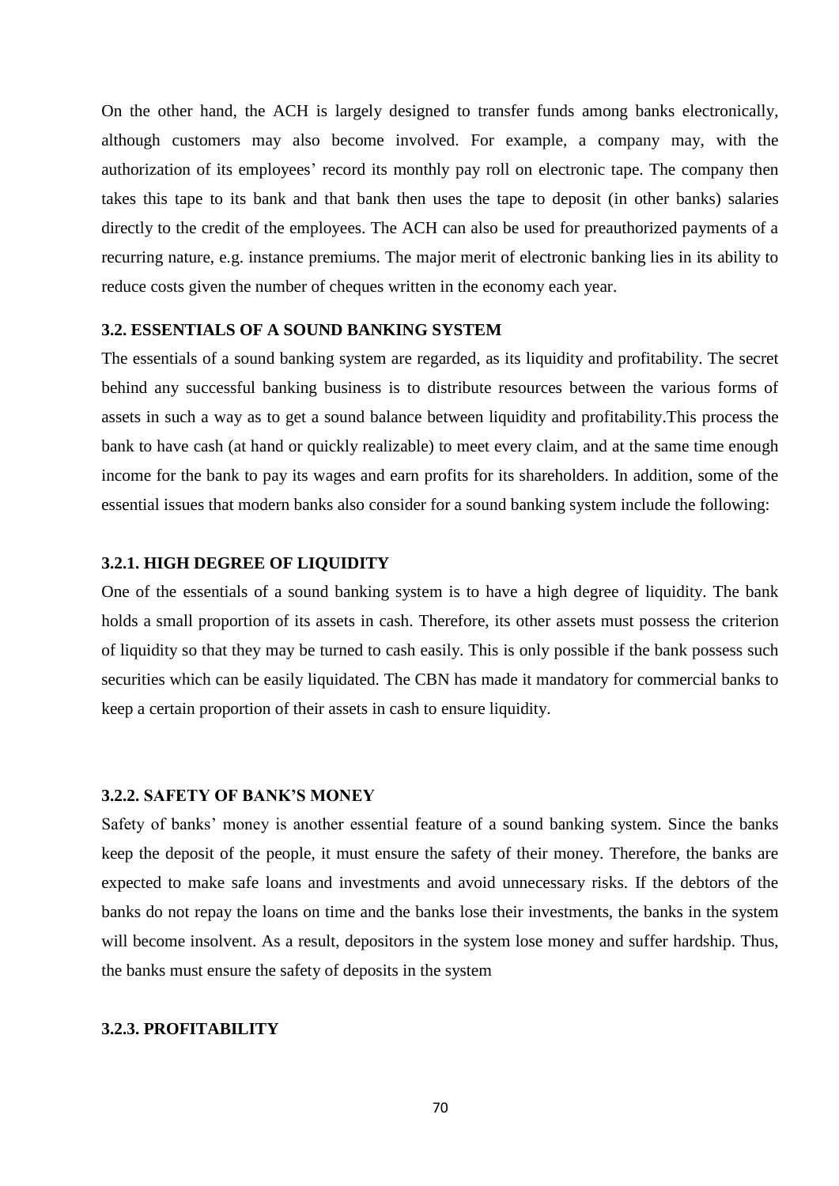On the other hand, the ACH is largely designed to transfer funds among banks electronically, although customers may also become involved. For example, a company may, with the authorization of its employees' record its monthly pay roll on electronic tape. The company then takes this tape to its bank and that bank then uses the tape to deposit (in other banks) salaries directly to the credit of the employees. The ACH can also be used for preauthorized payments of a recurring nature, e.g. instance premiums. The major merit of electronic banking lies in its ability to reduce costs given the number of cheques written in the economy each year.

### 3.2. ESSENTIALS OF A SOUND BANKING SYSTEM

The essentials of a sound banking system are regarded, as its liquidity and profitability. The secret behind any successful banking business is to distribute resources between the various forms of assets in such a way as to get a sound balance between liquidity and profitability.This process the bank to have cash (at hand or quickly realizable) to meet every claim, and at the same time enough income for the bank to pay its wages and earn profits for its shareholders. In addition, some of the essential issues that modern banks also consider for a sound banking system include the following:

#### 3.2.1. HIGH DEGREE OF LIQUIDITY

One of the essentials of a sound banking system is to have a high degree of liquidity. The bank holds a small proportion of its assets in cash. Therefore, its other assets must possess the criterion of liquidity so that they may be turned to cash easily. This is only possible if the bank possess such securities which can be easily liquidated. The CBN has made it mandatory for commercial banks to keep a certain proportion of their assets in cash to ensure liquidity.

#### 3.2.2. SAFETY OF BANK'S MONEY

Safety of banks' money is another essential feature of a sound banking system. Since the banks keep the deposit of the people, it must ensure the safety of their money. Therefore, the banks are expected to make safe loans and investments and avoid unnecessary risks. If the debtors of the banks do not repay the loans on time and the banks lose their investments, the banks in the system will become insolvent. As a result, depositors in the system lose money and suffer hardship. Thus, the banks must ensure the safety of deposits in the system

#### 3.2.3. PROFITABILITY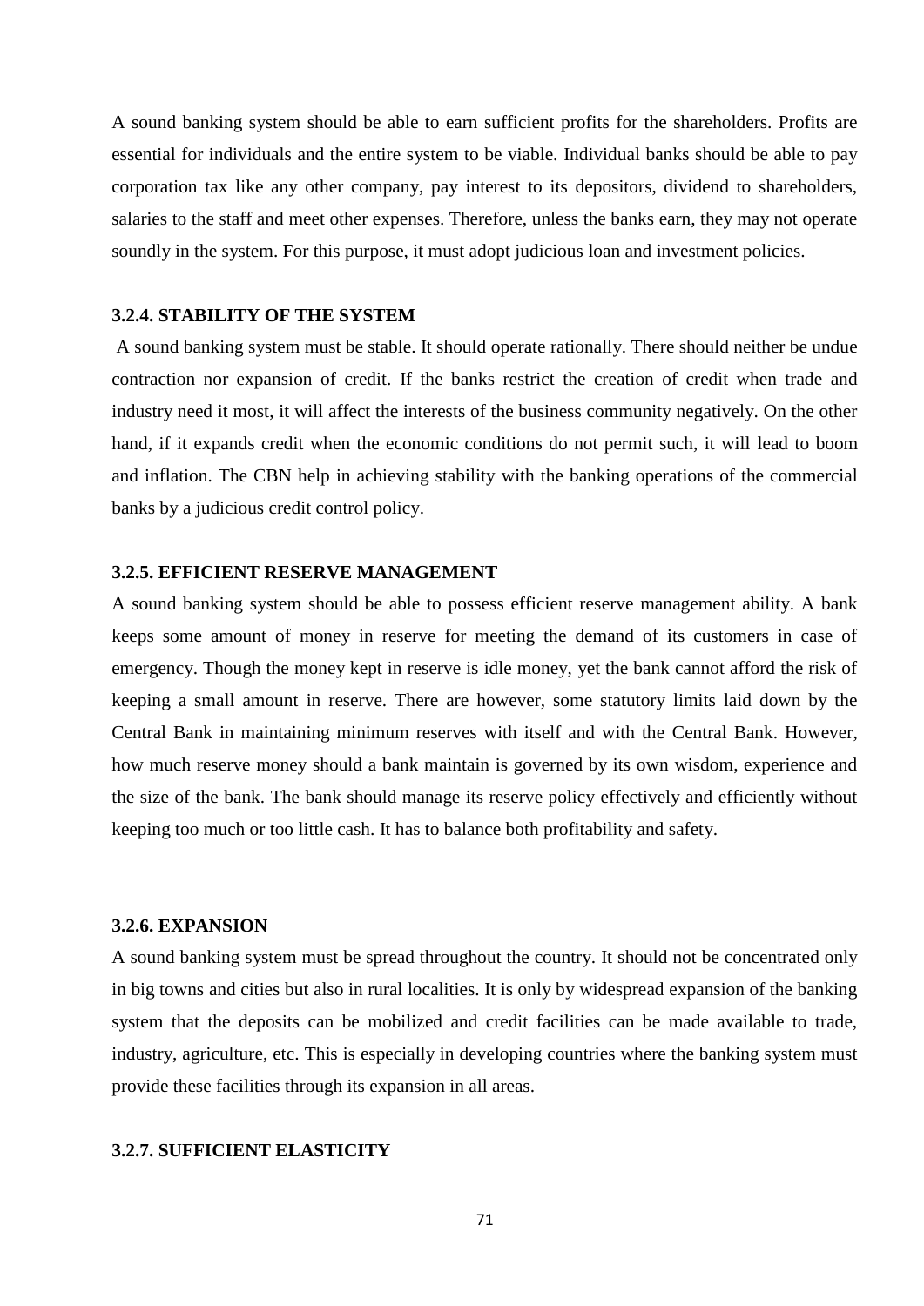A sound banking system should be able to earn sufficient profits for the shareholders. Profits are essential for individuals and the entire system to be viable. Individual banks should be able to pay corporation tax like any other company, pay interest to its depositors, dividend to shareholders, salaries to the staff and meet other expenses. Therefore, unless the banks earn, they may not operate soundly in the system. For this purpose, it must adopt judicious loan and investment policies.

### 3.2.4. STABILITY OF THE SYSTEM

A sound banking system must be stable. It should operate rationally. There should neither be undue contraction nor expansion of credit. If the banks restrict the creation of credit when trade and industry need it most, it will affect the interests of the business community negatively. On the other hand, if it expands credit when the economic conditions do not permit such, it will lead to boom and inflation. The CBN help in achieving stability with the banking operations of the commercial banks by a judicious credit control policy.

### 3.2.5. EFFICIENT RESERVE MANAGEMENT

A sound banking system should be able to possess efficient reserve management ability. A bank keeps some amount of money in reserve for meeting the demand of its customers in case of emergency. Though the money kept in reserve is idle money, yet the bank cannot afford the risk of keeping a small amount in reserve. There are however, some statutory limits laid down by the Central Bank in maintaining minimum reserves with itself and with the Central Bank. However, how much reserve money should a bank maintain is governed by its own wisdom, experience and the size of the bank. The bank should manage its reserve policy effectively and efficiently without keeping too much or too little cash. It has to balance both profitability and safety.

### 3.2.6. EXPANSION

A sound banking system must be spread throughout the country. It should not be concentrated only in big towns and cities but also in rural localities. It is only by widespread expansion of the banking system that the deposits can be mobilized and credit facilities can be made available to trade, industry, agriculture, etc. This is especially in developing countries where the banking system must provide these facilities through its expansion in all areas.

### 3.2.7. SUFFICIENT ELASTICITY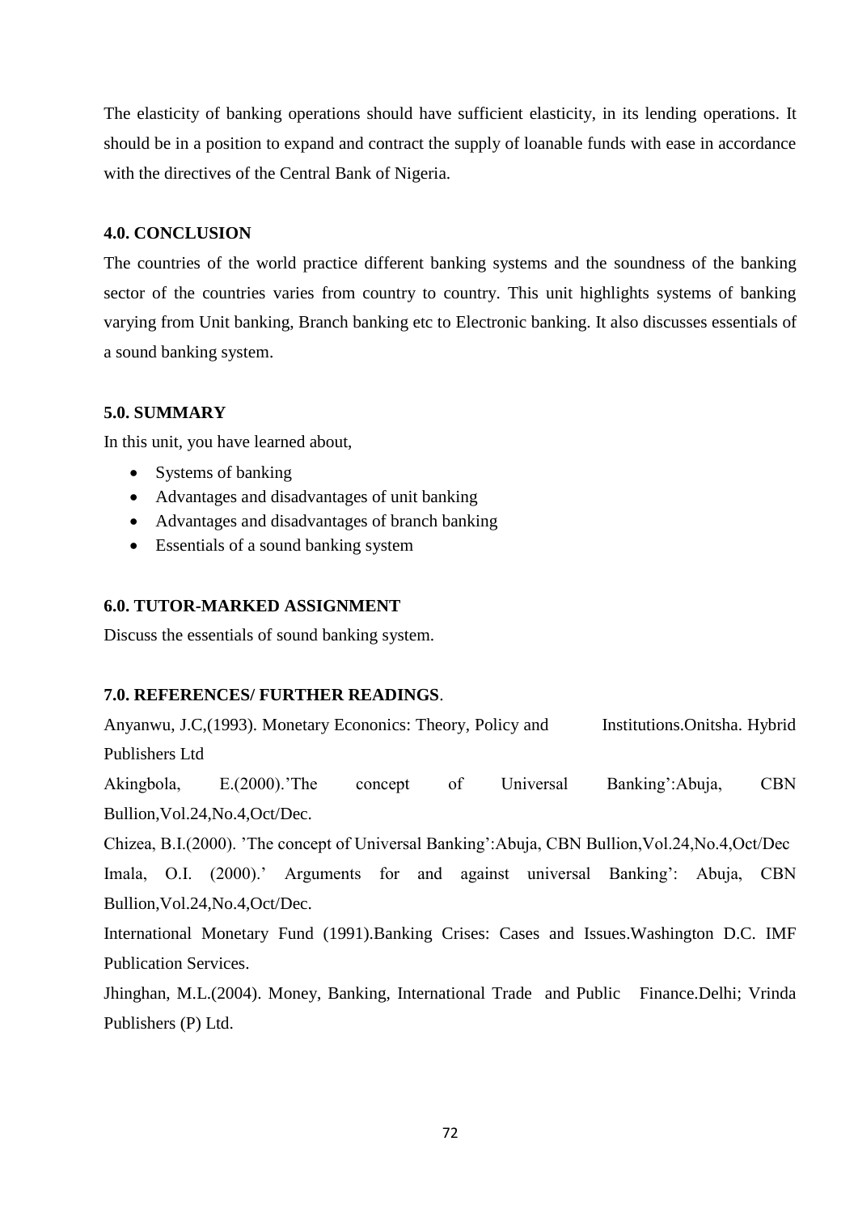The elasticity of banking operations should have sufficient elasticity, in its lending operations. It should be in a position to expand and contract the supply of loanable funds with ease in accordance with the directives of the Central Bank of Nigeria.

## 4.0. CONCLUSION

The countries of the world practice different banking systems and the soundness of the banking sector of the countries varies from country to country. This unit highlights systems of banking varying from Unit banking, Branch banking etc to Electronic banking. It also discusses essentials of a sound banking system.

## 5.0. SUMMARY

In this unit, you have learned about,

- Systems of banking
- Advantages and disadvantages of unit banking
- Advantages and disadvantages of branch banking
- Essentials of a sound banking system

## 6.0. TUTOR-MARKED ASSIGNMENT

Discuss the essentials of sound banking system.

## 7.0. REFERENCES/ FURTHER READINGS.

Anyanwu, J.C,(1993). Monetary Econonics: Theory, Policy and Institutions.Onitsha. Hybrid Publishers Ltd

Akingbola, E.(2000).'The concept of Universal Banking':Abuja, CBN Bullion,Vol.24,No.4,Oct/Dec.

Chizea, B.I.(2000). 'The concept of Universal Banking':Abuja, CBN Bullion,Vol.24,No.4,Oct/Dec

Imala, O.I. (2000).' Arguments for and against universal Banking': Abuja, CBN Bullion,Vol.24,No.4,Oct/Dec.

International Monetary Fund (1991).Banking Crises: Cases and Issues.Washington D.C. IMF Publication Services.

Jhinghan, M.L.(2004). Money, Banking, International Trade and Public Finance.Delhi; Vrinda Publishers (P) Ltd.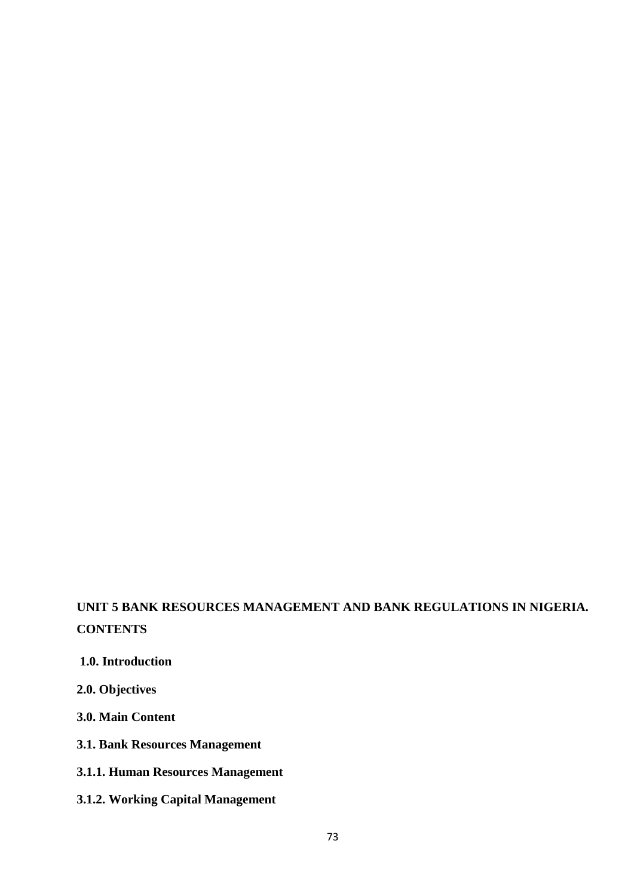**UNIT 5 BANK RESOURCES MANAGEMENT AND BANK REGULATIONS IN NIGERIA.**

**CONTENTS**

**1.0. Introduction**

**2.0. Objectives**

**3.0. Main Content**

**3.1. Bank Resources Management**

**3.1.1. Human Resources Management**

**3.1.2. Working Capital Management**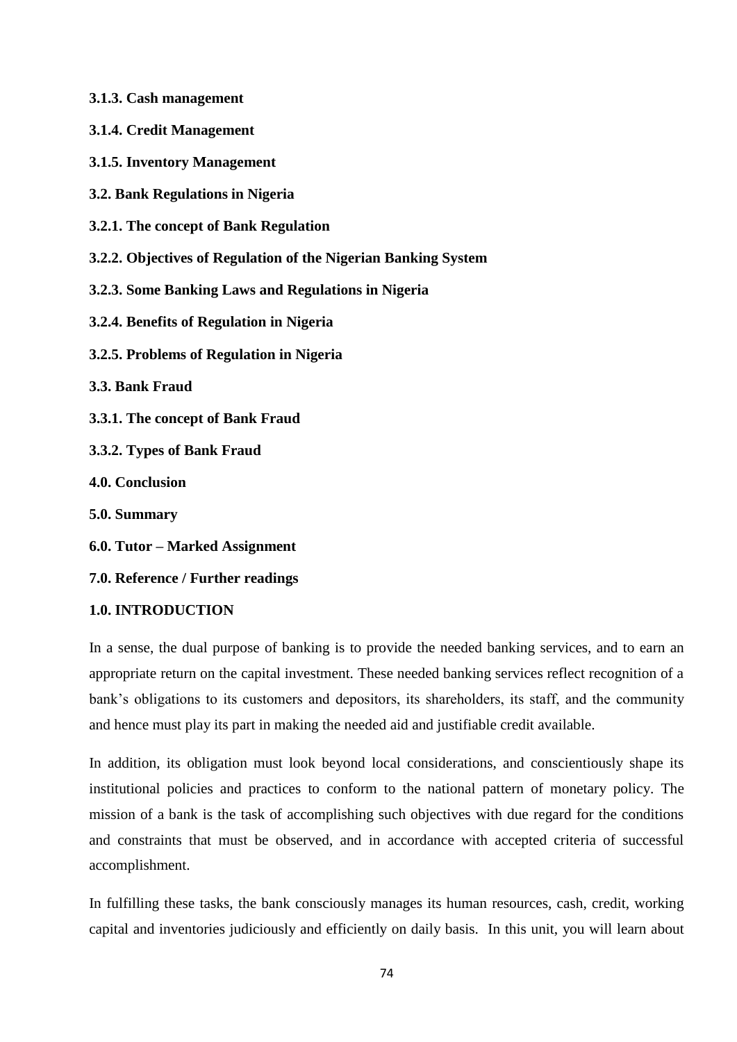**3.1.3. Cash management**

**3.1.4. Credit Management**

**3.1.5. Inventory Management**

**3.2. Bank Regulations in Nigeria**

**3.2.1. The concept of Bank Regulation**

**3.2.2. Objectives of Regulation of the Nigerian Banking System**

**3.2.3. Some Banking Laws and Regulations in Nigeria**

**3.2.4. Benefits of Regulation in Nigeria**

**3.2.5. Problems of Regulation in Nigeria**

**3.3. Bank Fraud**

**3.3.1. The concept of Bank Fraud**

**3.3.2. Types of Bank Fraud**

**4.0. Conclusion**

**5.0. Summary**

**6.0. Tutor – Marked Assignment**

**7.0. Reference / Further readings**

## 1.0. INTRODUCTION

In a sense, the dual purpose of banking is to provide the needed banking services, and to earn an appropriate return on the capital investment. These needed banking services reflect recognition of a bank's obligations to its customers and depositors, its shareholders, its staff, and the community and hence must play its part in making the needed aid and justifiable credit available.

In addition, its obligation must look beyond local considerations, and conscientiously shape its institutional policies and practices to conform to the national pattern of monetary policy. The mission of a bank is the task of accomplishing such objectives with due regard for the conditions and constraints that must be observed, and in accordance with accepted criteria of successful accomplishment.

In fulfilling these tasks, the bank consciously manages its human resources, cash, credit, working capital and inventories judiciously and efficiently on daily basis. In this unit, you will learn about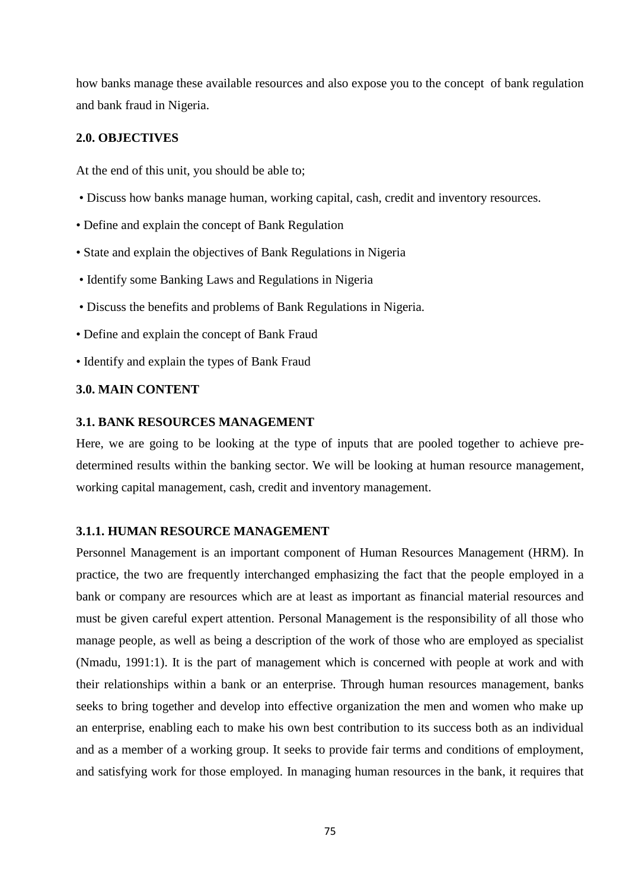how banks manage these available resources and also expose you to the concept of bank regulation and bank fraud in Nigeria.

## 2.0. OBJECTIVES

At the end of this unit, you should be able to;

- Discuss how banks manage human, working capital, cash, credit and inventory resources.
- Define and explain the concept of Bank Regulation
- State and explain the objectives of Bank Regulations in Nigeria
- Identify some Banking Laws and Regulations in Nigeria
- Discuss the benefits and problems of Bank Regulations in Nigeria.
- Define and explain the concept of Bank Fraud
- Identify and explain the types of Bank Fraud

## 3.0. MAIN CONTENT

### 3.1. BANK RESOURCES MANAGEMENT

Here, we are going to be looking at the type of inputs that are pooled together to achieve pre-determined results within the banking sector. We will be looking at human resource management, working capital management, cash, credit and inventory management.

#### 3.1.1. HUMAN RESOURCE MANAGEMENT

Personnel Management is an important component of Human Resources Management (HRM). In practice, the two are frequently interchanged emphasizing the fact that the people employed in a bank or company are resources which are at least as important as financial material resources and must be given careful expert attention. Personal Management is the responsibility of all those who manage people, as well as being a description of the work of those who are employed as specialist (Nmadu, 1991:1). It is the part of management which is concerned with people at work and with their relationships within a bank or an enterprise. Through human resources management, banks seeks to bring together and develop into effective organization the men and women who make up an enterprise, enabling each to make his own best contribution to its success both as an individual and as a member of a working group. It seeks to provide fair terms and conditions of employment, and satisfying work for those employed. In managing human resources in the bank, it requires that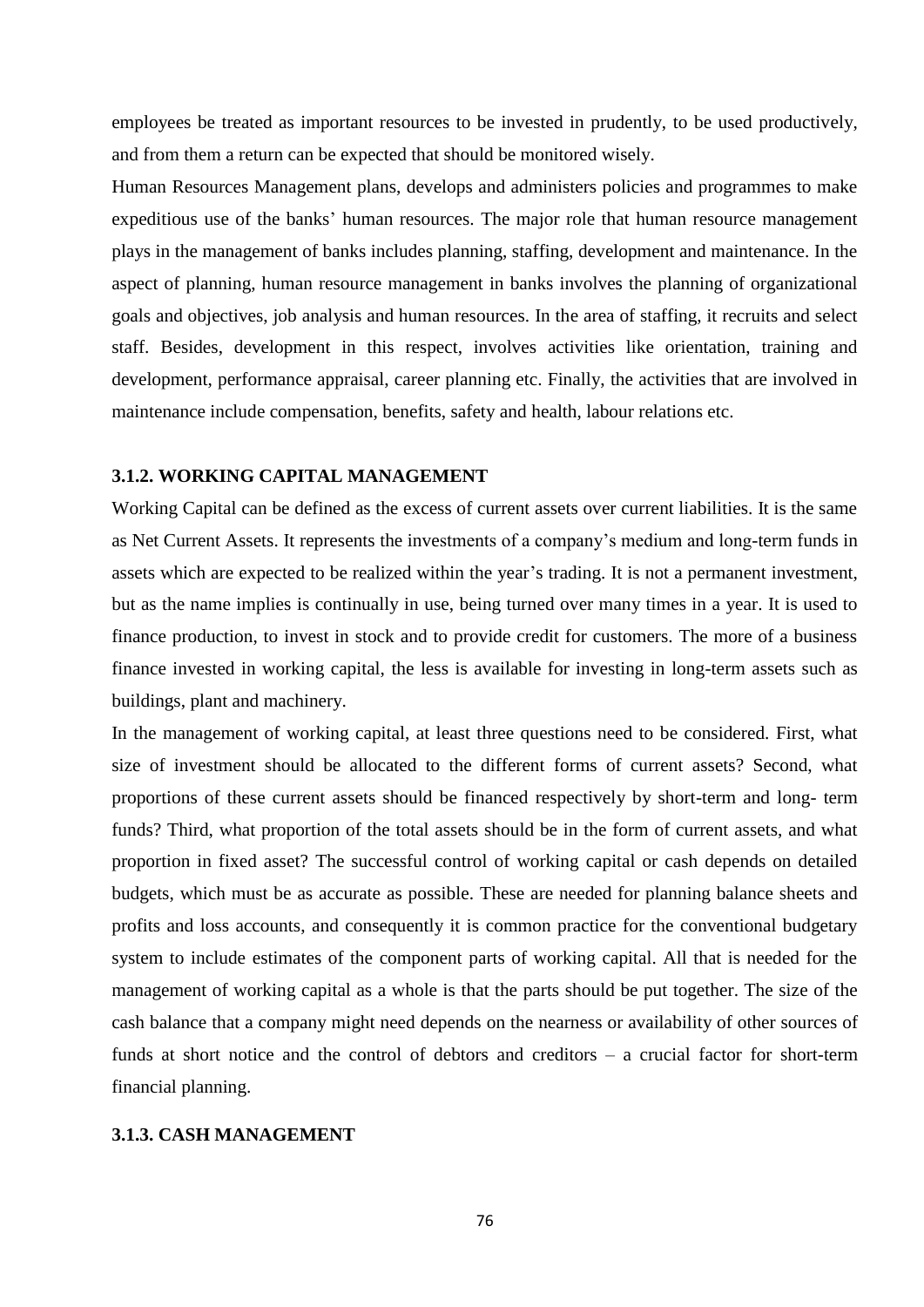employees be treated as important resources to be invested in prudently, to be used productively, and from them a return can be expected that should be monitored wisely.

Human Resources Management plans, develops and administers policies and programmes to make expeditious use of the banks' human resources. The major role that human resource management plays in the management of banks includes planning, staffing, development and maintenance. In the aspect of planning, human resource management in banks involves the planning of organizational goals and objectives, job analysis and human resources. In the area of staffing, it recruits and select staff. Besides, development in this respect, involves activities like orientation, training and development, performance appraisal, career planning etc. Finally, the activities that are involved in maintenance include compensation, benefits, safety and health, labour relations etc.

### 3.1.2. WORKING CAPITAL MANAGEMENT

Working Capital can be defined as the excess of current assets over current liabilities. It is the same as Net Current Assets. It represents the investments of a company's medium and long-term funds in assets which are expected to be realized within the year's trading. It is not a permanent investment, but as the name implies is continually in use, being turned over many times in a year. It is used to finance production, to invest in stock and to provide credit for customers. The more of a business finance invested in working capital, the less is available for investing in long-term assets such as buildings, plant and machinery.

In the management of working capital, at least three questions need to be considered. First, what size of investment should be allocated to the different forms of current assets? Second, what proportions of these current assets should be financed respectively by short-term and long- term funds? Third, what proportion of the total assets should be in the form of current assets, and what proportion in fixed asset? The successful control of working capital or cash depends on detailed budgets, which must be as accurate as possible. These are needed for planning balance sheets and profits and loss accounts, and consequently it is common practice for the conventional budgetary system to include estimates of the component parts of working capital. All that is needed for the management of working capital as a whole is that the parts should be put together. The size of the cash balance that a company might need depends on the nearness or availability of other sources of funds at short notice and the control of debtors and creditors – a crucial factor for short-term financial planning.

### 3.1.3. CASH MANAGEMENT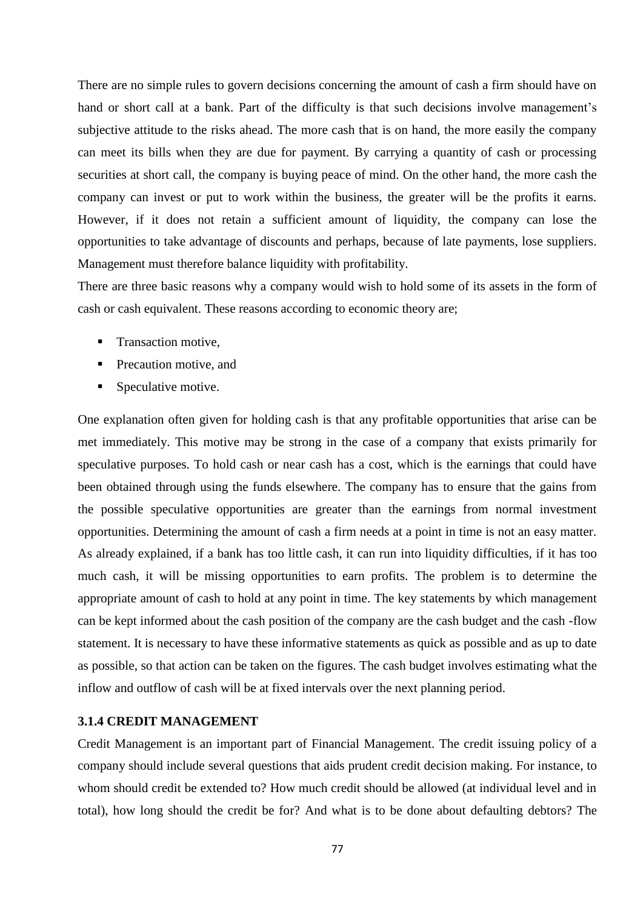There are no simple rules to govern decisions concerning the amount of cash a firm should have on hand or short call at a bank. Part of the difficulty is that such decisions involve management's subjective attitude to the risks ahead. The more cash that is on hand, the more easily the company can meet its bills when they are due for payment. By carrying a quantity of cash or processing securities at short call, the company is buying peace of mind. On the other hand, the more cash the company can invest or put to work within the business, the greater will be the profits it earns. However, if it does not retain a sufficient amount of liquidity, the company can lose the opportunities to take advantage of discounts and perhaps, because of late payments, lose suppliers. Management must therefore balance liquidity with profitability.

There are three basic reasons why a company would wish to hold some of its assets in the form of cash or cash equivalent. These reasons according to economic theory are;

- Transaction motive,
- Precaution motive, and
- Speculative motive.

One explanation often given for holding cash is that any profitable opportunities that arise can be met immediately. This motive may be strong in the case of a company that exists primarily for speculative purposes. To hold cash or near cash has a cost, which is the earnings that could have been obtained through using the funds elsewhere. The company has to ensure that the gains from the possible speculative opportunities are greater than the earnings from normal investment opportunities. Determining the amount of cash a firm needs at a point in time is not an easy matter. As already explained, if a bank has too little cash, it can run into liquidity difficulties, if it has too much cash, it will be missing opportunities to earn profits. The problem is to determine the appropriate amount of cash to hold at any point in time. The key statements by which management can be kept informed about the cash position of the company are the cash budget and the cash -flow statement. It is necessary to have these informative statements as quick as possible and as up to date as possible, so that action can be taken on the figures. The cash budget involves estimating what the inflow and outflow of cash will be at fixed intervals over the next planning period.

### 3.1.4 CREDIT MANAGEMENT

Credit Management is an important part of Financial Management. The credit issuing policy of a company should include several questions that aids prudent credit decision making. For instance, to whom should credit be extended to? How much credit should be allowed (at individual level and in total), how long should the credit be for? And what is to be done about defaulting debtors? The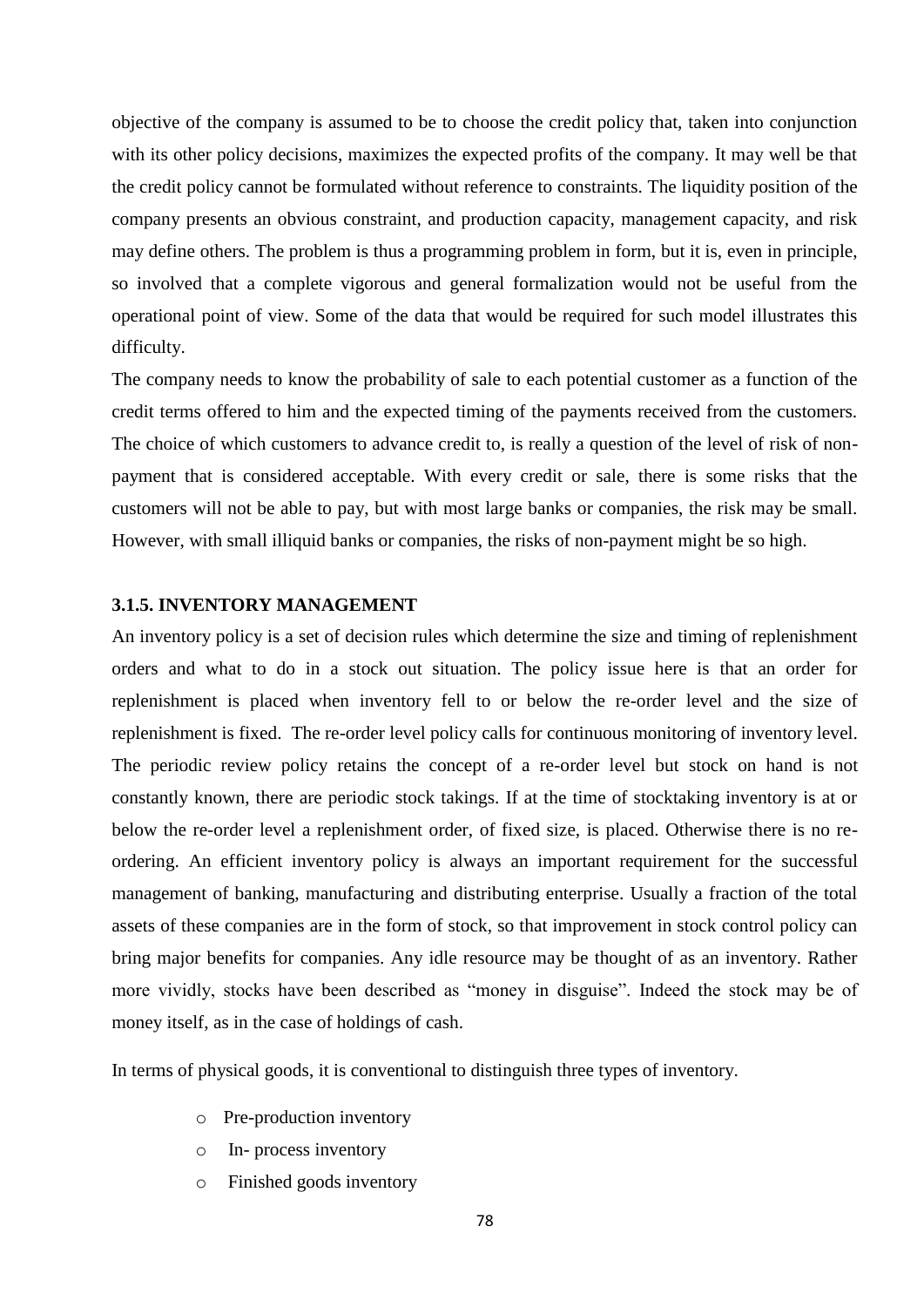objective of the company is assumed to be to choose the credit policy that, taken into conjunction with its other policy decisions, maximizes the expected profits of the company. It may well be that the credit policy cannot be formulated without reference to constraints. The liquidity position of the company presents an obvious constraint, and production capacity, management capacity, and risk may define others. The problem is thus a programming problem in form, but it is, even in principle, so involved that a complete vigorous and general formalization would not be useful from the operational point of view. Some of the data that would be required for such model illustrates this difficulty.

The company needs to know the probability of sale to each potential customer as a function of the credit terms offered to him and the expected timing of the payments received from the customers. The choice of which customers to advance credit to, is really a question of the level of risk of non-payment that is considered acceptable. With every credit or sale, there is some risks that the customers will not be able to pay, but with most large banks or companies, the risk may be small. However, with small illiquid banks or companies, the risks of non-payment might be so high.

### 3.1.5. INVENTORY MANAGEMENT

An inventory policy is a set of decision rules which determine the size and timing of replenishment orders and what to do in a stock out situation. The policy issue here is that an order for replenishment is placed when inventory fell to or below the re-order level and the size of replenishment is fixed. The re-order level policy calls for continuous monitoring of inventory level. The periodic review policy retains the concept of a re-order level but stock on hand is not constantly known, there are periodic stock takings. If at the time of stocktaking inventory is at or below the re-order level a replenishment order, of fixed size, is placed. Otherwise there is no re-ordering. An efficient inventory policy is always an important requirement for the successful management of banking, manufacturing and distributing enterprise. Usually a fraction of the total assets of these companies are in the form of stock, so that improvement in stock control policy can bring major benefits for companies. Any idle resource may be thought of as an inventory. Rather more vividly, stocks have been described as "money in disguise". Indeed the stock may be of money itself, as in the case of holdings of cash.

In terms of physical goods, it is conventional to distinguish three types of inventory.

- Pre-production inventory
- In- process inventory
- Finished goods inventory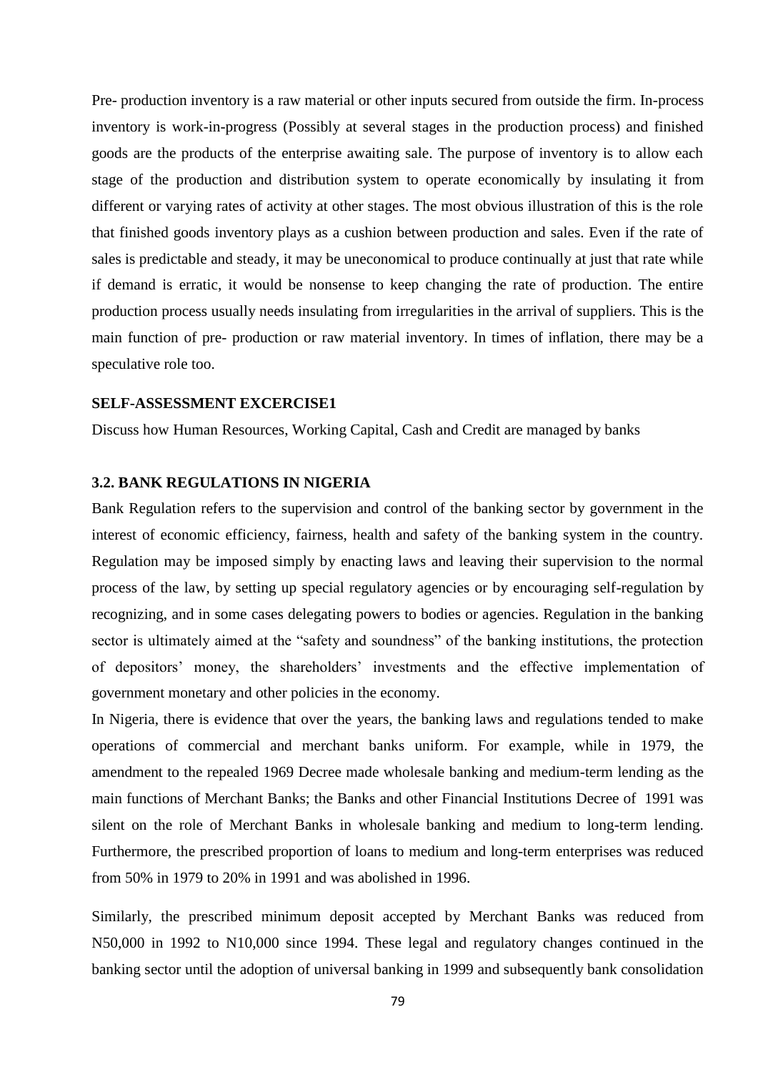Pre- production inventory is a raw material or other inputs secured from outside the firm. In-process inventory is work-in-progress (Possibly at several stages in the production process) and finished goods are the products of the enterprise awaiting sale. The purpose of inventory is to allow each stage of the production and distribution system to operate economically by insulating it from different or varying rates of activity at other stages. The most obvious illustration of this is the role that finished goods inventory plays as a cushion between production and sales. Even if the rate of sales is predictable and steady, it may be uneconomical to produce continually at just that rate while if demand is erratic, it would be nonsense to keep changing the rate of production. The entire production process usually needs insulating from irregularities in the arrival of suppliers. This is the main function of pre- production or raw material inventory. In times of inflation, there may be a speculative role too.

**SELF-ASSESSMENT EXCERCISE1**

Discuss how Human Resources, Working Capital, Cash and Credit are managed by banks

### 3.2. BANK REGULATIONS IN NIGERIA

Bank Regulation refers to the supervision and control of the banking sector by government in the interest of economic efficiency, fairness, health and safety of the banking system in the country. Regulation may be imposed simply by enacting laws and leaving their supervision to the normal process of the law, by setting up special regulatory agencies or by encouraging self-regulation by recognizing, and in some cases delegating powers to bodies or agencies. Regulation in the banking sector is ultimately aimed at the "safety and soundness" of the banking institutions, the protection of depositors' money, the shareholders' investments and the effective implementation of government monetary and other policies in the economy.

In Nigeria, there is evidence that over the years, the banking laws and regulations tended to make operations of commercial and merchant banks uniform. For example, while in 1979, the amendment to the repealed 1969 Decree made wholesale banking and medium-term lending as the main functions of Merchant Banks; the Banks and other Financial Institutions Decree of 1991 was silent on the role of Merchant Banks in wholesale banking and medium to long-term lending. Furthermore, the prescribed proportion of loans to medium and long-term enterprises was reduced from 50% in 1979 to 20% in 1991 and was abolished in 1996.

Similarly, the prescribed minimum deposit accepted by Merchant Banks was reduced from N50,000 in 1992 to N10,000 since 1994. These legal and regulatory changes continued in the banking sector until the adoption of universal banking in 1999 and subsequently bank consolidation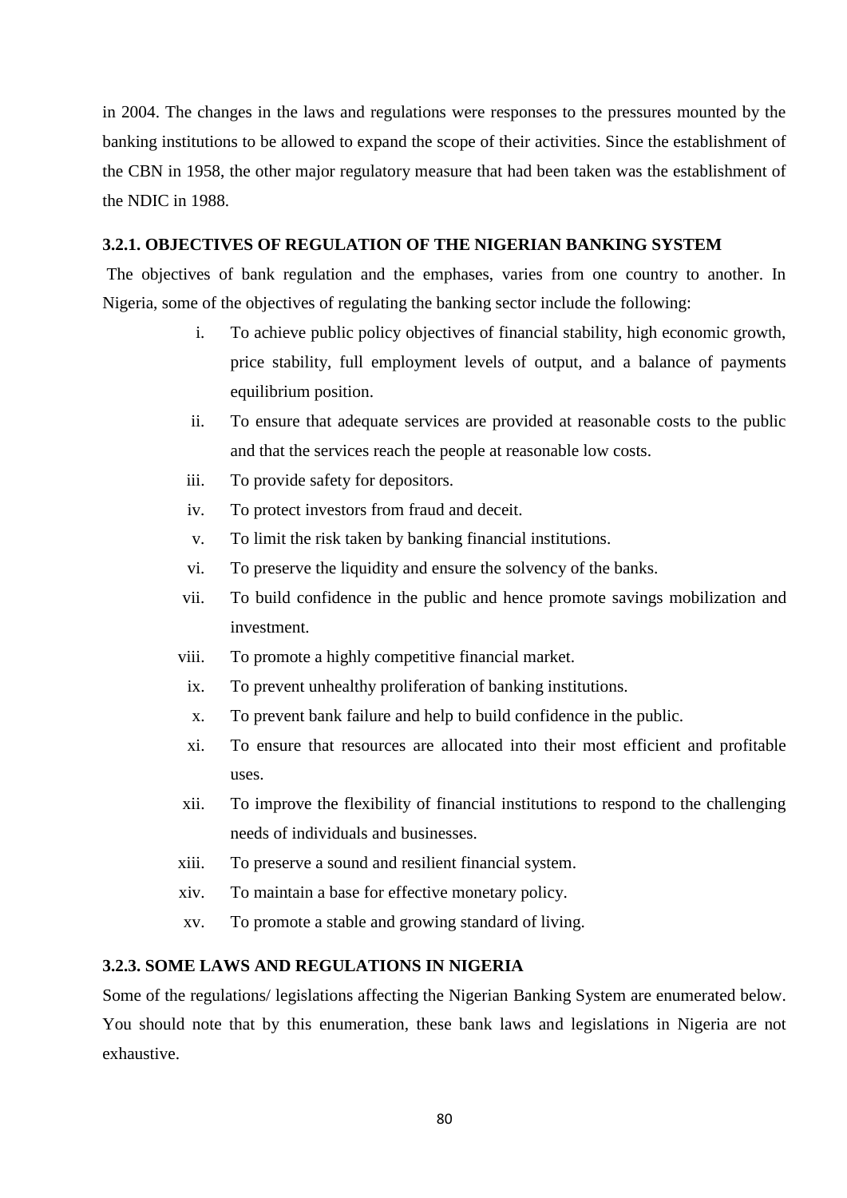in 2004. The changes in the laws and regulations were responses to the pressures mounted by the banking institutions to be allowed to expand the scope of their activities. Since the establishment of the CBN in 1958, the other major regulatory measure that had been taken was the establishment of the NDIC in 1988.

### 3.2.1. OBJECTIVES OF REGULATION OF THE NIGERIAN BANKING SYSTEM

The objectives of bank regulation and the emphases, varies from one country to another. In Nigeria, some of the objectives of regulating the banking sector include the following:

i. To achieve public policy objectives of financial stability, high economic growth, price stability, full employment levels of output, and a balance of payments equilibrium position.
ii. To ensure that adequate services are provided at reasonable costs to the public and that the services reach the people at reasonable low costs.
iii. To provide safety for depositors.
iv. To protect investors from fraud and deceit.
v. To limit the risk taken by banking financial institutions.
vi. To preserve the liquidity and ensure the solvency of the banks.
vii. To build confidence in the public and hence promote savings mobilization and investment.
viii. To promote a highly competitive financial market.
ix. To prevent unhealthy proliferation of banking institutions.
x. To prevent bank failure and help to build confidence in the public.
xi. To ensure that resources are allocated into their most efficient and profitable uses.
xii. To improve the flexibility of financial institutions to respond to the challenging needs of individuals and businesses.
xiii. To preserve a sound and resilient financial system.
xiv. To maintain a base for effective monetary policy.
xv. To promote a stable and growing standard of living.

### 3.2.3. SOME LAWS AND REGULATIONS IN NIGERIA

Some of the regulations/ legislations affecting the Nigerian Banking System are enumerated below. You should note that by this enumeration, these bank laws and legislations in Nigeria are not exhaustive.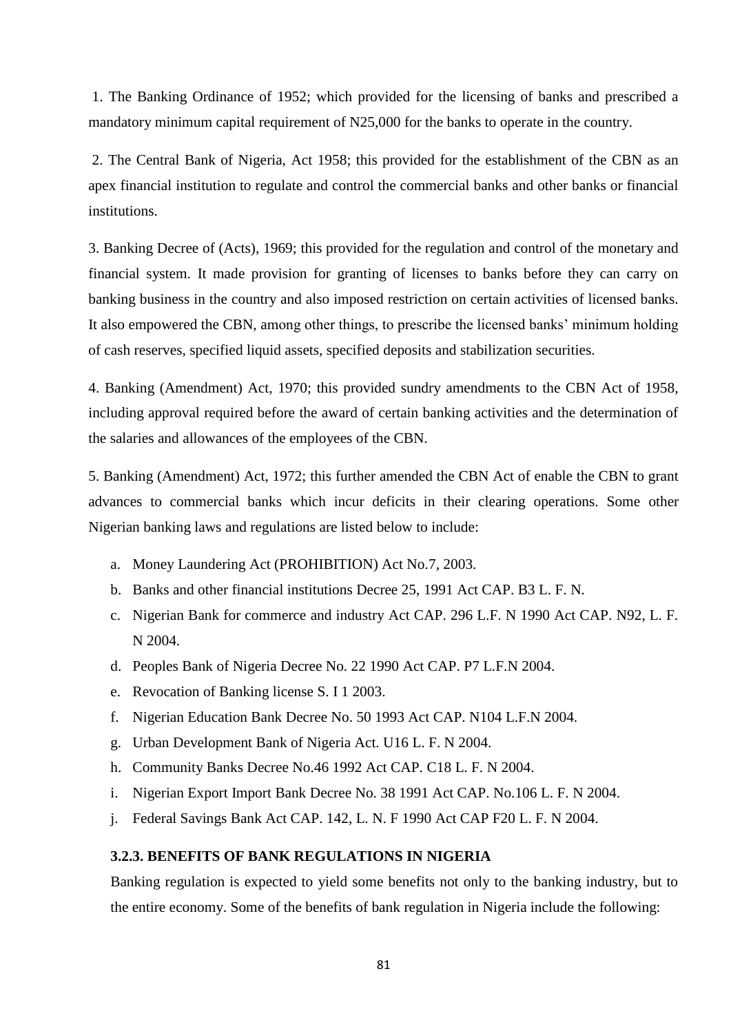1. The Banking Ordinance of 1952; which provided for the licensing of banks and prescribed a mandatory minimum capital requirement of N25,000 for the banks to operate in the country.

2. The Central Bank of Nigeria, Act 1958; this provided for the establishment of the CBN as an apex financial institution to regulate and control the commercial banks and other banks or financial institutions.

3. Banking Decree of (Acts), 1969; this provided for the regulation and control of the monetary and financial system. It made provision for granting of licenses to banks before they can carry on banking business in the country and also imposed restriction on certain activities of licensed banks. It also empowered the CBN, among other things, to prescribe the licensed banks' minimum holding of cash reserves, specified liquid assets, specified deposits and stabilization securities.

4. Banking (Amendment) Act, 1970; this provided sundry amendments to the CBN Act of 1958, including approval required before the award of certain banking activities and the determination of the salaries and allowances of the employees of the CBN.

5. Banking (Amendment) Act, 1972; this further amended the CBN Act of enable the CBN to grant advances to commercial banks which incur deficits in their clearing operations. Some other Nigerian banking laws and regulations are listed below to include:

a. Money Laundering Act (PROHIBITION) Act No.7, 2003.
b. Banks and other financial institutions Decree 25, 1991 Act CAP. B3 L. F. N.
c. Nigerian Bank for commerce and industry Act CAP. 296 L.F. N 1990 Act CAP. N92, L. F. N 2004.
d. Peoples Bank of Nigeria Decree No. 22 1990 Act CAP. P7 L.F.N 2004.
e. Revocation of Banking license S. I 1 2003.
f. Nigerian Education Bank Decree No. 50 1993 Act CAP. N104 L.F.N 2004.
g. Urban Development Bank of Nigeria Act. U16 L. F. N 2004.
h. Community Banks Decree No.46 1992 Act CAP. C18 L. F. N 2004.
i. Nigerian Export Import Bank Decree No. 38 1991 Act CAP. No.106 L. F. N 2004.
j. Federal Savings Bank Act CAP. 142, L. N. F 1990 Act CAP F20 L. F. N 2004.

### 3.2.3. BENEFITS OF BANK REGULATIONS IN NIGERIA

Banking regulation is expected to yield some benefits not only to the banking industry, but to the entire economy. Some of the benefits of bank regulation in Nigeria include the following: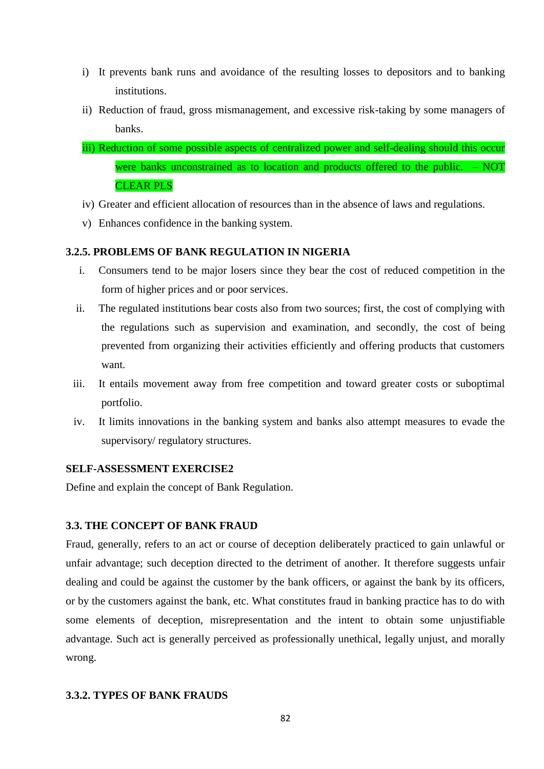i) It prevents bank runs and avoidance of the resulting losses to depositors and to banking institutions.

ii) Reduction of fraud, gross mismanagement, and excessive risk-taking by some managers of banks.

iii) Reduction of some possible aspects of centralized power and self-dealing should this occur were banks unconstrained as to location and products offered to the public. – NOT CLEAR PLS

iv) Greater and efficient allocation of resources than in the absence of laws and regulations.

v) Enhances confidence in the banking system.

### 3.2.5. PROBLEMS OF BANK REGULATION IN NIGERIA

i. Consumers tend to be major losers since they bear the cost of reduced competition in the form of higher prices and or poor services.

ii. The regulated institutions bear costs also from two sources; first, the cost of complying with the regulations such as supervision and examination, and secondly, the cost of being prevented from organizing their activities efficiently and offering products that customers want.

iii. It entails movement away from free competition and toward greater costs or suboptimal portfolio.

iv. It limits innovations in the banking system and banks also attempt measures to evade the supervisory/ regulatory structures.

**SELF-ASSESSMENT EXERCISE2**

Define and explain the concept of Bank Regulation.

### 3.3. THE CONCEPT OF BANK FRAUD

Fraud, generally, refers to an act or course of deception deliberately practiced to gain unlawful or unfair advantage; such deception directed to the detriment of another. It therefore suggests unfair dealing and could be against the customer by the bank officers, or against the bank by its officers, or by the customers against the bank, etc. What constitutes fraud in banking practice has to do with some elements of deception, misrepresentation and the intent to obtain some unjustifiable advantage. Such act is generally perceived as professionally unethical, legally unjust, and morally wrong.

### 3.3.2. TYPES OF BANK FRAUDS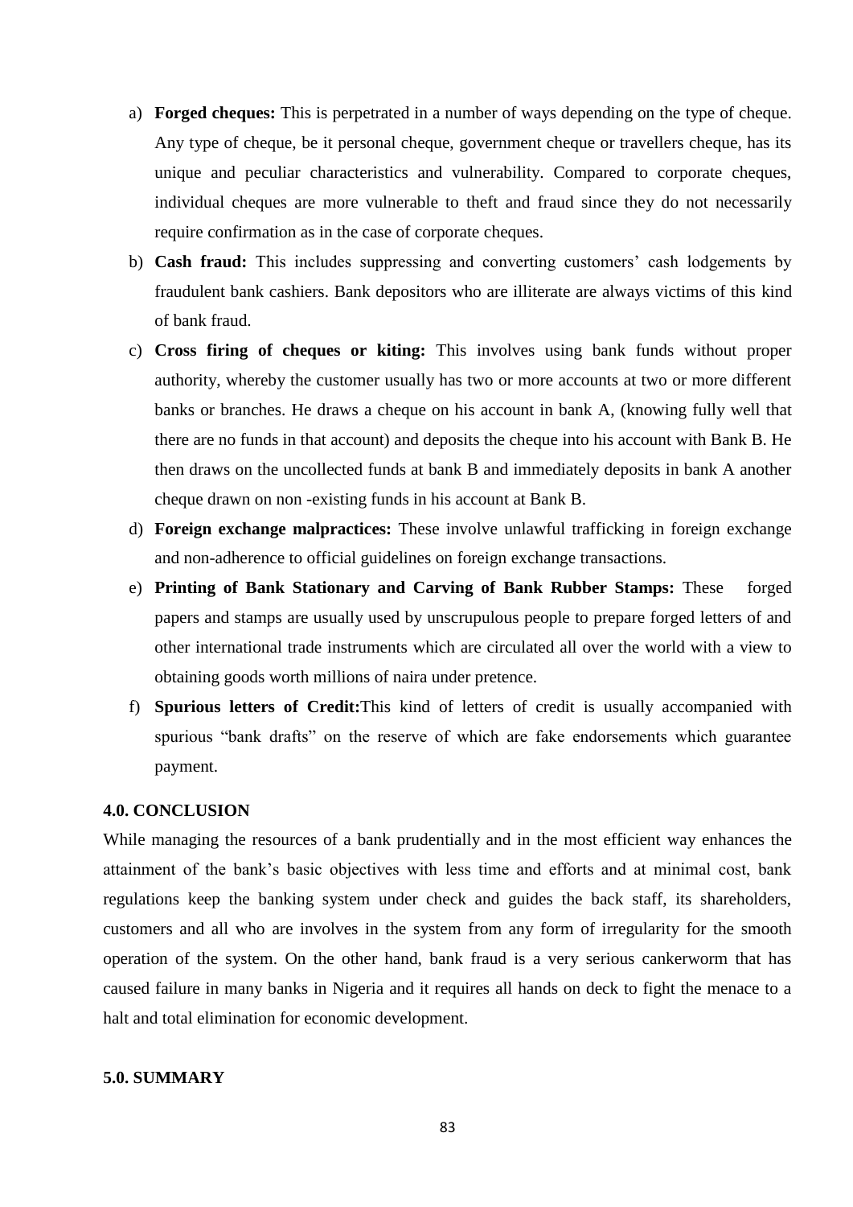a) **Forged cheques:** This is perpetrated in a number of ways depending on the type of cheque. Any type of cheque, be it personal cheque, government cheque or travellers cheque, has its unique and peculiar characteristics and vulnerability. Compared to corporate cheques, individual cheques are more vulnerable to theft and fraud since they do not necessarily require confirmation as in the case of corporate cheques.

b) **Cash fraud:** This includes suppressing and converting customers' cash lodgements by fraudulent bank cashiers. Bank depositors who are illiterate are always victims of this kind of bank fraud.

c) **Cross firing of cheques or kiting:** This involves using bank funds without proper authority, whereby the customer usually has two or more accounts at two or more different banks or branches. He draws a cheque on his account in bank A, (knowing fully well that there are no funds in that account) and deposits the cheque into his account with Bank B. He then draws on the uncollected funds at bank B and immediately deposits in bank A another cheque drawn on non -existing funds in his account at Bank B.

d) **Foreign exchange malpractices:** These involve unlawful trafficking in foreign exchange and non-adherence to official guidelines on foreign exchange transactions.

e) **Printing of Bank Stationary and Carving of Bank Rubber Stamps:** These forged papers and stamps are usually used by unscrupulous people to prepare forged letters of and other international trade instruments which are circulated all over the world with a view to obtaining goods worth millions of naira under pretence.

f) **Spurious letters of Credit:**This kind of letters of credit is usually accompanied with spurious "bank drafts" on the reserve of which are fake endorsements which guarantee payment.

**4.0. CONCLUSION**

While managing the resources of a bank prudentially and in the most efficient way enhances the attainment of the bank's basic objectives with less time and efforts and at minimal cost, bank regulations keep the banking system under check and guides the back staff, its shareholders, customers and all who are involves in the system from any form of irregularity for the smooth operation of the system. On the other hand, bank fraud is a very serious cankerworm that has caused failure in many banks in Nigeria and it requires all hands on deck to fight the menace to a halt and total elimination for economic development.

**5.0. SUMMARY**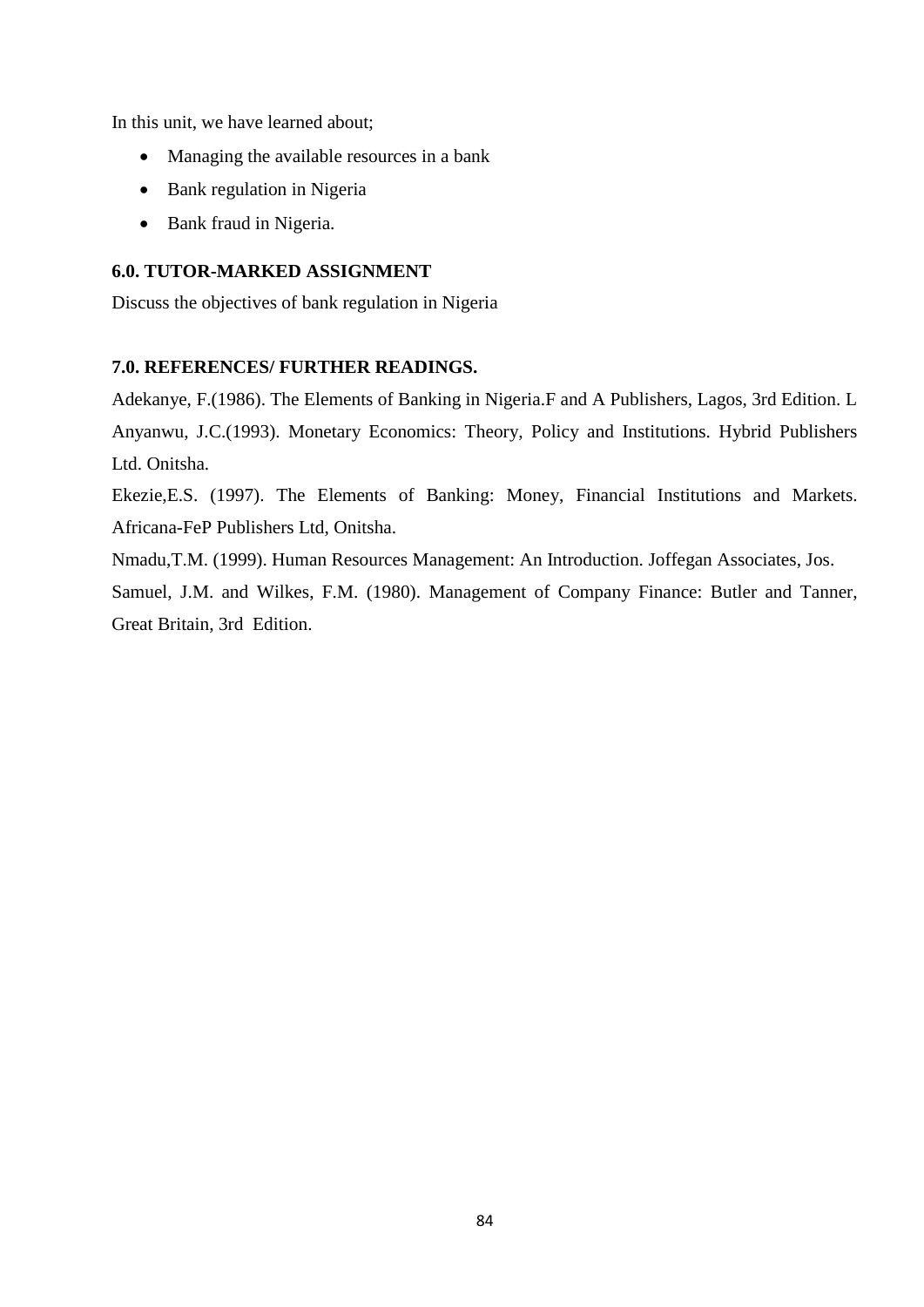In this unit, we have learned about;

- Managing the available resources in a bank
- Bank regulation in Nigeria
- Bank fraud in Nigeria.

### 6.0. TUTOR-MARKED ASSIGNMENT

Discuss the objectives of bank regulation in Nigeria

### 7.0. REFERENCES/ FURTHER READINGS.

Adekanye, F.(1986). The Elements of Banking in Nigeria.F and A Publishers, Lagos, 3rd Edition. L

Anyanwu, J.C.(1993). Monetary Economics: Theory, Policy and Institutions. Hybrid Publishers Ltd. Onitsha.

Ekezie,E.S. (1997). The Elements of Banking: Money, Financial Institutions and Markets. Africana-FeP Publishers Ltd, Onitsha.

Nmadu,T.M. (1999). Human Resources Management: An Introduction. Joffegan Associates, Jos.

Samuel, J.M. and Wilkes, F.M. (1980). Management of Company Finance: Butler and Tanner, Great Britain, 3rd Edition.